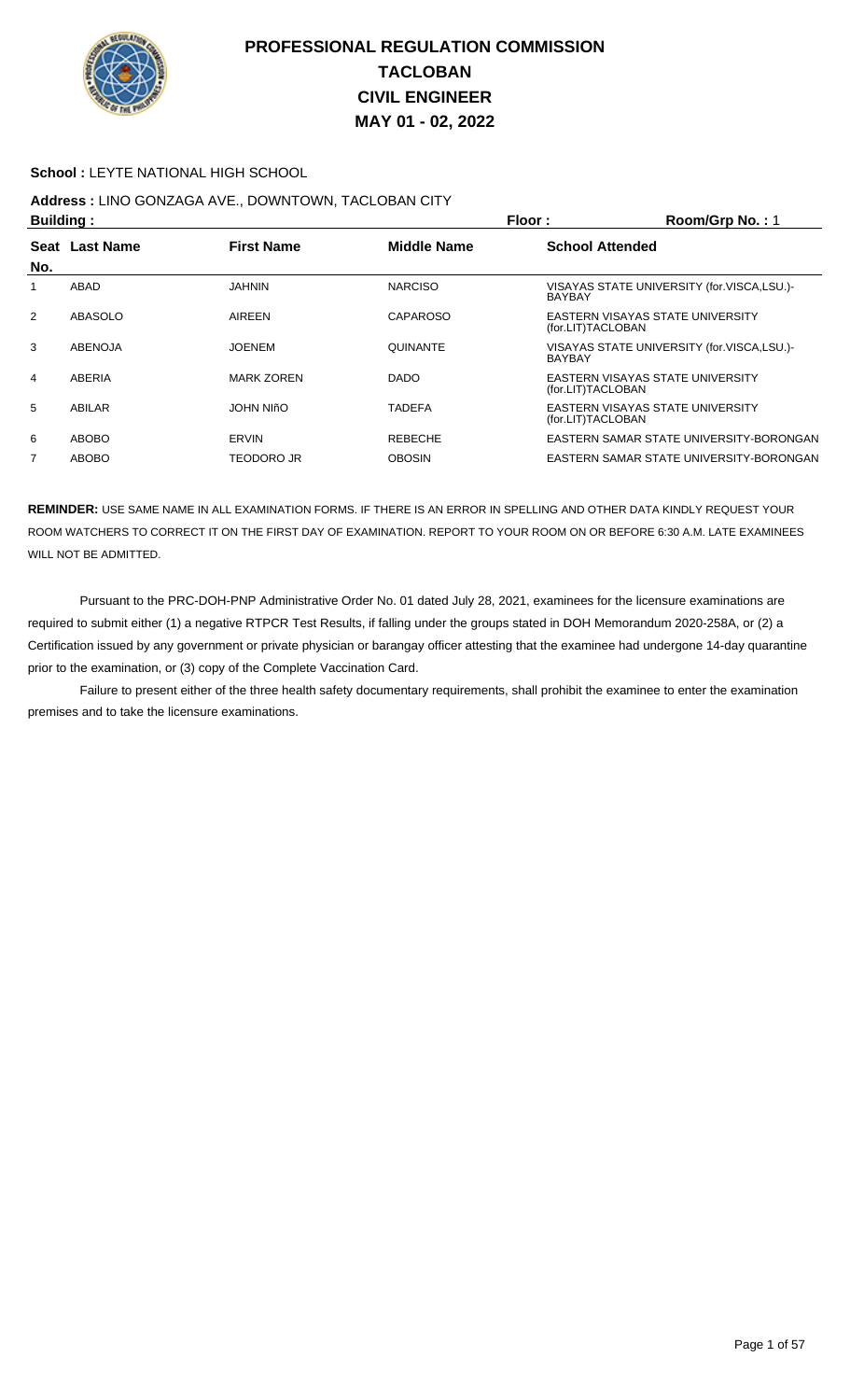# PROFESSIONAL REGULATION COMMISSION
# TACLOBAN
# CIVIL ENGINEER
# MAY 01 - 02, 2022

**School :** LEYTE NATIONAL HIGH SCHOOL

**Address :** LINO GONZAGA AVE., DOWNTOWN, TACLOBAN CITY

**Building :** **Floor :** **Room/Grp No. :** 1

| Seat No. | Last Name | First Name | Middle Name | School Attended |
|---|---|---|---|---|
| 1 | ABAD | JAHNIN | NARCISO | VISAYAS STATE UNIVERSITY (for.VISCA,LSU.)-BAYBAY |
| 2 | ABASOLO | AIREEN | CAPAROSO | EASTERN VISAYAS STATE UNIVERSITY (for.LIT)TACLOBAN |
| 3 | ABENOJA | JOENEM | QUINANTE | VISAYAS STATE UNIVERSITY (for.VISCA,LSU.)-BAYBAY |
| 4 | ABERIA | MARK ZOREN | DADO | EASTERN VISAYAS STATE UNIVERSITY (for.LIT)TACLOBAN |
| 5 | ABILAR | JOHN NIñO | TADEFA | EASTERN VISAYAS STATE UNIVERSITY (for.LIT)TACLOBAN |
| 6 | ABOBO | ERVIN | REBECHE | EASTERN SAMAR STATE UNIVERSITY-BORONGAN |
| 7 | ABOBO | TEODORO JR | OBOSIN | EASTERN SAMAR STATE UNIVERSITY-BORONGAN |

**REMINDER:** USE SAME NAME IN ALL EXAMINATION FORMS. IF THERE IS AN ERROR IN SPELLING AND OTHER DATA KINDLY REQUEST YOUR ROOM WATCHERS TO CORRECT IT ON THE FIRST DAY OF EXAMINATION. REPORT TO YOUR ROOM ON OR BEFORE 6:30 A.M. LATE EXAMINEES WILL NOT BE ADMITTED.

Pursuant to the PRC-DOH-PNP Administrative Order No. 01 dated July 28, 2021, examinees for the licensure examinations are required to submit either (1) a negative RTPCR Test Results, if falling under the groups stated in DOH Memorandum 2020-258A, or (2) a Certification issued by any government or private physician or barangay officer attesting that the examinee had undergone 14-day quarantine prior to the examination, or (3) copy of the Complete Vaccination Card.

Failure to present either of the three health safety documentary requirements, shall prohibit the examinee to enter the examination premises and to take the licensure examinations.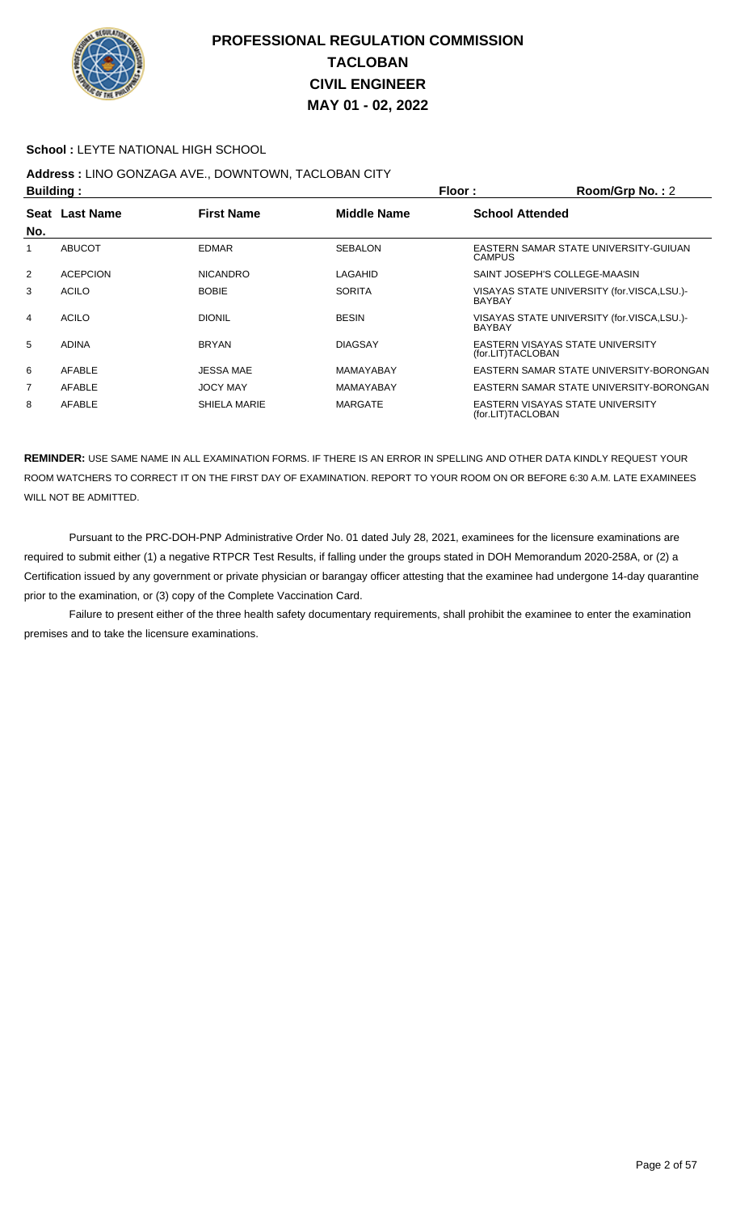# PROFESSIONAL REGULATION COMMISSION
# TACLOBAN
# CIVIL ENGINEER
# MAY 01 - 02, 2022

**School :** LEYTE NATIONAL HIGH SCHOOL

**Address :** LINO GONZAGA AVE., DOWNTOWN, TACLOBAN CITY

**Building :** **Floor :** **Room/Grp No. :** 2

| Seat No. | Last Name | First Name | Middle Name | School Attended |
|---|---|---|---|---|
| 1 | ABUCOT | EDMAR | SEBALON | EASTERN SAMAR STATE UNIVERSITY-GUIUAN CAMPUS |
| 2 | ACEPCION | NICANDRO | LAGAHID | SAINT JOSEPH'S COLLEGE-MAASIN |
| 3 | ACILO | BOBIE | SORITA | VISAYAS STATE UNIVERSITY (for.VISCA,LSU.)-BAYBAY |
| 4 | ACILO | DIONIL | BESIN | VISAYAS STATE UNIVERSITY (for.VISCA,LSU.)-BAYBAY |
| 5 | ADINA | BRYAN | DIAGSAY | EASTERN VISAYAS STATE UNIVERSITY (for.LIT)TACLOBAN |
| 6 | AFABLE | JESSA MAE | MAMAYABAY | EASTERN SAMAR STATE UNIVERSITY-BORONGAN |
| 7 | AFABLE | JOCY MAY | MAMAYABAY | EASTERN SAMAR STATE UNIVERSITY-BORONGAN |
| 8 | AFABLE | SHIELA MARIE | MARGATE | EASTERN VISAYAS STATE UNIVERSITY (for.LIT)TACLOBAN |

**REMINDER:** USE SAME NAME IN ALL EXAMINATION FORMS. IF THERE IS AN ERROR IN SPELLING AND OTHER DATA KINDLY REQUEST YOUR ROOM WATCHERS TO CORRECT IT ON THE FIRST DAY OF EXAMINATION. REPORT TO YOUR ROOM ON OR BEFORE 6:30 A.M. LATE EXAMINEES WILL NOT BE ADMITTED.

Pursuant to the PRC-DOH-PNP Administrative Order No. 01 dated July 28, 2021, examinees for the licensure examinations are required to submit either (1) a negative RTPCR Test Results, if falling under the groups stated in DOH Memorandum 2020-258A, or (2) a Certification issued by any government or private physician or barangay officer attesting that the examinee had undergone 14-day quarantine prior to the examination, or (3) copy of the Complete Vaccination Card.

Failure to present either of the three health safety documentary requirements, shall prohibit the examinee to enter the examination premises and to take the licensure examinations.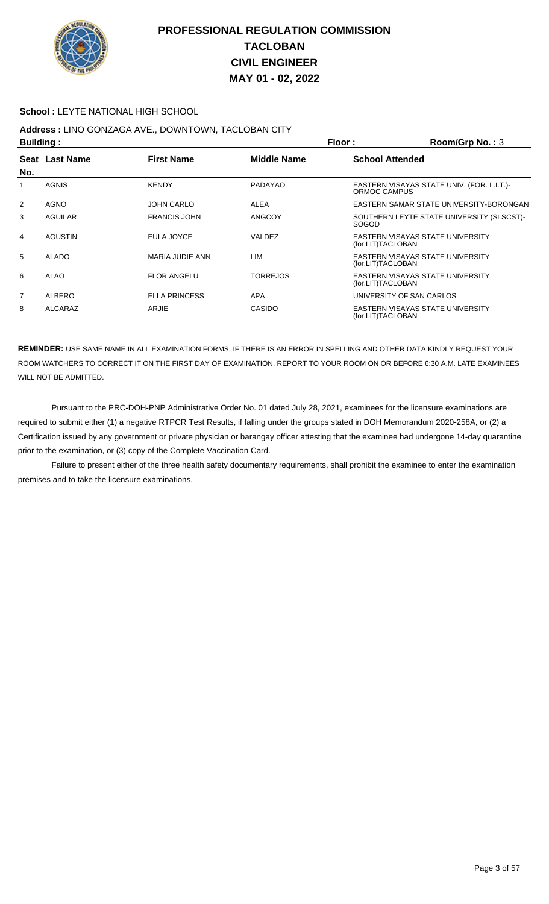# PROFESSIONAL REGULATION COMMISSION
## TACLOBAN
## CIVIL ENGINEER
## MAY 01 - 02, 2022

**School :** LEYTE NATIONAL HIGH SCHOOL

**Address :** LINO GONZAGA AVE., DOWNTOWN, TACLOBAN CITY

**Building :** **Floor :** **Room/Grp No. :** 3

| Seat No. | Last Name | First Name | Middle Name | School Attended |
|---|---|---|---|---|
| 1 | AGNIS | KENDY | PADAYAO | EASTERN VISAYAS STATE UNIV. (FOR. L.I.T.)-ORMOC CAMPUS |
| 2 | AGNO | JOHN CARLO | ALEA | EASTERN SAMAR STATE UNIVERSITY-BORONGAN |
| 3 | AGUILAR | FRANCIS JOHN | ANGCOY | SOUTHERN LEYTE STATE UNIVERSITY (SLSCST)-SOGOD |
| 4 | AGUSTIN | EULA JOYCE | VALDEZ | EASTERN VISAYAS STATE UNIVERSITY (for.LIT)TACLOBAN |
| 5 | ALADO | MARIA JUDIE ANN | LIM | EASTERN VISAYAS STATE UNIVERSITY (for.LIT)TACLOBAN |
| 6 | ALAO | FLOR ANGELU | TORREJOS | EASTERN VISAYAS STATE UNIVERSITY (for.LIT)TACLOBAN |
| 7 | ALBERO | ELLA PRINCESS | APA | UNIVERSITY OF SAN CARLOS |
| 8 | ALCARAZ | ARJIE | CASIDO | EASTERN VISAYAS STATE UNIVERSITY (for.LIT)TACLOBAN |

**REMINDER:** USE SAME NAME IN ALL EXAMINATION FORMS. IF THERE IS AN ERROR IN SPELLING AND OTHER DATA KINDLY REQUEST YOUR ROOM WATCHERS TO CORRECT IT ON THE FIRST DAY OF EXAMINATION. REPORT TO YOUR ROOM ON OR BEFORE 6:30 A.M. LATE EXAMINEES WILL NOT BE ADMITTED.

Pursuant to the PRC-DOH-PNP Administrative Order No. 01 dated July 28, 2021, examinees for the licensure examinations are required to submit either (1) a negative RTPCR Test Results, if falling under the groups stated in DOH Memorandum 2020-258A, or (2) a Certification issued by any government or private physician or barangay officer attesting that the examinee had undergone 14-day quarantine prior to the examination, or (3) copy of the Complete Vaccination Card.

Failure to present either of the three health safety documentary requirements, shall prohibit the examinee to enter the examination premises and to take the licensure examinations.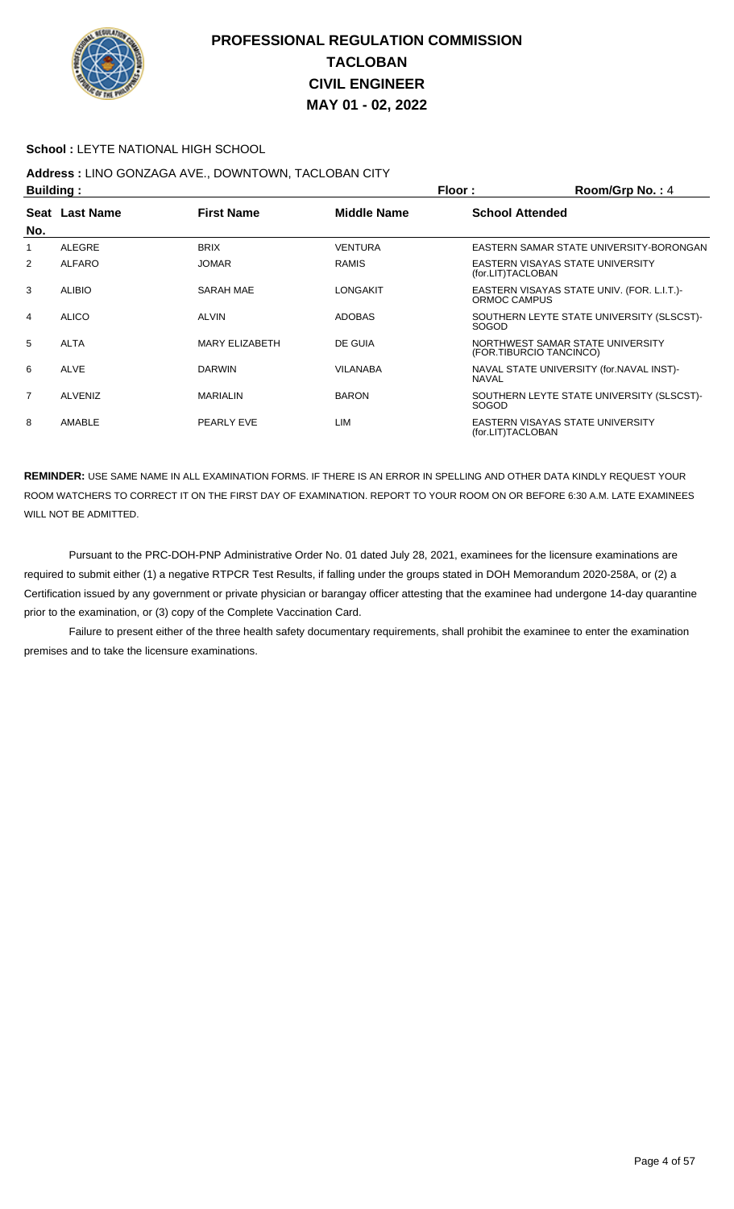# PROFESSIONAL REGULATION COMMISSION
# TACLOBAN
# CIVIL ENGINEER
# MAY 01 - 02, 2022

**School :** LEYTE NATIONAL HIGH SCHOOL

**Address :** LINO GONZAGA AVE., DOWNTOWN, TACLOBAN CITY

**Building :** **Floor :** **Room/Grp No. :** 4

| Seat No. | Last Name | First Name | Middle Name | School Attended |
|---|---|---|---|---|
| 1 | ALEGRE | BRIX | VENTURA | EASTERN SAMAR STATE UNIVERSITY-BORONGAN |
| 2 | ALFARO | JOMAR | RAMIS | EASTERN VISAYAS STATE UNIVERSITY (for.LIT)TACLOBAN |
| 3 | ALIBIO | SARAH MAE | LONGAKIT | EASTERN VISAYAS STATE UNIV. (FOR. L.I.T.)-ORMOC CAMPUS |
| 4 | ALICO | ALVIN | ADOBAS | SOUTHERN LEYTE STATE UNIVERSITY (SLSCST)-SOGOD |
| 5 | ALTA | MARY ELIZABETH | DE GUIA | NORTHWEST SAMAR STATE UNIVERSITY (FOR.TIBURCIO TANCINCO) |
| 6 | ALVE | DARWIN | VILANABA | NAVAL STATE UNIVERSITY (for.NAVAL INST)-NAVAL |
| 7 | ALVENIZ | MARIALIN | BARON | SOUTHERN LEYTE STATE UNIVERSITY (SLSCST)-SOGOD |
| 8 | AMABLE | PEARLY EVE | LIM | EASTERN VISAYAS STATE UNIVERSITY (for.LIT)TACLOBAN |

**REMINDER:** USE SAME NAME IN ALL EXAMINATION FORMS. IF THERE IS AN ERROR IN SPELLING AND OTHER DATA KINDLY REQUEST YOUR ROOM WATCHERS TO CORRECT IT ON THE FIRST DAY OF EXAMINATION. REPORT TO YOUR ROOM ON OR BEFORE 6:30 A.M. LATE EXAMINEES WILL NOT BE ADMITTED.

Pursuant to the PRC-DOH-PNP Administrative Order No. 01 dated July 28, 2021, examinees for the licensure examinations are required to submit either (1) a negative RTPCR Test Results, if falling under the groups stated in DOH Memorandum 2020-258A, or (2) a Certification issued by any government or private physician or barangay officer attesting that the examinee had undergone 14-day quarantine prior to the examination, or (3) copy of the Complete Vaccination Card.

Failure to present either of the three health safety documentary requirements, shall prohibit the examinee to enter the examination premises and to take the licensure examinations.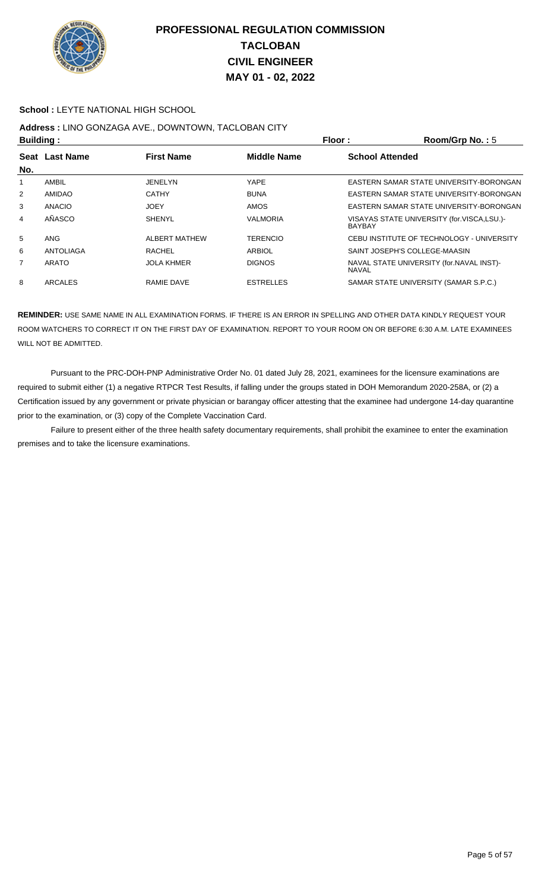# PROFESSIONAL REGULATION COMMISSION
## TACLOBAN
## CIVIL ENGINEER
## MAY 01 - 02, 2022

**School :** LEYTE NATIONAL HIGH SCHOOL

**Address :** LINO GONZAGA AVE., DOWNTOWN, TACLOBAN CITY

**Building :** **Floor :** **Room/Grp No. :** 5

| Seat No. | Last Name | First Name | Middle Name | School Attended |
|---|---|---|---|---|
| 1 | AMBIL | JENELYN | YAPE | EASTERN SAMAR STATE UNIVERSITY-BORONGAN |
| 2 | AMIDAO | CATHY | BUNA | EASTERN SAMAR STATE UNIVERSITY-BORONGAN |
| 3 | ANACIO | JOEY | AMOS | EASTERN SAMAR STATE UNIVERSITY-BORONGAN |
| 4 | AÑASCO | SHENYL | VALMORIA | VISAYAS STATE UNIVERSITY (for.VISCA,LSU.)-BAYBAY |
| 5 | ANG | ALBERT MATHEW | TERENCIO | CEBU INSTITUTE OF TECHNOLOGY - UNIVERSITY |
| 6 | ANTOLIAGA | RACHEL | ARBIOL | SAINT JOSEPH'S COLLEGE-MAASIN |
| 7 | ARATO | JOLA KHMER | DIGNOS | NAVAL STATE UNIVERSITY (for.NAVAL INST)-NAVAL |
| 8 | ARCALES | RAMIE DAVE | ESTRELLES | SAMAR STATE UNIVERSITY (SAMAR S.P.C.) |

**REMINDER:** USE SAME NAME IN ALL EXAMINATION FORMS. IF THERE IS AN ERROR IN SPELLING AND OTHER DATA KINDLY REQUEST YOUR ROOM WATCHERS TO CORRECT IT ON THE FIRST DAY OF EXAMINATION. REPORT TO YOUR ROOM ON OR BEFORE 6:30 A.M. LATE EXAMINEES WILL NOT BE ADMITTED.

Pursuant to the PRC-DOH-PNP Administrative Order No. 01 dated July 28, 2021, examinees for the licensure examinations are required to submit either (1) a negative RTPCR Test Results, if falling under the groups stated in DOH Memorandum 2020-258A, or (2) a Certification issued by any government or private physician or barangay officer attesting that the examinee had undergone 14-day quarantine prior to the examination, or (3) copy of the Complete Vaccination Card.

Failure to present either of the three health safety documentary requirements, shall prohibit the examinee to enter the examination premises and to take the licensure examinations.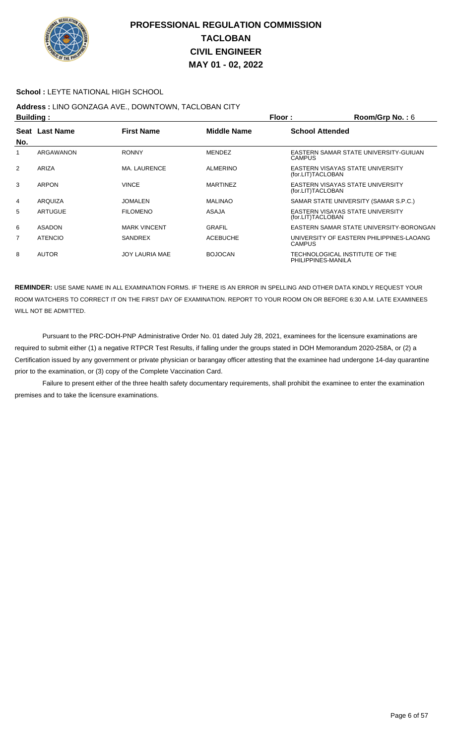# PROFESSIONAL REGULATION COMMISSION
# TACLOBAN
# CIVIL ENGINEER
# MAY 01 - 02, 2022

**School :** LEYTE NATIONAL HIGH SCHOOL

**Address :** LINO GONZAGA AVE., DOWNTOWN, TACLOBAN CITY

**Building :** **Floor :** **Room/Grp No. :** 6

| Seat No. | Last Name | First Name | Middle Name | School Attended |
|---|---|---|---|---|
| 1 | ARGAWANON | RONNY | MENDEZ | EASTERN SAMAR STATE UNIVERSITY-GUIUAN CAMPUS |
| 2 | ARIZA | MA. LAURENCE | ALMERINO | EASTERN VISAYAS STATE UNIVERSITY (for.LIT)TACLOBAN |
| 3 | ARPON | VINCE | MARTINEZ | EASTERN VISAYAS STATE UNIVERSITY (for.LIT)TACLOBAN |
| 4 | ARQUIZA | JOMALEN | MALINAO | SAMAR STATE UNIVERSITY (SAMAR S.P.C.) |
| 5 | ARTUGUE | FILOMENO | ASAJA | EASTERN VISAYAS STATE UNIVERSITY (for.LIT)TACLOBAN |
| 6 | ASADON | MARK VINCENT | GRAFIL | EASTERN SAMAR STATE UNIVERSITY-BORONGAN |
| 7 | ATENCIO | SANDREX | ACEBUCHE | UNIVERSITY OF EASTERN PHILIPPINES-LAOANG CAMPUS |
| 8 | AUTOR | JOY LAURIA MAE | BOJOCAN | TECHNOLOGICAL INSTITUTE OF THE PHILIPPINES-MANILA |

**REMINDER:** USE SAME NAME IN ALL EXAMINATION FORMS. IF THERE IS AN ERROR IN SPELLING AND OTHER DATA KINDLY REQUEST YOUR ROOM WATCHERS TO CORRECT IT ON THE FIRST DAY OF EXAMINATION. REPORT TO YOUR ROOM ON OR BEFORE 6:30 A.M. LATE EXAMINEES WILL NOT BE ADMITTED.

Pursuant to the PRC-DOH-PNP Administrative Order No. 01 dated July 28, 2021, examinees for the licensure examinations are required to submit either (1) a negative RTPCR Test Results, if falling under the groups stated in DOH Memorandum 2020-258A, or (2) a Certification issued by any government or private physician or barangay officer attesting that the examinee had undergone 14-day quarantine prior to the examination, or (3) copy of the Complete Vaccination Card.

Failure to present either of the three health safety documentary requirements, shall prohibit the examinee to enter the examination premises and to take the licensure examinations.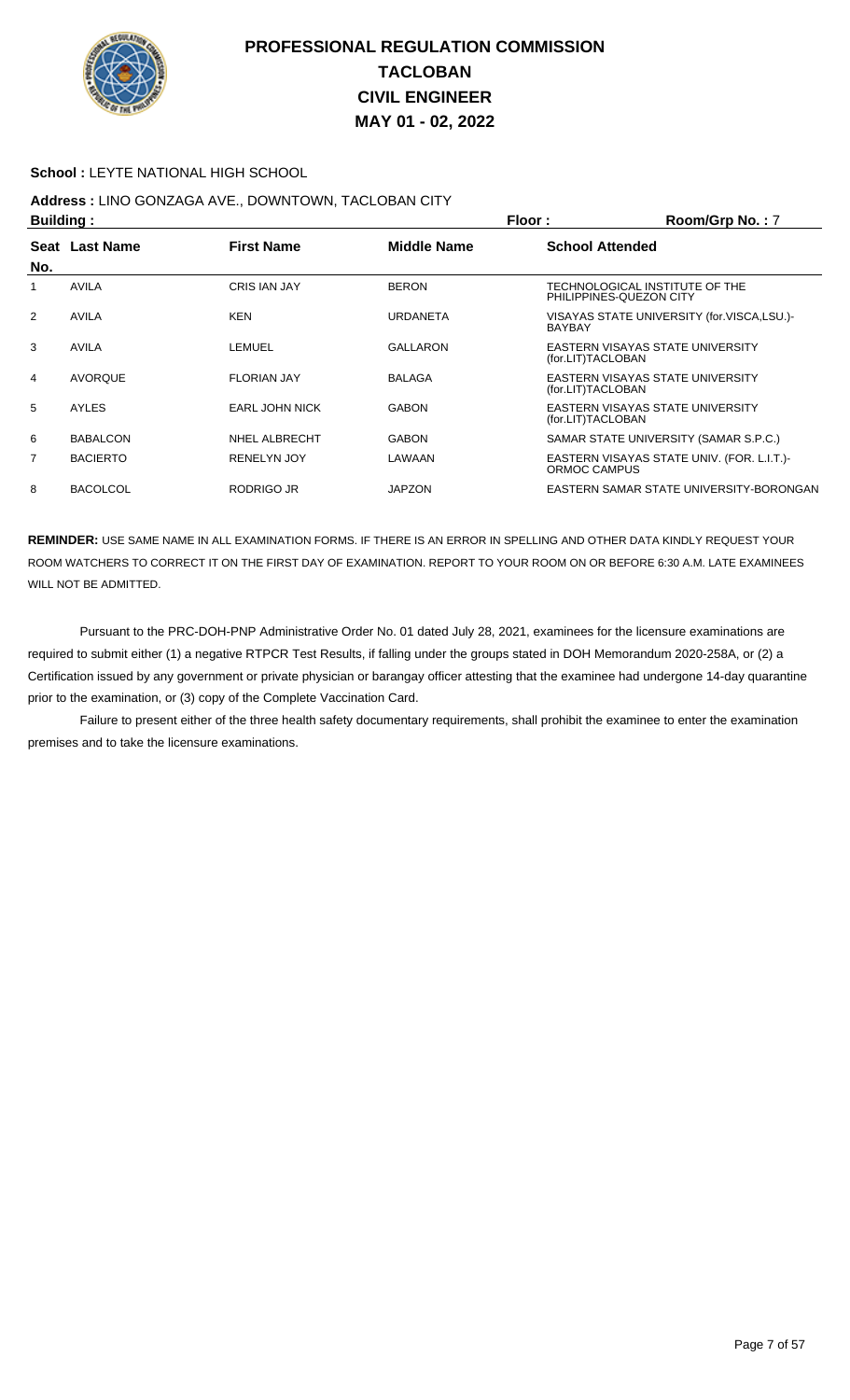# PROFESSIONAL REGULATION COMMISSION
# TACLOBAN
# CIVIL ENGINEER
# MAY 01 - 02, 2022

**School :** LEYTE NATIONAL HIGH SCHOOL

**Address :** LINO GONZAGA AVE., DOWNTOWN, TACLOBAN CITY

**Building :** **Floor :** **Room/Grp No. :** 7

| Seat No. | Last Name | First Name | Middle Name | School Attended |
|---|---|---|---|---|
| 1 | AVILA | CRIS IAN JAY | BERON | TECHNOLOGICAL INSTITUTE OF THE PHILIPPINES-QUEZON CITY |
| 2 | AVILA | KEN | URDANETA | VISAYAS STATE UNIVERSITY (for.VISCA,LSU.)-BAYBAY |
| 3 | AVILA | LEMUEL | GALLARON | EASTERN VISAYAS STATE UNIVERSITY (for.LIT)TACLOBAN |
| 4 | AVORQUE | FLORIAN JAY | BALAGA | EASTERN VISAYAS STATE UNIVERSITY (for.LIT)TACLOBAN |
| 5 | AYLES | EARL JOHN NICK | GABON | EASTERN VISAYAS STATE UNIVERSITY (for.LIT)TACLOBAN |
| 6 | BABALCON | NHEL ALBRECHT | GABON | SAMAR STATE UNIVERSITY (SAMAR S.P.C.) |
| 7 | BACIERTO | RENELYN JOY | LAWAAN | EASTERN VISAYAS STATE UNIV. (FOR. L.I.T.)-ORMOC CAMPUS |
| 8 | BACOLCOL | RODRIGO JR | JAPZON | EASTERN SAMAR STATE UNIVERSITY-BORONGAN |

**REMINDER:** USE SAME NAME IN ALL EXAMINATION FORMS. IF THERE IS AN ERROR IN SPELLING AND OTHER DATA KINDLY REQUEST YOUR ROOM WATCHERS TO CORRECT IT ON THE FIRST DAY OF EXAMINATION. REPORT TO YOUR ROOM ON OR BEFORE 6:30 A.M. LATE EXAMINEES WILL NOT BE ADMITTED.

Pursuant to the PRC-DOH-PNP Administrative Order No. 01 dated July 28, 2021, examinees for the licensure examinations are required to submit either (1) a negative RTPCR Test Results, if falling under the groups stated in DOH Memorandum 2020-258A, or (2) a Certification issued by any government or private physician or barangay officer attesting that the examinee had undergone 14-day quarantine prior to the examination, or (3) copy of the Complete Vaccination Card.

Failure to present either of the three health safety documentary requirements, shall prohibit the examinee to enter the examination premises and to take the licensure examinations.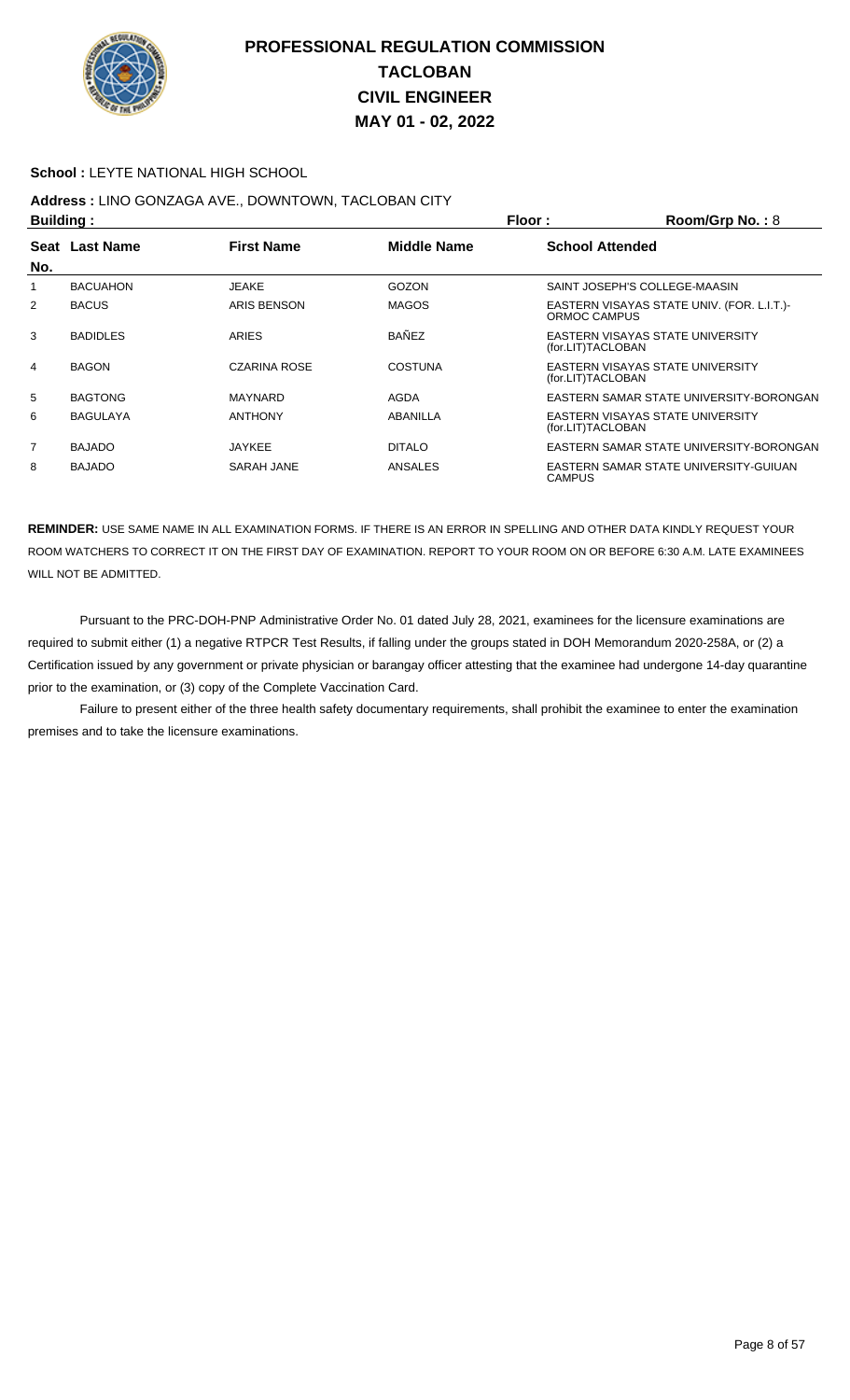# PROFESSIONAL REGULATION COMMISSION
# TACLOBAN
# CIVIL ENGINEER
# MAY 01 - 02, 2022

**School :** LEYTE NATIONAL HIGH SCHOOL

**Address :** LINO GONZAGA AVE., DOWNTOWN, TACLOBAN CITY

**Building :** **Floor :** **Room/Grp No. :** 8

| Seat No. | Last Name | First Name | Middle Name | School Attended |
|---|---|---|---|---|
| 1 | BACUAHON | JEAKE | GOZON | SAINT JOSEPH'S COLLEGE-MAASIN |
| 2 | BACUS | ARIS BENSON | MAGOS | EASTERN VISAYAS STATE UNIV. (FOR. L.I.T.)-ORMOC CAMPUS |
| 3 | BADIDLES | ARIES | BAÑEZ | EASTERN VISAYAS STATE UNIVERSITY (for.LIT)TACLOBAN |
| 4 | BAGON | CZARINA ROSE | COSTUNA | EASTERN VISAYAS STATE UNIVERSITY (for.LIT)TACLOBAN |
| 5 | BAGTONG | MAYNARD | AGDA | EASTERN SAMAR STATE UNIVERSITY-BORONGAN |
| 6 | BAGULAYA | ANTHONY | ABANILLA | EASTERN VISAYAS STATE UNIVERSITY (for.LIT)TACLOBAN |
| 7 | BAJADO | JAYKEE | DITALO | EASTERN SAMAR STATE UNIVERSITY-BORONGAN |
| 8 | BAJADO | SARAH JANE | ANSALES | EASTERN SAMAR STATE UNIVERSITY-GUIUAN CAMPUS |

**REMINDER:** USE SAME NAME IN ALL EXAMINATION FORMS. IF THERE IS AN ERROR IN SPELLING AND OTHER DATA KINDLY REQUEST YOUR ROOM WATCHERS TO CORRECT IT ON THE FIRST DAY OF EXAMINATION. REPORT TO YOUR ROOM ON OR BEFORE 6:30 A.M. LATE EXAMINEES WILL NOT BE ADMITTED.

Pursuant to the PRC-DOH-PNP Administrative Order No. 01 dated July 28, 2021, examinees for the licensure examinations are required to submit either (1) a negative RTPCR Test Results, if falling under the groups stated in DOH Memorandum 2020-258A, or (2) a Certification issued by any government or private physician or barangay officer attesting that the examinee had undergone 14-day quarantine prior to the examination, or (3) copy of the Complete Vaccination Card.

Failure to present either of the three health safety documentary requirements, shall prohibit the examinee to enter the examination premises and to take the licensure examinations.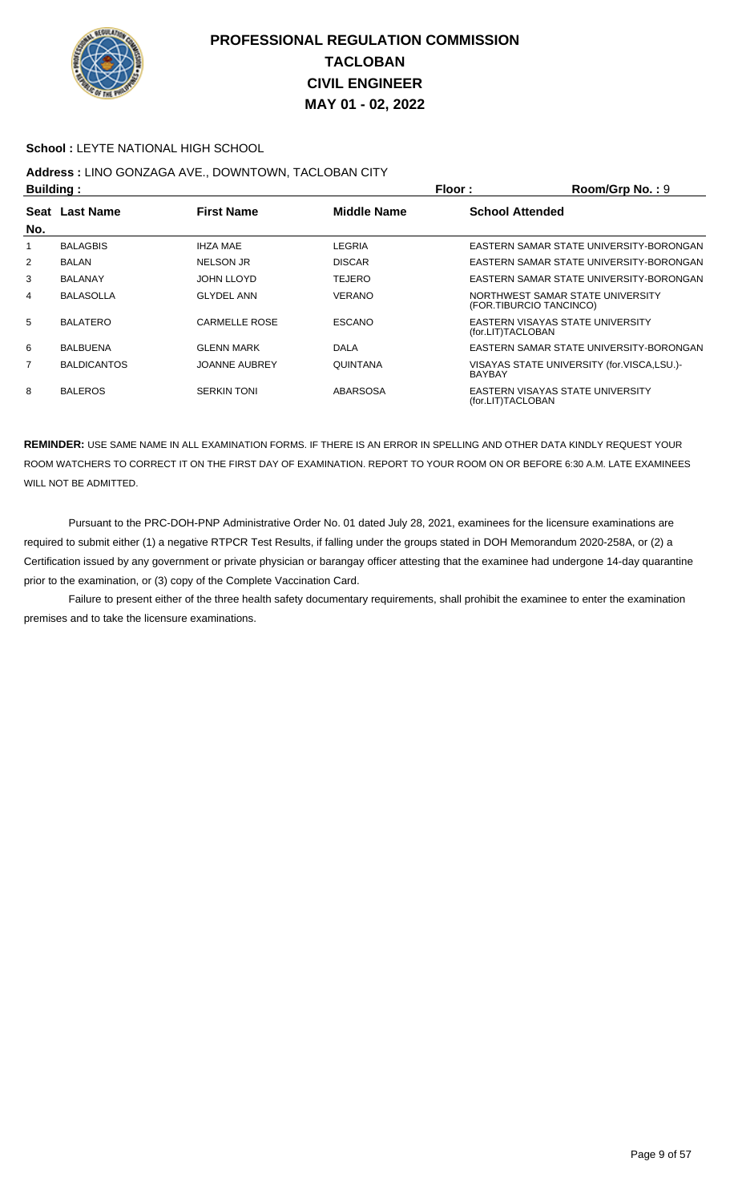# PROFESSIONAL REGULATION COMMISSION
# TACLOBAN
# CIVIL ENGINEER
# MAY 01 - 02, 2022

**School :** LEYTE NATIONAL HIGH SCHOOL

**Address :** LINO GONZAGA AVE., DOWNTOWN, TACLOBAN CITY

**Building :** **Floor :** **Room/Grp No. :** 9

| Seat No. | Last Name | First Name | Middle Name | School Attended |
|---|---|---|---|---|
| 1 | BALAGBIS | IHZA MAE | LEGRIA | EASTERN SAMAR STATE UNIVERSITY-BORONGAN |
| 2 | BALAN | NELSON JR | DISCAR | EASTERN SAMAR STATE UNIVERSITY-BORONGAN |
| 3 | BALANAY | JOHN LLOYD | TEJERO | EASTERN SAMAR STATE UNIVERSITY-BORONGAN |
| 4 | BALASOLLA | GLYDEL ANN | VERANO | NORTHWEST SAMAR STATE UNIVERSITY (FOR.TIBURCIO TANCINCO) |
| 5 | BALATERO | CARMELLE ROSE | ESCANO | EASTERN VISAYAS STATE UNIVERSITY (for.LIT)TACLOBAN |
| 6 | BALBUENA | GLENN MARK | DALA | EASTERN SAMAR STATE UNIVERSITY-BORONGAN |
| 7 | BALDICANTOS | JOANNE AUBREY | QUINTANA | VISAYAS STATE UNIVERSITY (for.VISCA,LSU.)-BAYBAY |
| 8 | BALEROS | SERKIN TONI | ABARSOSA | EASTERN VISAYAS STATE UNIVERSITY (for.LIT)TACLOBAN |

**REMINDER:** USE SAME NAME IN ALL EXAMINATION FORMS. IF THERE IS AN ERROR IN SPELLING AND OTHER DATA KINDLY REQUEST YOUR ROOM WATCHERS TO CORRECT IT ON THE FIRST DAY OF EXAMINATION. REPORT TO YOUR ROOM ON OR BEFORE 6:30 A.M. LATE EXAMINEES WILL NOT BE ADMITTED.

Pursuant to the PRC-DOH-PNP Administrative Order No. 01 dated July 28, 2021, examinees for the licensure examinations are required to submit either (1) a negative RTPCR Test Results, if falling under the groups stated in DOH Memorandum 2020-258A, or (2) a Certification issued by any government or private physician or barangay officer attesting that the examinee had undergone 14-day quarantine prior to the examination, or (3) copy of the Complete Vaccination Card.

Failure to present either of the three health safety documentary requirements, shall prohibit the examinee to enter the examination premises and to take the licensure examinations.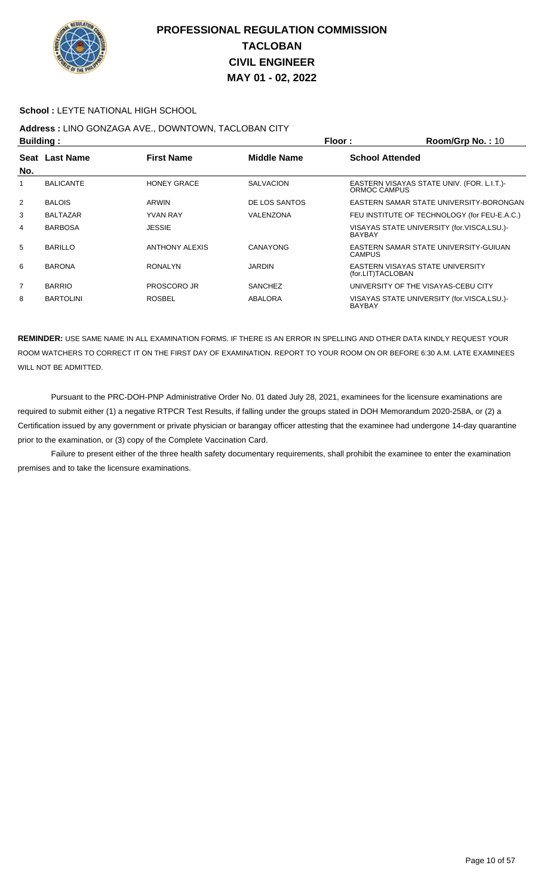# PROFESSIONAL REGULATION COMMISSION
# TACLOBAN
# CIVIL ENGINEER
# MAY 01 - 02, 2022

**School :** LEYTE NATIONAL HIGH SCHOOL

**Address :** LINO GONZAGA AVE., DOWNTOWN, TACLOBAN CITY

**Building :** **Floor :** **Room/Grp No. :** 10

| Seat No. | Last Name | First Name | Middle Name | School Attended |
|---|---|---|---|---|
| 1 | BALICANTE | HONEY GRACE | SALVACION | EASTERN VISAYAS STATE UNIV. (FOR. L.I.T.)-ORMOC CAMPUS |
| 2 | BALOIS | ARWIN | DE LOS SANTOS | EASTERN SAMAR STATE UNIVERSITY-BORONGAN |
| 3 | BALTAZAR | YVAN RAY | VALENZONA | FEU INSTITUTE OF TECHNOLOGY (for FEU-E.A.C.) |
| 4 | BARBOSA | JESSIE | | VISAYAS STATE UNIVERSITY (for.VISCA,LSU.)-BAYBAY |
| 5 | BARILLO | ANTHONY ALEXIS | CANAYONG | EASTERN SAMAR STATE UNIVERSITY-GUIUAN CAMPUS |
| 6 | BARONA | RONALYN | JARDIN | EASTERN VISAYAS STATE UNIVERSITY (for.LIT)TACLOBAN |
| 7 | BARRIO | PROSCORO JR | SANCHEZ | UNIVERSITY OF THE VISAYAS-CEBU CITY |
| 8 | BARTOLINI | ROSBEL | ABALORA | VISAYAS STATE UNIVERSITY (for.VISCA,LSU.)-BAYBAY |

**REMINDER:** USE SAME NAME IN ALL EXAMINATION FORMS. IF THERE IS AN ERROR IN SPELLING AND OTHER DATA KINDLY REQUEST YOUR ROOM WATCHERS TO CORRECT IT ON THE FIRST DAY OF EXAMINATION. REPORT TO YOUR ROOM ON OR BEFORE 6:30 A.M. LATE EXAMINEES WILL NOT BE ADMITTED.

Pursuant to the PRC-DOH-PNP Administrative Order No. 01 dated July 28, 2021, examinees for the licensure examinations are required to submit either (1) a negative RTPCR Test Results, if falling under the groups stated in DOH Memorandum 2020-258A, or (2) a Certification issued by any government or private physician or barangay officer attesting that the examinee had undergone 14-day quarantine prior to the examination, or (3) copy of the Complete Vaccination Card.

Failure to present either of the three health safety documentary requirements, shall prohibit the examinee to enter the examination premises and to take the licensure examinations.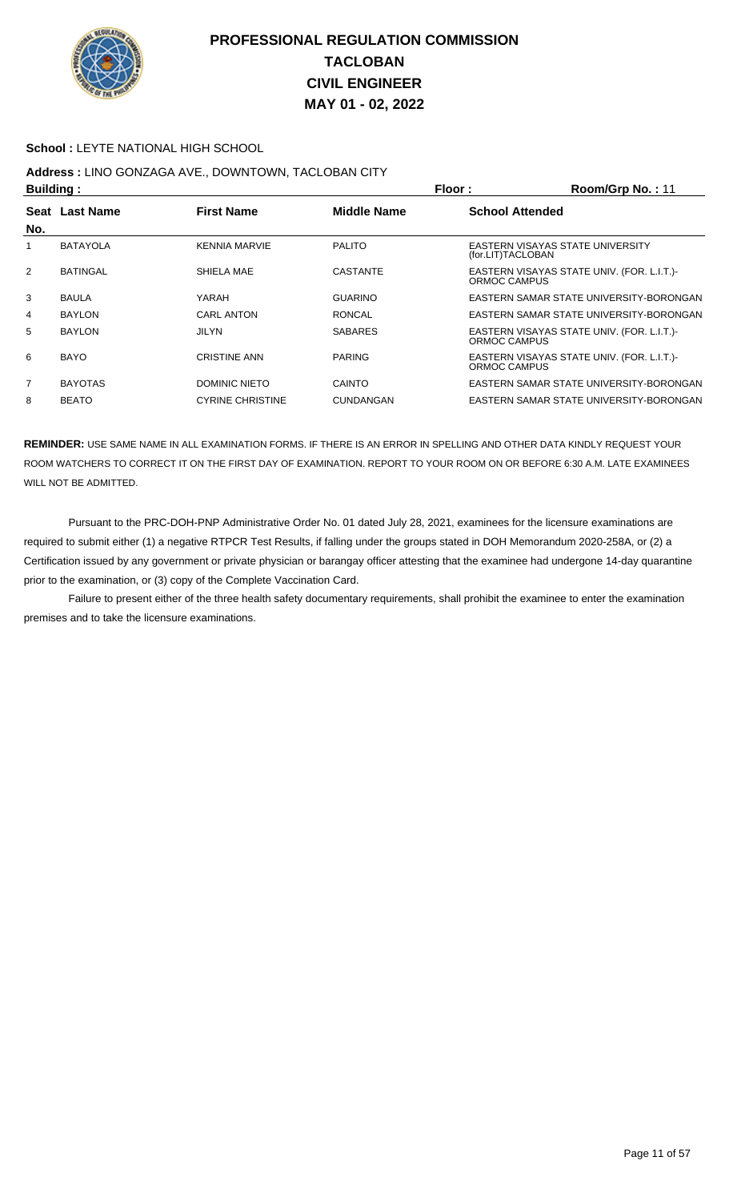# PROFESSIONAL REGULATION COMMISSION
# TACLOBAN
# CIVIL ENGINEER
# MAY 01 - 02, 2022

**School :** LEYTE NATIONAL HIGH SCHOOL

**Address :** LINO GONZAGA AVE., DOWNTOWN, TACLOBAN CITY

**Building :** **Floor :** **Room/Grp No. :** 11

| Seat No. | Last Name | First Name | Middle Name | School Attended |
|---|---|---|---|---|
| 1 | BATAYOLA | KENNIA MARVIE | PALITO | EASTERN VISAYAS STATE UNIVERSITY (for.LIT)TACLOBAN |
| 2 | BATINGAL | SHIELA MAE | CASTANTE | EASTERN VISAYAS STATE UNIV. (FOR. L.I.T.)- ORMOC CAMPUS |
| 3 | BAULA | YARAH | GUARINO | EASTERN SAMAR STATE UNIVERSITY-BORONGAN |
| 4 | BAYLON | CARL ANTON | RONCAL | EASTERN SAMAR STATE UNIVERSITY-BORONGAN |
| 5 | BAYLON | JILYN | SABARES | EASTERN VISAYAS STATE UNIV. (FOR. L.I.T.)- ORMOC CAMPUS |
| 6 | BAYO | CRISTINE ANN | PARING | EASTERN VISAYAS STATE UNIV. (FOR. L.I.T.)- ORMOC CAMPUS |
| 7 | BAYOTAS | DOMINIC NIETO | CAINTO | EASTERN SAMAR STATE UNIVERSITY-BORONGAN |
| 8 | BEATO | CYRINE CHRISTINE | CUNDANGAN | EASTERN SAMAR STATE UNIVERSITY-BORONGAN |

**REMINDER:** USE SAME NAME IN ALL EXAMINATION FORMS. IF THERE IS AN ERROR IN SPELLING AND OTHER DATA KINDLY REQUEST YOUR ROOM WATCHERS TO CORRECT IT ON THE FIRST DAY OF EXAMINATION. REPORT TO YOUR ROOM ON OR BEFORE 6:30 A.M. LATE EXAMINEES WILL NOT BE ADMITTED.

Pursuant to the PRC-DOH-PNP Administrative Order No. 01 dated July 28, 2021, examinees for the licensure examinations are required to submit either (1) a negative RTPCR Test Results, if falling under the groups stated in DOH Memorandum 2020-258A, or (2) a Certification issued by any government or private physician or barangay officer attesting that the examinee had undergone 14-day quarantine prior to the examination, or (3) copy of the Complete Vaccination Card.

Failure to present either of the three health safety documentary requirements, shall prohibit the examinee to enter the examination premises and to take the licensure examinations.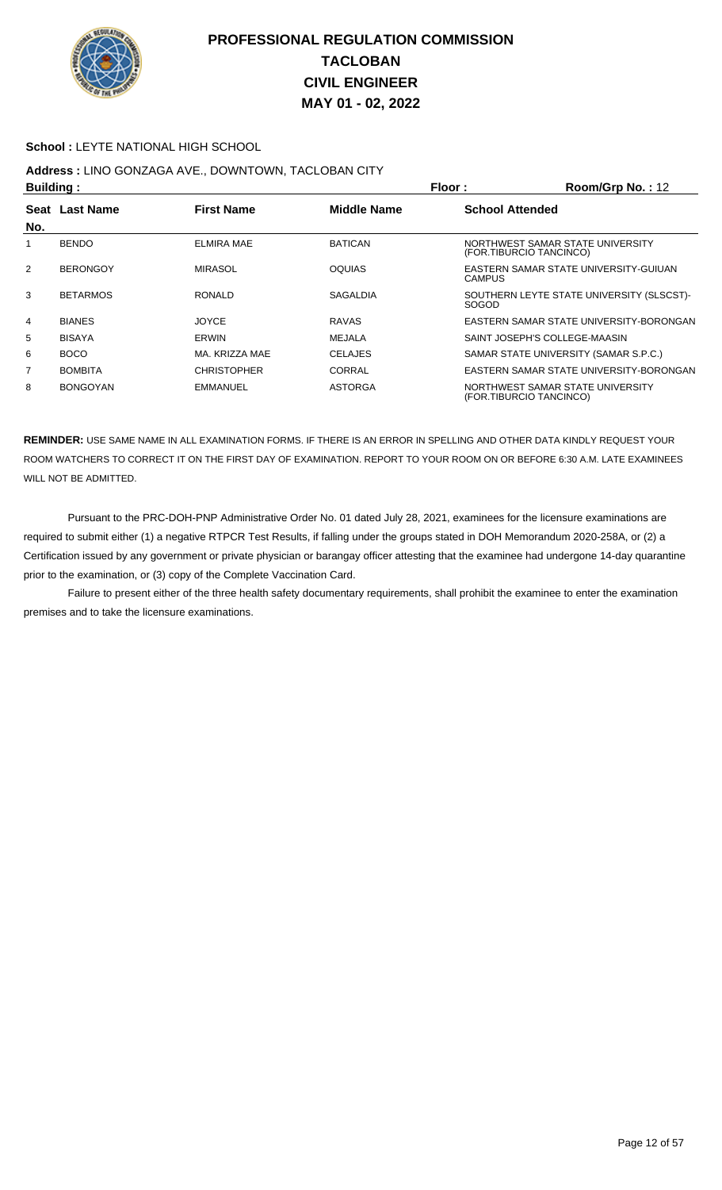# PROFESSIONAL REGULATION COMMISSION
# TACLOBAN
# CIVIL ENGINEER
# MAY 01 - 02, 2022

**School :** LEYTE NATIONAL HIGH SCHOOL

**Address :** LINO GONZAGA AVE., DOWNTOWN, TACLOBAN CITY

**Building :** **Floor :** **Room/Grp No. :** 12

| Seat No. | Last Name | First Name | Middle Name | School Attended |
|---|---|---|---|---|
| 1 | BENDO | ELMIRA MAE | BATICAN | NORTHWEST SAMAR STATE UNIVERSITY (FOR.TIBURCIO TANCINCO) |
| 2 | BERONGOY | MIRASOL | OQUIAS | EASTERN SAMAR STATE UNIVERSITY-GUIUAN CAMPUS |
| 3 | BETARMOS | RONALD | SAGALDIA | SOUTHERN LEYTE STATE UNIVERSITY (SLSCST)-SOGOD |
| 4 | BIANES | JOYCE | RAVAS | EASTERN SAMAR STATE UNIVERSITY-BORONGAN |
| 5 | BISAYA | ERWIN | MEJALA | SAINT JOSEPH'S COLLEGE-MAASIN |
| 6 | BOCO | MA. KRIZZA MAE | CELAJES | SAMAR STATE UNIVERSITY (SAMAR S.P.C.) |
| 7 | BOMBITA | CHRISTOPHER | CORRAL | EASTERN SAMAR STATE UNIVERSITY-BORONGAN |
| 8 | BONGOYAN | EMMANUEL | ASTORGA | NORTHWEST SAMAR STATE UNIVERSITY (FOR.TIBURCIO TANCINCO) |

**REMINDER:** USE SAME NAME IN ALL EXAMINATION FORMS. IF THERE IS AN ERROR IN SPELLING AND OTHER DATA KINDLY REQUEST YOUR ROOM WATCHERS TO CORRECT IT ON THE FIRST DAY OF EXAMINATION. REPORT TO YOUR ROOM ON OR BEFORE 6:30 A.M. LATE EXAMINEES WILL NOT BE ADMITTED.

Pursuant to the PRC-DOH-PNP Administrative Order No. 01 dated July 28, 2021, examinees for the licensure examinations are required to submit either (1) a negative RTPCR Test Results, if falling under the groups stated in DOH Memorandum 2020-258A, or (2) a Certification issued by any government or private physician or barangay officer attesting that the examinee had undergone 14-day quarantine prior to the examination, or (3) copy of the Complete Vaccination Card.

Failure to present either of the three health safety documentary requirements, shall prohibit the examinee to enter the examination premises and to take the licensure examinations.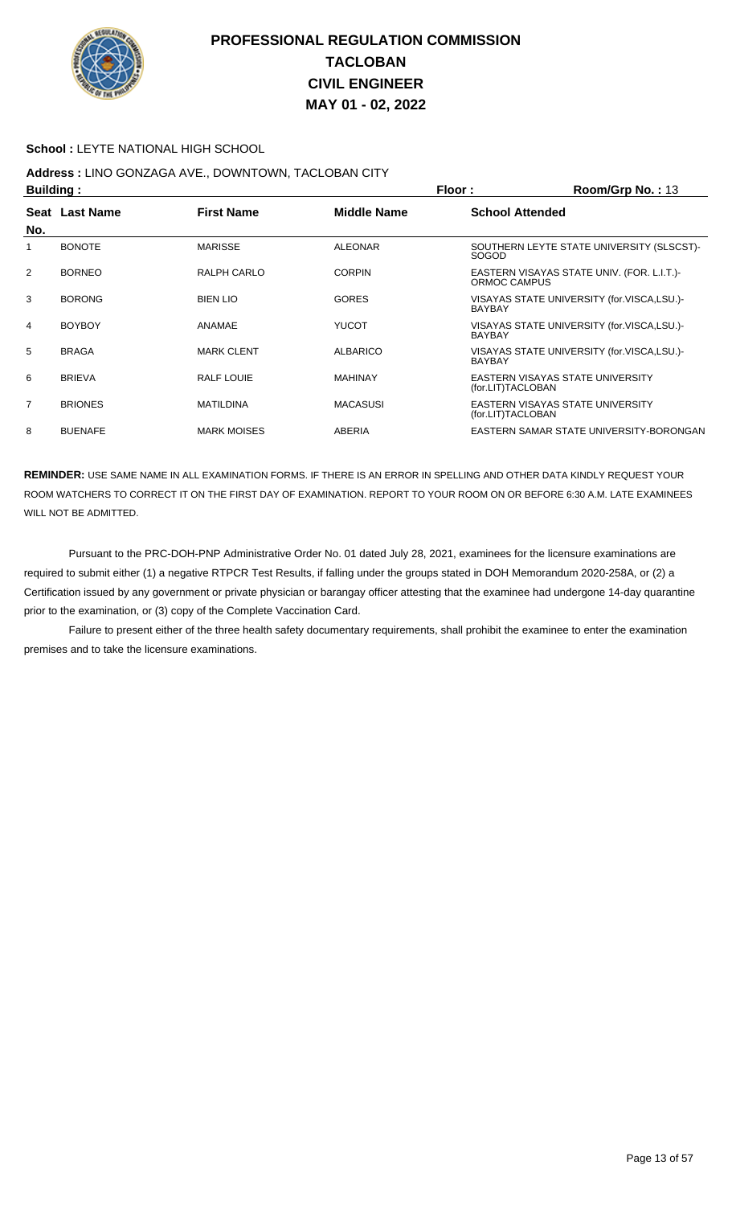# PROFESSIONAL REGULATION COMMISSION
## TACLOBAN
## CIVIL ENGINEER
## MAY 01 - 02, 2022

**School :** LEYTE NATIONAL HIGH SCHOOL

**Address :** LINO GONZAGA AVE., DOWNTOWN, TACLOBAN CITY

**Building :** **Floor :** **Room/Grp No. :** 13

| Seat No. | Last Name | First Name | Middle Name | School Attended |
|---|---|---|---|---|
| 1 | BONOTE | MARISSE | ALEONAR | SOUTHERN LEYTE STATE UNIVERSITY (SLSCST)-SOGOD |
| 2 | BORNEO | RALPH CARLO | CORPIN | EASTERN VISAYAS STATE UNIV. (FOR. L.I.T.)-ORMOC CAMPUS |
| 3 | BORONG | BIEN LIO | GORES | VISAYAS STATE UNIVERSITY (for.VISCA,LSU.)-BAYBAY |
| 4 | BOYBOY | ANAMAE | YUCOT | VISAYAS STATE UNIVERSITY (for.VISCA,LSU.)-BAYBAY |
| 5 | BRAGA | MARK CLENT | ALBARICO | VISAYAS STATE UNIVERSITY (for.VISCA,LSU.)-BAYBAY |
| 6 | BRIEVA | RALF LOUIE | MAHINAY | EASTERN VISAYAS STATE UNIVERSITY (for.LIT)TACLOBAN |
| 7 | BRIONES | MATILDINA | MACASUSI | EASTERN VISAYAS STATE UNIVERSITY (for.LIT)TACLOBAN |
| 8 | BUENAFE | MARK MOISES | ABERIA | EASTERN SAMAR STATE UNIVERSITY-BORONGAN |

**REMINDER:** USE SAME NAME IN ALL EXAMINATION FORMS. IF THERE IS AN ERROR IN SPELLING AND OTHER DATA KINDLY REQUEST YOUR ROOM WATCHERS TO CORRECT IT ON THE FIRST DAY OF EXAMINATION. REPORT TO YOUR ROOM ON OR BEFORE 6:30 A.M. LATE EXAMINEES WILL NOT BE ADMITTED.

Pursuant to the PRC-DOH-PNP Administrative Order No. 01 dated July 28, 2021, examinees for the licensure examinations are required to submit either (1) a negative RTPCR Test Results, if falling under the groups stated in DOH Memorandum 2020-258A, or (2) a Certification issued by any government or private physician or barangay officer attesting that the examinee had undergone 14-day quarantine prior to the examination, or (3) copy of the Complete Vaccination Card.

Failure to present either of the three health safety documentary requirements, shall prohibit the examinee to enter the examination premises and to take the licensure examinations.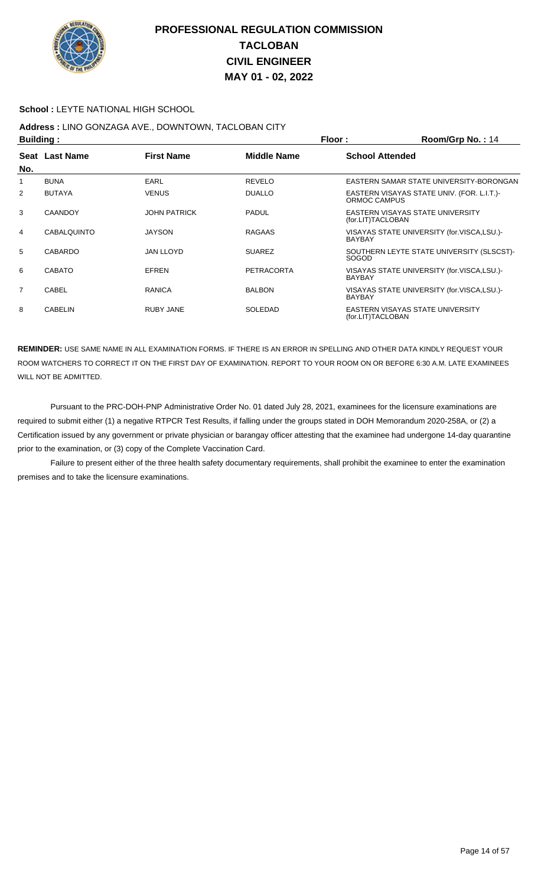# PROFESSIONAL REGULATION COMMISSION
## TACLOBAN
## CIVIL ENGINEER
## MAY 01 - 02, 2022

**School :** LEYTE NATIONAL HIGH SCHOOL

**Address :** LINO GONZAGA AVE., DOWNTOWN, TACLOBAN CITY

**Building :** **Floor :** **Room/Grp No. :** 14

| Seat No. | Last Name | First Name | Middle Name | School Attended |
|---|---|---|---|---|
| 1 | BUNA | EARL | REVELO | EASTERN SAMAR STATE UNIVERSITY-BORONGAN |
| 2 | BUTAYA | VENUS | DUALLO | EASTERN VISAYAS STATE UNIV. (FOR. L.I.T.)-ORMOC CAMPUS |
| 3 | CAANDOY | JOHN PATRICK | PADUL | EASTERN VISAYAS STATE UNIVERSITY (for.LIT)TACLOBAN |
| 4 | CABALQUINTO | JAYSON | RAGAAS | VISAYAS STATE UNIVERSITY (for.VISCA,LSU.)-BAYBAY |
| 5 | CABARDO | JAN LLOYD | SUAREZ | SOUTHERN LEYTE STATE UNIVERSITY (SLSCST)-SOGOD |
| 6 | CABATO | EFREN | PETRACORTA | VISAYAS STATE UNIVERSITY (for.VISCA,LSU.)-BAYBAY |
| 7 | CABEL | RANICA | BALBON | VISAYAS STATE UNIVERSITY (for.VISCA,LSU.)-BAYBAY |
| 8 | CABELIN | RUBY JANE | SOLEDAD | EASTERN VISAYAS STATE UNIVERSITY (for.LIT)TACLOBAN |

**REMINDER:** USE SAME NAME IN ALL EXAMINATION FORMS. IF THERE IS AN ERROR IN SPELLING AND OTHER DATA KINDLY REQUEST YOUR ROOM WATCHERS TO CORRECT IT ON THE FIRST DAY OF EXAMINATION. REPORT TO YOUR ROOM ON OR BEFORE 6:30 A.M. LATE EXAMINEES WILL NOT BE ADMITTED.

Pursuant to the PRC-DOH-PNP Administrative Order No. 01 dated July 28, 2021, examinees for the licensure examinations are required to submit either (1) a negative RTPCR Test Results, if falling under the groups stated in DOH Memorandum 2020-258A, or (2) a Certification issued by any government or private physician or barangay officer attesting that the examinee had undergone 14-day quarantine prior to the examination, or (3) copy of the Complete Vaccination Card.

Failure to present either of the three health safety documentary requirements, shall prohibit the examinee to enter the examination premises and to take the licensure examinations.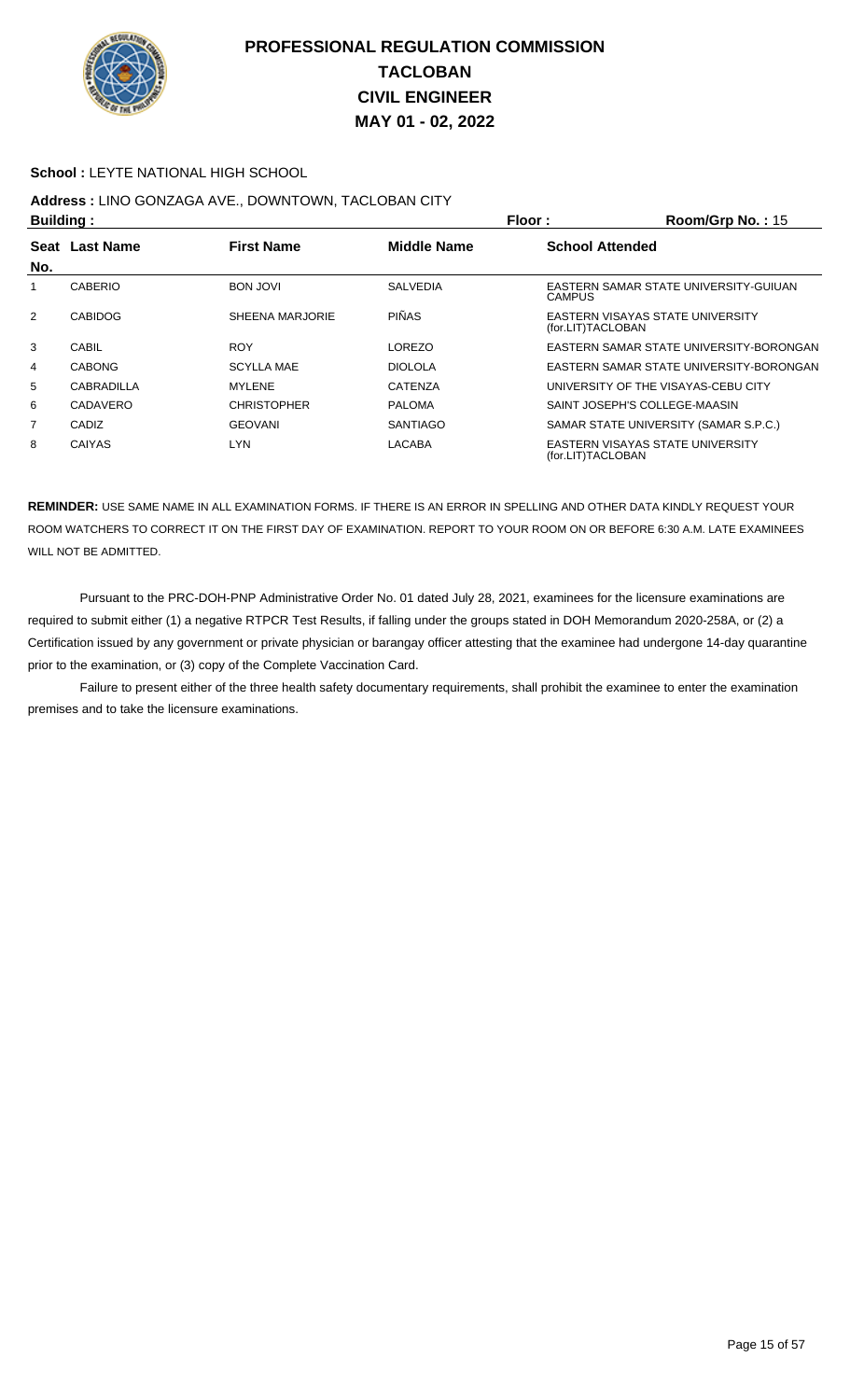# PROFESSIONAL REGULATION COMMISSION
# TACLOBAN
# CIVIL ENGINEER
# MAY 01 - 02, 2022

**School :** LEYTE NATIONAL HIGH SCHOOL

**Address :** LINO GONZAGA AVE., DOWNTOWN, TACLOBAN CITY

**Building :** **Floor :** **Room/Grp No. :** 15

| Seat No. | Last Name | First Name | Middle Name | School Attended |
|---|---|---|---|---|
| 1 | CABERIO | BON JOVI | SALVEDIA | EASTERN SAMAR STATE UNIVERSITY-GUIUAN CAMPUS |
| 2 | CABIDOG | SHEENA MARJORIE | PIÑAS | EASTERN VISAYAS STATE UNIVERSITY (for.LIT)TACLOBAN |
| 3 | CABIL | ROY | LOREZO | EASTERN SAMAR STATE UNIVERSITY-BORONGAN |
| 4 | CABONG | SCYLLA MAE | DIOLOLA | EASTERN SAMAR STATE UNIVERSITY-BORONGAN |
| 5 | CABRADILLA | MYLENE | CATENZA | UNIVERSITY OF THE VISAYAS-CEBU CITY |
| 6 | CADAVERO | CHRISTOPHER | PALOMA | SAINT JOSEPH'S COLLEGE-MAASIN |
| 7 | CADIZ | GEOVANI | SANTIAGO | SAMAR STATE UNIVERSITY (SAMAR S.P.C.) |
| 8 | CAIYAS | LYN | LACABA | EASTERN VISAYAS STATE UNIVERSITY (for.LIT)TACLOBAN |

**REMINDER:** USE SAME NAME IN ALL EXAMINATION FORMS. IF THERE IS AN ERROR IN SPELLING AND OTHER DATA KINDLY REQUEST YOUR ROOM WATCHERS TO CORRECT IT ON THE FIRST DAY OF EXAMINATION. REPORT TO YOUR ROOM ON OR BEFORE 6:30 A.M. LATE EXAMINEES WILL NOT BE ADMITTED.

Pursuant to the PRC-DOH-PNP Administrative Order No. 01 dated July 28, 2021, examinees for the licensure examinations are required to submit either (1) a negative RTPCR Test Results, if falling under the groups stated in DOH Memorandum 2020-258A, or (2) a Certification issued by any government or private physician or barangay officer attesting that the examinee had undergone 14-day quarantine prior to the examination, or (3) copy of the Complete Vaccination Card.

Failure to present either of the three health safety documentary requirements, shall prohibit the examinee to enter the examination premises and to take the licensure examinations.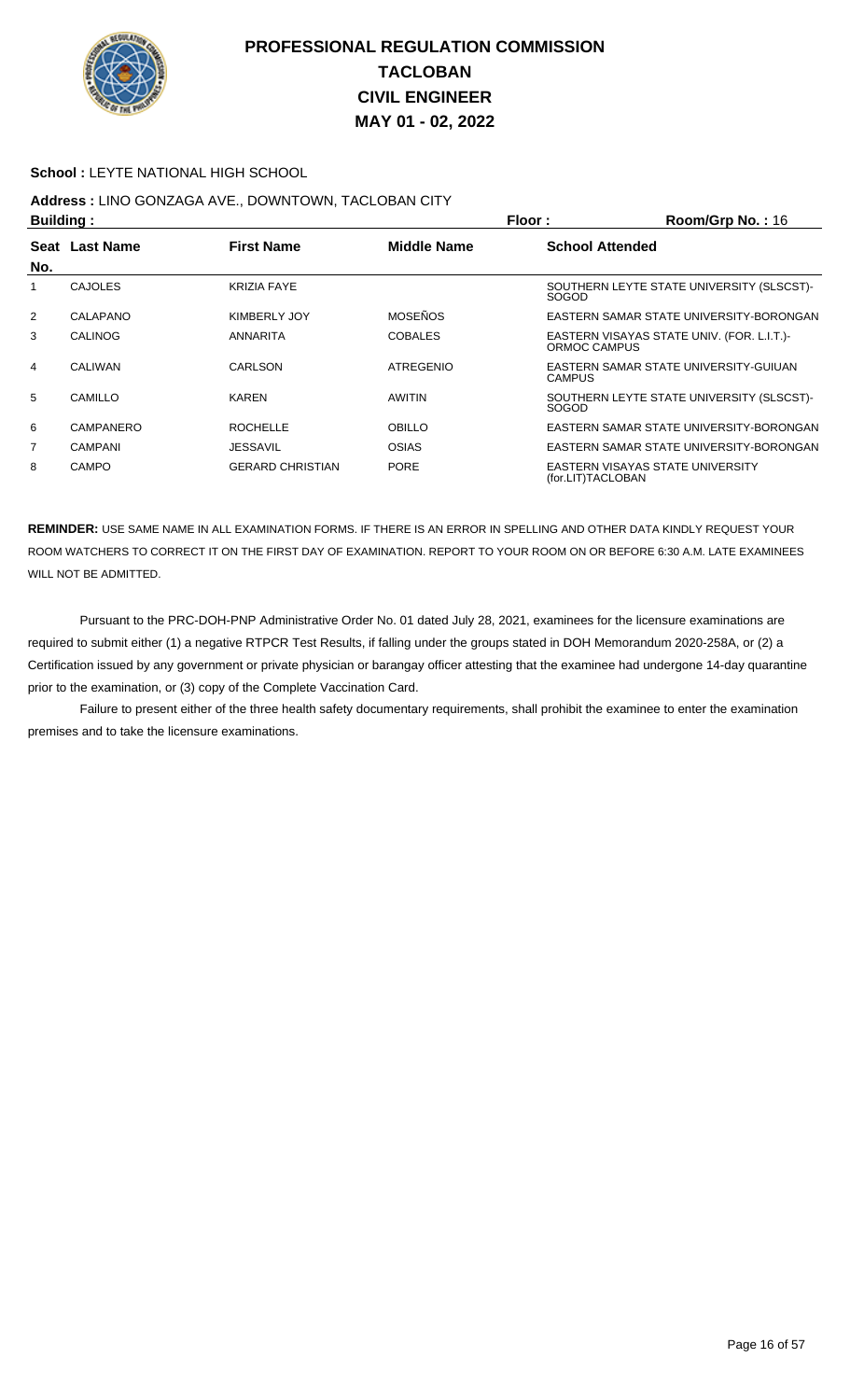# PROFESSIONAL REGULATION COMMISSION
# TACLOBAN
# CIVIL ENGINEER
# MAY 01 - 02, 2022

**School :** LEYTE NATIONAL HIGH SCHOOL

**Address :** LINO GONZAGA AVE., DOWNTOWN, TACLOBAN CITY

**Building :** **Floor :** **Room/Grp No. :** 16

| Seat No. | Last Name | First Name | Middle Name | School Attended |
|---|---|---|---|---|
| 1 | CAJOLES | KRIZIA FAYE | | SOUTHERN LEYTE STATE UNIVERSITY (SLSCST)-SOGOD |
| 2 | CALAPANO | KIMBERLY JOY | MOSEÑOS | EASTERN SAMAR STATE UNIVERSITY-BORONGAN |
| 3 | CALINOG | ANNARITA | COBALES | EASTERN VISAYAS STATE UNIV. (FOR. L.I.T.)-ORMOC CAMPUS |
| 4 | CALIWAN | CARLSON | ATREGENIO | EASTERN SAMAR STATE UNIVERSITY-GUIUAN CAMPUS |
| 5 | CAMILLO | KAREN | AWITIN | SOUTHERN LEYTE STATE UNIVERSITY (SLSCST)-SOGOD |
| 6 | CAMPANERO | ROCHELLE | OBILLO | EASTERN SAMAR STATE UNIVERSITY-BORONGAN |
| 7 | CAMPANI | JESSAVIL | OSIAS | EASTERN SAMAR STATE UNIVERSITY-BORONGAN |
| 8 | CAMPO | GERARD CHRISTIAN | PORE | EASTERN VISAYAS STATE UNIVERSITY (for.LIT)TACLOBAN |

**REMINDER:** USE SAME NAME IN ALL EXAMINATION FORMS. IF THERE IS AN ERROR IN SPELLING AND OTHER DATA KINDLY REQUEST YOUR ROOM WATCHERS TO CORRECT IT ON THE FIRST DAY OF EXAMINATION. REPORT TO YOUR ROOM ON OR BEFORE 6:30 A.M. LATE EXAMINEES WILL NOT BE ADMITTED.

Pursuant to the PRC-DOH-PNP Administrative Order No. 01 dated July 28, 2021, examinees for the licensure examinations are required to submit either (1) a negative RTPCR Test Results, if falling under the groups stated in DOH Memorandum 2020-258A, or (2) a Certification issued by any government or private physician or barangay officer attesting that the examinee had undergone 14-day quarantine prior to the examination, or (3) copy of the Complete Vaccination Card.

Failure to present either of the three health safety documentary requirements, shall prohibit the examinee to enter the examination premises and to take the licensure examinations.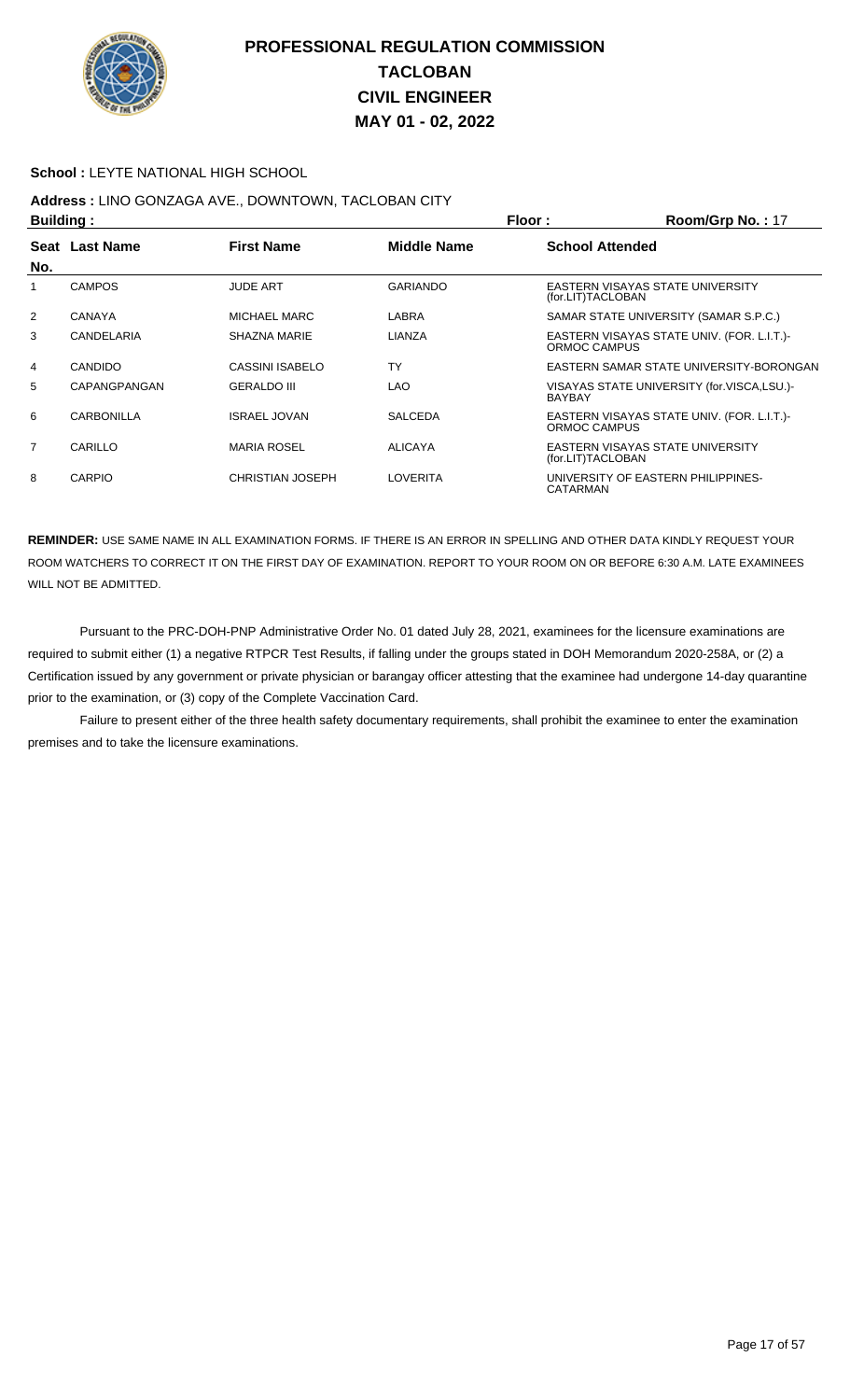# PROFESSIONAL REGULATION COMMISSION
# TACLOBAN
# CIVIL ENGINEER
# MAY 01 - 02, 2022

**School :** LEYTE NATIONAL HIGH SCHOOL

**Address :** LINO GONZAGA AVE., DOWNTOWN, TACLOBAN CITY

**Building :** **Floor :** **Room/Grp No. :** 17

| Seat No. | Last Name | First Name | Middle Name | School Attended |
|---|---|---|---|---|
| 1 | CAMPOS | JUDE ART | GARIANDO | EASTERN VISAYAS STATE UNIVERSITY (for.LIT)TACLOBAN |
| 2 | CANAYA | MICHAEL MARC | LABRA | SAMAR STATE UNIVERSITY (SAMAR S.P.C.) |
| 3 | CANDELARIA | SHAZNA MARIE | LIANZA | EASTERN VISAYAS STATE UNIV. (FOR. L.I.T.)-ORMOC CAMPUS |
| 4 | CANDIDO | CASSINI ISABELO | TY | EASTERN SAMAR STATE UNIVERSITY-BORONGAN |
| 5 | CAPANGPANGAN | GERALDO III | LAO | VISAYAS STATE UNIVERSITY (for.VISCA,LSU.)-BAYBAY |
| 6 | CARBONILLA | ISRAEL JOVAN | SALCEDA | EASTERN VISAYAS STATE UNIV. (FOR. L.I.T.)-ORMOC CAMPUS |
| 7 | CARILLO | MARIA ROSEL | ALICAYA | EASTERN VISAYAS STATE UNIVERSITY (for.LIT)TACLOBAN |
| 8 | CARPIO | CHRISTIAN JOSEPH | LOVERITA | UNIVERSITY OF EASTERN PHILIPPINES-CATARMAN |

**REMINDER:** USE SAME NAME IN ALL EXAMINATION FORMS. IF THERE IS AN ERROR IN SPELLING AND OTHER DATA KINDLY REQUEST YOUR ROOM WATCHERS TO CORRECT IT ON THE FIRST DAY OF EXAMINATION. REPORT TO YOUR ROOM ON OR BEFORE 6:30 A.M. LATE EXAMINEES WILL NOT BE ADMITTED.

Pursuant to the PRC-DOH-PNP Administrative Order No. 01 dated July 28, 2021, examinees for the licensure examinations are required to submit either (1) a negative RTPCR Test Results, if falling under the groups stated in DOH Memorandum 2020-258A, or (2) a Certification issued by any government or private physician or barangay officer attesting that the examinee had undergone 14-day quarantine prior to the examination, or (3) copy of the Complete Vaccination Card.

Failure to present either of the three health safety documentary requirements, shall prohibit the examinee to enter the examination premises and to take the licensure examinations.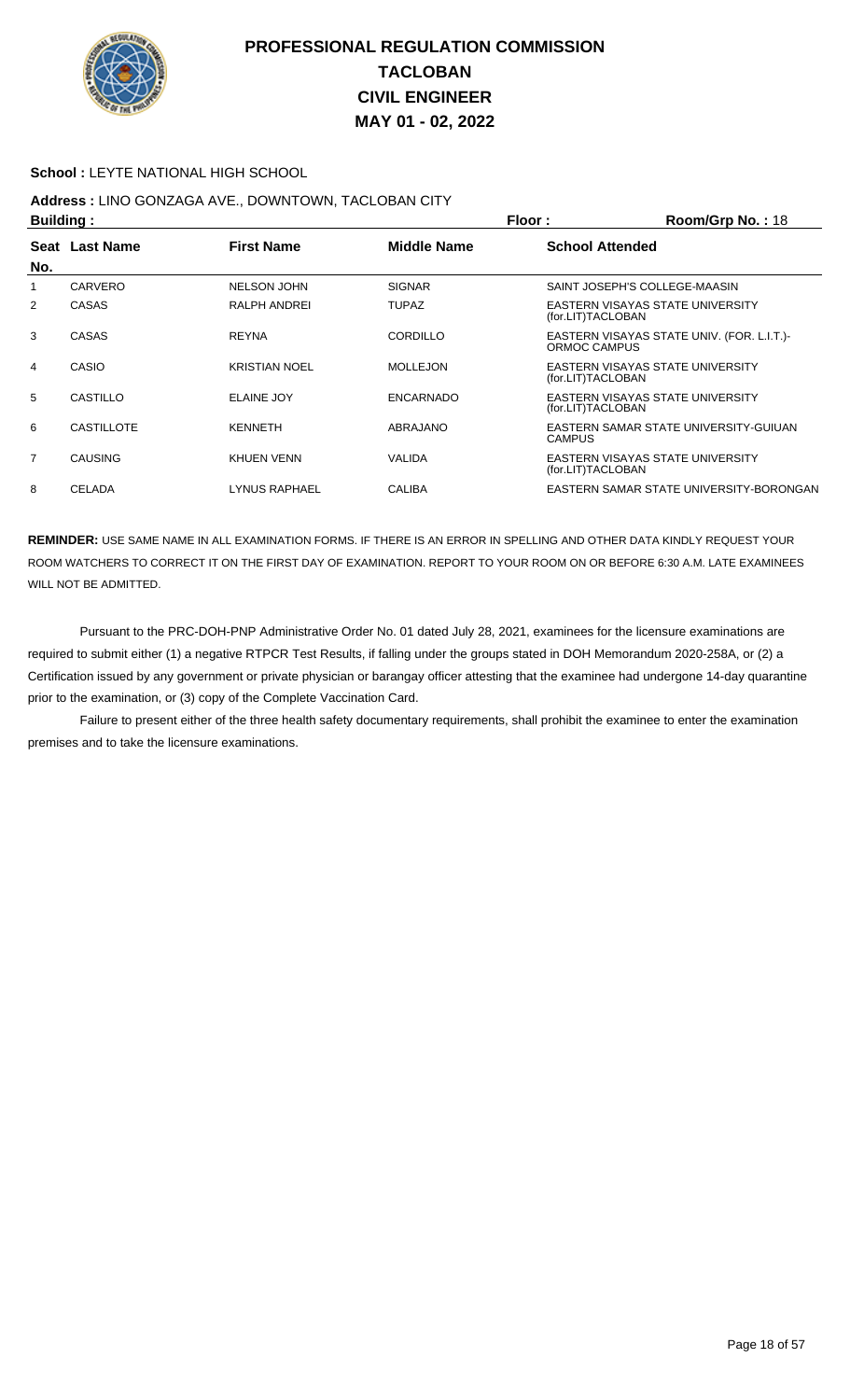# PROFESSIONAL REGULATION COMMISSION
# TACLOBAN
# CIVIL ENGINEER
# MAY 01 - 02, 2022

**School :** LEYTE NATIONAL HIGH SCHOOL

**Address :** LINO GONZAGA AVE., DOWNTOWN, TACLOBAN CITY

**Building :** **Floor :** **Room/Grp No. :** 18

| Seat No. | Last Name | First Name | Middle Name | School Attended |
|---|---|---|---|---|
| 1 | CARVERO | NELSON JOHN | SIGNAR | SAINT JOSEPH'S COLLEGE-MAASIN |
| 2 | CASAS | RALPH ANDREI | TUPAZ | EASTERN VISAYAS STATE UNIVERSITY (for.LIT)TACLOBAN |
| 3 | CASAS | REYNA | CORDILLO | EASTERN VISAYAS STATE UNIV. (FOR. L.I.T.)-ORMOC CAMPUS |
| 4 | CASIO | KRISTIAN NOEL | MOLLEJON | EASTERN VISAYAS STATE UNIVERSITY (for.LIT)TACLOBAN |
| 5 | CASTILLO | ELAINE JOY | ENCARNADO | EASTERN VISAYAS STATE UNIVERSITY (for.LIT)TACLOBAN |
| 6 | CASTILLOTE | KENNETH | ABRAJANO | EASTERN SAMAR STATE UNIVERSITY-GUIUAN CAMPUS |
| 7 | CAUSING | KHUEN VENN | VALIDA | EASTERN VISAYAS STATE UNIVERSITY (for.LIT)TACLOBAN |
| 8 | CELADA | LYNUS RAPHAEL | CALIBA | EASTERN SAMAR STATE UNIVERSITY-BORONGAN |

**REMINDER:** USE SAME NAME IN ALL EXAMINATION FORMS. IF THERE IS AN ERROR IN SPELLING AND OTHER DATA KINDLY REQUEST YOUR ROOM WATCHERS TO CORRECT IT ON THE FIRST DAY OF EXAMINATION. REPORT TO YOUR ROOM ON OR BEFORE 6:30 A.M. LATE EXAMINEES WILL NOT BE ADMITTED.

Pursuant to the PRC-DOH-PNP Administrative Order No. 01 dated July 28, 2021, examinees for the licensure examinations are required to submit either (1) a negative RTPCR Test Results, if falling under the groups stated in DOH Memorandum 2020-258A, or (2) a Certification issued by any government or private physician or barangay officer attesting that the examinee had undergone 14-day quarantine prior to the examination, or (3) copy of the Complete Vaccination Card.

Failure to present either of the three health safety documentary requirements, shall prohibit the examinee to enter the examination premises and to take the licensure examinations.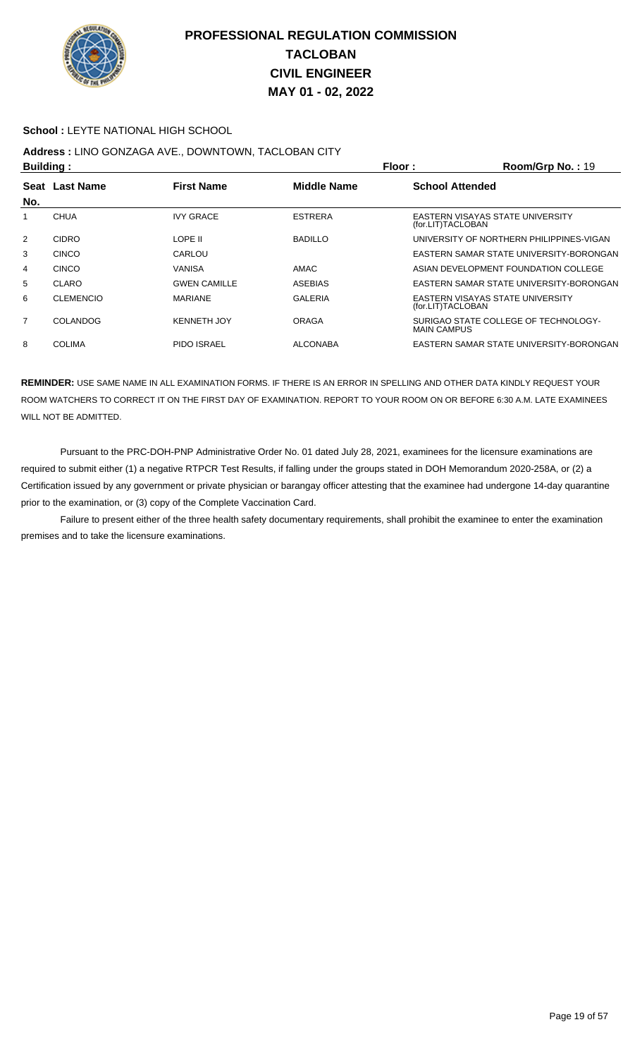# PROFESSIONAL REGULATION COMMISSION
# TACLOBAN
# CIVIL ENGINEER
# MAY 01 - 02, 2022

**School :** LEYTE NATIONAL HIGH SCHOOL

**Address :** LINO GONZAGA AVE., DOWNTOWN, TACLOBAN CITY

**Building :** **Floor :** **Room/Grp No. :** 19

| Seat No. | Last Name | First Name | Middle Name | School Attended |
|---|---|---|---|---|
| 1 | CHUA | IVY GRACE | ESTRERA | EASTERN VISAYAS STATE UNIVERSITY (for.LIT)TACLOBAN |
| 2 | CIDRO | LOPE II | BADILLO | UNIVERSITY OF NORTHERN PHILIPPINES-VIGAN |
| 3 | CINCO | CARLOU | | EASTERN SAMAR STATE UNIVERSITY-BORONGAN |
| 4 | CINCO | VANISA | AMAC | ASIAN DEVELOPMENT FOUNDATION COLLEGE |
| 5 | CLARO | GWEN CAMILLE | ASEBIAS | EASTERN SAMAR STATE UNIVERSITY-BORONGAN |
| 6 | CLEMENCIO | MARIANE | GALERIA | EASTERN VISAYAS STATE UNIVERSITY (for.LIT)TACLOBAN |
| 7 | COLANDOG | KENNETH JOY | ORAGA | SURIGAO STATE COLLEGE OF TECHNOLOGY-MAIN CAMPUS |
| 8 | COLIMA | PIDO ISRAEL | ALCONABA | EASTERN SAMAR STATE UNIVERSITY-BORONGAN |

**REMINDER:** USE SAME NAME IN ALL EXAMINATION FORMS. IF THERE IS AN ERROR IN SPELLING AND OTHER DATA KINDLY REQUEST YOUR ROOM WATCHERS TO CORRECT IT ON THE FIRST DAY OF EXAMINATION. REPORT TO YOUR ROOM ON OR BEFORE 6:30 A.M. LATE EXAMINEES WILL NOT BE ADMITTED.

Pursuant to the PRC-DOH-PNP Administrative Order No. 01 dated July 28, 2021, examinees for the licensure examinations are required to submit either (1) a negative RTPCR Test Results, if falling under the groups stated in DOH Memorandum 2020-258A, or (2) a Certification issued by any government or private physician or barangay officer attesting that the examinee had undergone 14-day quarantine prior to the examination, or (3) copy of the Complete Vaccination Card.

Failure to present either of the three health safety documentary requirements, shall prohibit the examinee to enter the examination premises and to take the licensure examinations.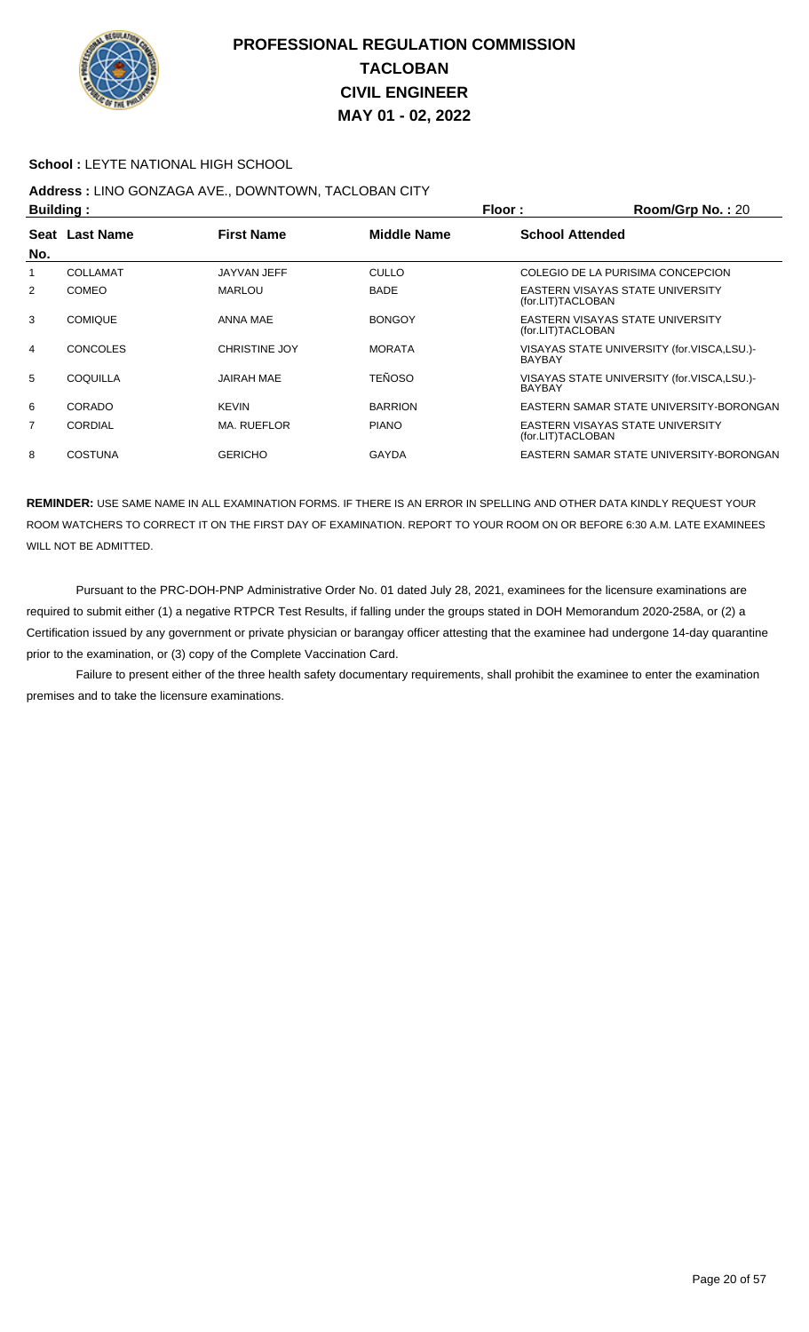# PROFESSIONAL REGULATION COMMISSION
## TACLOBAN
## CIVIL ENGINEER
## MAY 01 - 02, 2022

**School :** LEYTE NATIONAL HIGH SCHOOL

**Address :** LINO GONZAGA AVE., DOWNTOWN, TACLOBAN CITY

**Building :** **Floor :** **Room/Grp No. :** 20

| Seat No. | Last Name | First Name | Middle Name | School Attended |
|---|---|---|---|---|
| 1 | COLLAMAT | JAYVAN JEFF | CULLO | COLEGIO DE LA PURISIMA CONCEPCION |
| 2 | COMEO | MARLOU | BADE | EASTERN VISAYAS STATE UNIVERSITY (for.LIT)TACLOBAN |
| 3 | COMIQUE | ANNA MAE | BONGOY | EASTERN VISAYAS STATE UNIVERSITY (for.LIT)TACLOBAN |
| 4 | CONCOLES | CHRISTINE JOY | MORATA | VISAYAS STATE UNIVERSITY (for.VISCA,LSU.)-BAYBAY |
| 5 | COQUILLA | JAIRAH MAE | TEÑOSO | VISAYAS STATE UNIVERSITY (for.VISCA,LSU.)-BAYBAY |
| 6 | CORADO | KEVIN | BARRION | EASTERN SAMAR STATE UNIVERSITY-BORONGAN |
| 7 | CORDIAL | MA. RUEFLOR | PIANO | EASTERN VISAYAS STATE UNIVERSITY (for.LIT)TACLOBAN |
| 8 | COSTUNA | GERICHO | GAYDA | EASTERN SAMAR STATE UNIVERSITY-BORONGAN |

**REMINDER:** USE SAME NAME IN ALL EXAMINATION FORMS. IF THERE IS AN ERROR IN SPELLING AND OTHER DATA KINDLY REQUEST YOUR ROOM WATCHERS TO CORRECT IT ON THE FIRST DAY OF EXAMINATION. REPORT TO YOUR ROOM ON OR BEFORE 6:30 A.M. LATE EXAMINEES WILL NOT BE ADMITTED.

Pursuant to the PRC-DOH-PNP Administrative Order No. 01 dated July 28, 2021, examinees for the licensure examinations are required to submit either (1) a negative RTPCR Test Results, if falling under the groups stated in DOH Memorandum 2020-258A, or (2) a Certification issued by any government or private physician or barangay officer attesting that the examinee had undergone 14-day quarantine prior to the examination, or (3) copy of the Complete Vaccination Card.

Failure to present either of the three health safety documentary requirements, shall prohibit the examinee to enter the examination premises and to take the licensure examinations.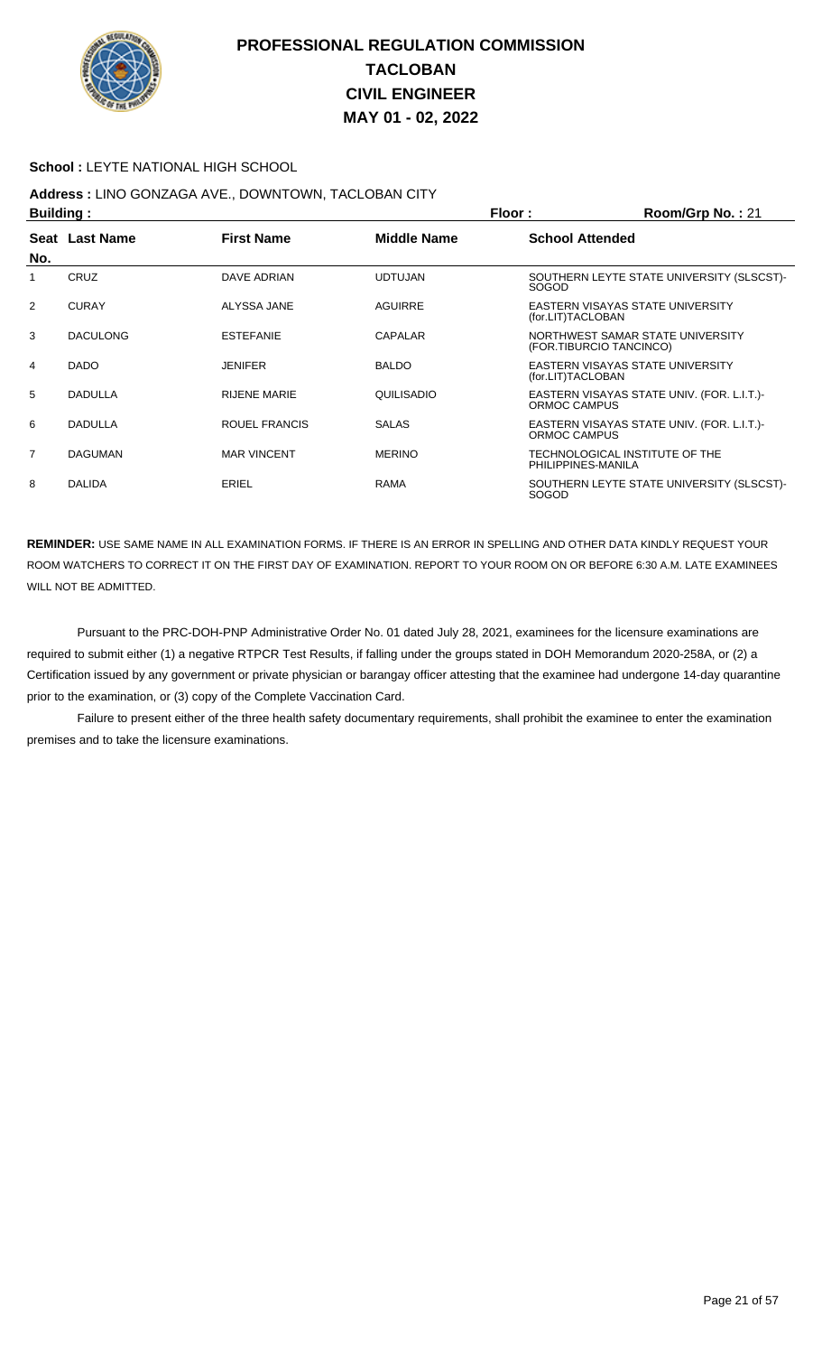# PROFESSIONAL REGULATION COMMISSION
# TACLOBAN
# CIVIL ENGINEER
# MAY 01 - 02, 2022

**School :** LEYTE NATIONAL HIGH SCHOOL

**Address :** LINO GONZAGA AVE., DOWNTOWN, TACLOBAN CITY

**Building :** **Floor :** **Room/Grp No. :** 21

| Seat No. | Last Name | First Name | Middle Name | School Attended |
|---|---|---|---|---|
| 1 | CRUZ | DAVE ADRIAN | UDTUJAN | SOUTHERN LEYTE STATE UNIVERSITY (SLSCST)-SOGOD |
| 2 | CURAY | ALYSSA JANE | AGUIRRE | EASTERN VISAYAS STATE UNIVERSITY (for.LIT)TACLOBAN |
| 3 | DACULONG | ESTEFANIE | CAPALAR | NORTHWEST SAMAR STATE UNIVERSITY (FOR.TIBURCIO TANCINCO) |
| 4 | DADO | JENIFER | BALDO | EASTERN VISAYAS STATE UNIVERSITY (for.LIT)TACLOBAN |
| 5 | DADULLA | RIJENE MARIE | QUILISADIO | EASTERN VISAYAS STATE UNIV. (FOR. L.I.T.)-ORMOC CAMPUS |
| 6 | DADULLA | ROUEL FRANCIS | SALAS | EASTERN VISAYAS STATE UNIV. (FOR. L.I.T.)-ORMOC CAMPUS |
| 7 | DAGUMAN | MAR VINCENT | MERINO | TECHNOLOGICAL INSTITUTE OF THE PHILIPPINES-MANILA |
| 8 | DALIDA | ERIEL | RAMA | SOUTHERN LEYTE STATE UNIVERSITY (SLSCST)-SOGOD |

**REMINDER:** USE SAME NAME IN ALL EXAMINATION FORMS. IF THERE IS AN ERROR IN SPELLING AND OTHER DATA KINDLY REQUEST YOUR ROOM WATCHERS TO CORRECT IT ON THE FIRST DAY OF EXAMINATION. REPORT TO YOUR ROOM ON OR BEFORE 6:30 A.M. LATE EXAMINEES WILL NOT BE ADMITTED.

Pursuant to the PRC-DOH-PNP Administrative Order No. 01 dated July 28, 2021, examinees for the licensure examinations are required to submit either (1) a negative RTPCR Test Results, if falling under the groups stated in DOH Memorandum 2020-258A, or (2) a Certification issued by any government or private physician or barangay officer attesting that the examinee had undergone 14-day quarantine prior to the examination, or (3) copy of the Complete Vaccination Card.

Failure to present either of the three health safety documentary requirements, shall prohibit the examinee to enter the examination premises and to take the licensure examinations.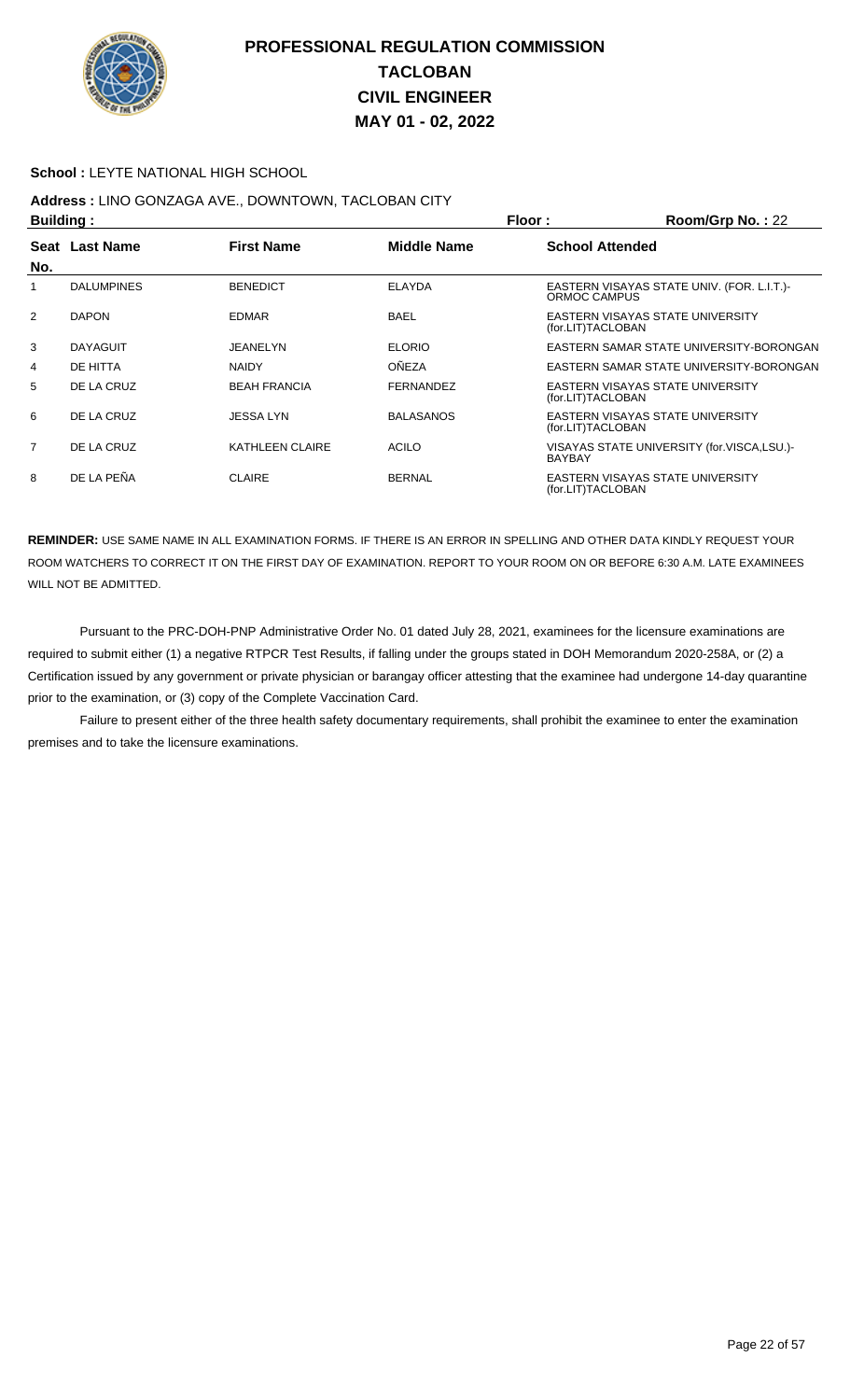# PROFESSIONAL REGULATION COMMISSION
# TACLOBAN
# CIVIL ENGINEER
# MAY 01 - 02, 2022

**School :** LEYTE NATIONAL HIGH SCHOOL

**Address :** LINO GONZAGA AVE., DOWNTOWN, TACLOBAN CITY

**Building :** **Floor :** **Room/Grp No. :** 22

| Seat No. | Last Name | First Name | Middle Name | School Attended |
|---|---|---|---|---|
| 1 | DALUMPINES | BENEDICT | ELAYDA | EASTERN VISAYAS STATE UNIV. (FOR. L.I.T.)-ORMOC CAMPUS |
| 2 | DAPON | EDMAR | BAEL | EASTERN VISAYAS STATE UNIVERSITY (for.LIT)TACLOBAN |
| 3 | DAYAGUIT | JEANELYN | ELORIO | EASTERN SAMAR STATE UNIVERSITY-BORONGAN |
| 4 | DE HITTA | NAIDY | OÑEZA | EASTERN SAMAR STATE UNIVERSITY-BORONGAN |
| 5 | DE LA CRUZ | BEAH FRANCIA | FERNANDEZ | EASTERN VISAYAS STATE UNIVERSITY (for.LIT)TACLOBAN |
| 6 | DE LA CRUZ | JESSA LYN | BALASANOS | EASTERN VISAYAS STATE UNIVERSITY (for.LIT)TACLOBAN |
| 7 | DE LA CRUZ | KATHLEEN CLAIRE | ACILO | VISAYAS STATE UNIVERSITY (for.VISCA,LSU.)-BAYBAY |
| 8 | DE LA PEÑA | CLAIRE | BERNAL | EASTERN VISAYAS STATE UNIVERSITY (for.LIT)TACLOBAN |

**REMINDER:** USE SAME NAME IN ALL EXAMINATION FORMS. IF THERE IS AN ERROR IN SPELLING AND OTHER DATA KINDLY REQUEST YOUR ROOM WATCHERS TO CORRECT IT ON THE FIRST DAY OF EXAMINATION. REPORT TO YOUR ROOM ON OR BEFORE 6:30 A.M. LATE EXAMINEES WILL NOT BE ADMITTED.

Pursuant to the PRC-DOH-PNP Administrative Order No. 01 dated July 28, 2021, examinees for the licensure examinations are required to submit either (1) a negative RTPCR Test Results, if falling under the groups stated in DOH Memorandum 2020-258A, or (2) a Certification issued by any government or private physician or barangay officer attesting that the examinee had undergone 14-day quarantine prior to the examination, or (3) copy of the Complete Vaccination Card.

Failure to present either of the three health safety documentary requirements, shall prohibit the examinee to enter the examination premises and to take the licensure examinations.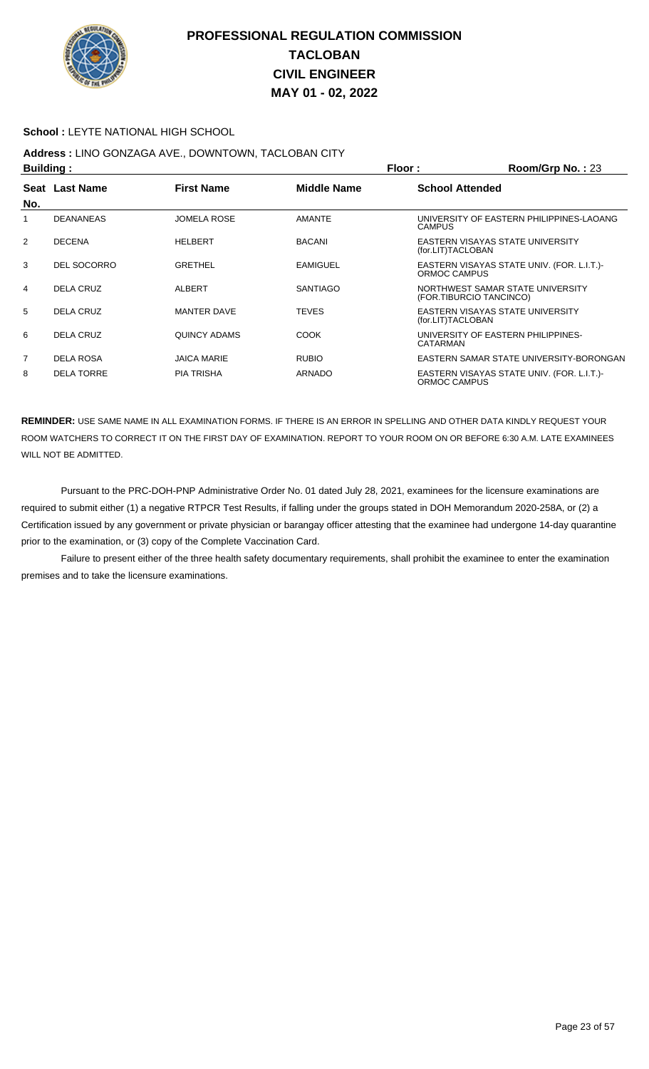# PROFESSIONAL REGULATION COMMISSION
# TACLOBAN
# CIVIL ENGINEER
# MAY 01 - 02, 2022

**School :** LEYTE NATIONAL HIGH SCHOOL

**Address :** LINO GONZAGA AVE., DOWNTOWN, TACLOBAN CITY

**Building :** **Floor :** **Room/Grp No. :** 23

| Seat No. | Last Name | First Name | Middle Name | School Attended |
|---|---|---|---|---|
| 1 | DEANANEAS | JOMELA ROSE | AMANTE | UNIVERSITY OF EASTERN PHILIPPINES-LAOANG CAMPUS |
| 2 | DECENA | HELBERT | BACANI | EASTERN VISAYAS STATE UNIVERSITY (for.LIT)TACLOBAN |
| 3 | DEL SOCORRO | GRETHEL | EAMIGUEL | EASTERN VISAYAS STATE UNIV. (FOR. L.I.T.)-ORMOC CAMPUS |
| 4 | DELA CRUZ | ALBERT | SANTIAGO | NORTHWEST SAMAR STATE UNIVERSITY (FOR.TIBURCIO TANCINCO) |
| 5 | DELA CRUZ | MANTER DAVE | TEVES | EASTERN VISAYAS STATE UNIVERSITY (for.LIT)TACLOBAN |
| 6 | DELA CRUZ | QUINCY ADAMS | COOK | UNIVERSITY OF EASTERN PHILIPPINES-CATARMAN |
| 7 | DELA ROSA | JAICA MARIE | RUBIO | EASTERN SAMAR STATE UNIVERSITY-BORONGAN |
| 8 | DELA TORRE | PIA TRISHA | ARNADO | EASTERN VISAYAS STATE UNIV. (FOR. L.I.T.)-ORMOC CAMPUS |

**REMINDER:** USE SAME NAME IN ALL EXAMINATION FORMS. IF THERE IS AN ERROR IN SPELLING AND OTHER DATA KINDLY REQUEST YOUR ROOM WATCHERS TO CORRECT IT ON THE FIRST DAY OF EXAMINATION. REPORT TO YOUR ROOM ON OR BEFORE 6:30 A.M. LATE EXAMINEES WILL NOT BE ADMITTED.

Pursuant to the PRC-DOH-PNP Administrative Order No. 01 dated July 28, 2021, examinees for the licensure examinations are required to submit either (1) a negative RTPCR Test Results, if falling under the groups stated in DOH Memorandum 2020-258A, or (2) a Certification issued by any government or private physician or barangay officer attesting that the examinee had undergone 14-day quarantine prior to the examination, or (3) copy of the Complete Vaccination Card.

Failure to present either of the three health safety documentary requirements, shall prohibit the examinee to enter the examination premises and to take the licensure examinations.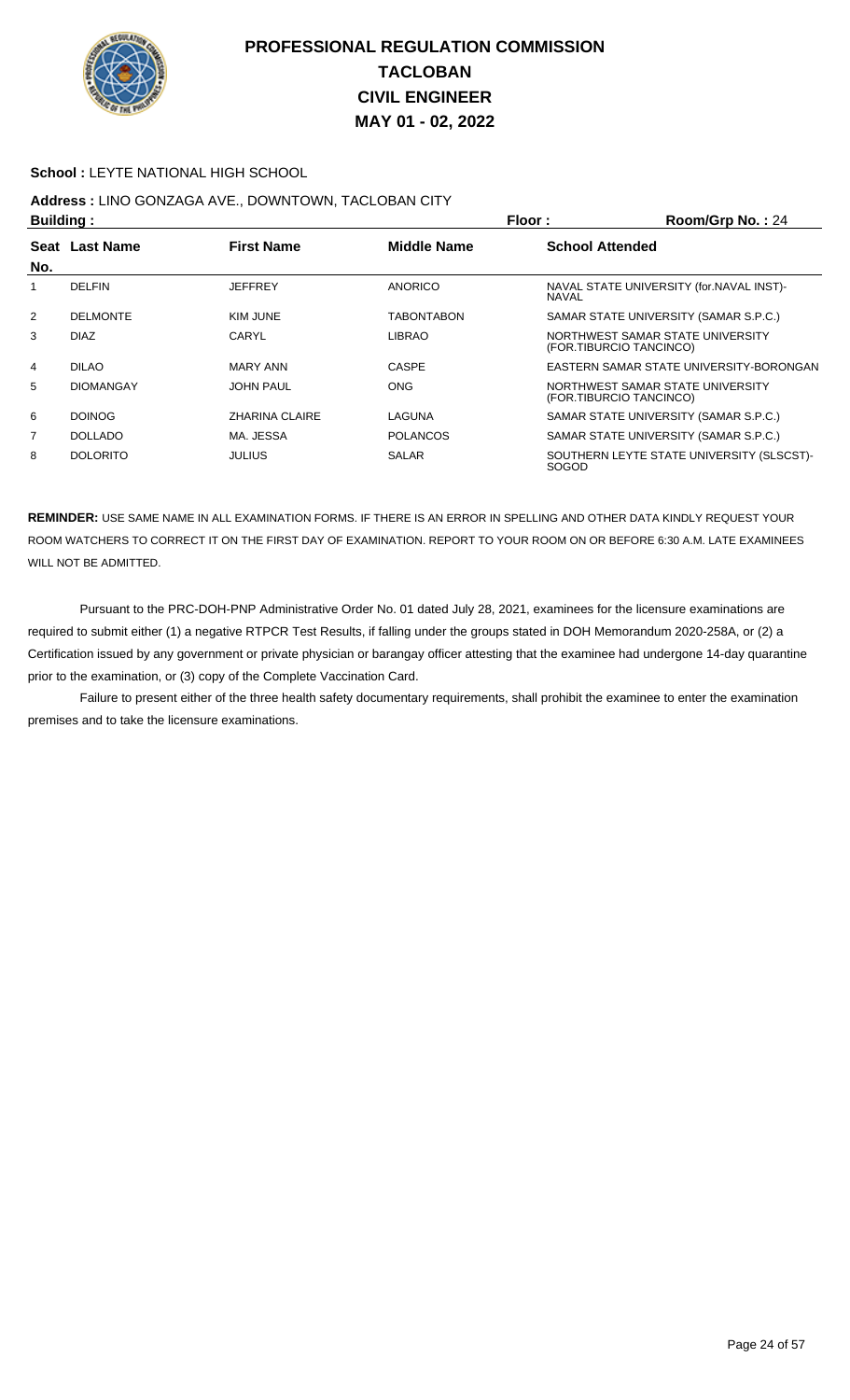# PROFESSIONAL REGULATION COMMISSION
# TACLOBAN
# CIVIL ENGINEER
# MAY 01 - 02, 2022

**School :** LEYTE NATIONAL HIGH SCHOOL

**Address :** LINO GONZAGA AVE., DOWNTOWN, TACLOBAN CITY

**Building :** **Floor :** **Room/Grp No. :** 24

| Seat No. | Last Name | First Name | Middle Name | School Attended |
|---|---|---|---|---|
| 1 | DELFIN | JEFFREY | ANORICO | NAVAL STATE UNIVERSITY (for.NAVAL INST)-NAVAL |
| 2 | DELMONTE | KIM JUNE | TABONTABON | SAMAR STATE UNIVERSITY (SAMAR S.P.C.) |
| 3 | DIAZ | CARYL | LIBRAO | NORTHWEST SAMAR STATE UNIVERSITY (FOR.TIBURCIO TANCINCO) |
| 4 | DILAO | MARY ANN | CASPE | EASTERN SAMAR STATE UNIVERSITY-BORONGAN |
| 5 | DIOMANGAY | JOHN PAUL | ONG | NORTHWEST SAMAR STATE UNIVERSITY (FOR.TIBURCIO TANCINCO) |
| 6 | DOINOG | ZHARINA CLAIRE | LAGUNA | SAMAR STATE UNIVERSITY (SAMAR S.P.C.) |
| 7 | DOLLADO | MA. JESSA | POLANCOS | SAMAR STATE UNIVERSITY (SAMAR S.P.C.) |
| 8 | DOLORITO | JULIUS | SALAR | SOUTHERN LEYTE STATE UNIVERSITY (SLSCST)-SOGOD |

**REMINDER:** USE SAME NAME IN ALL EXAMINATION FORMS. IF THERE IS AN ERROR IN SPELLING AND OTHER DATA KINDLY REQUEST YOUR ROOM WATCHERS TO CORRECT IT ON THE FIRST DAY OF EXAMINATION. REPORT TO YOUR ROOM ON OR BEFORE 6:30 A.M. LATE EXAMINEES WILL NOT BE ADMITTED.

Pursuant to the PRC-DOH-PNP Administrative Order No. 01 dated July 28, 2021, examinees for the licensure examinations are required to submit either (1) a negative RTPCR Test Results, if falling under the groups stated in DOH Memorandum 2020-258A, or (2) a Certification issued by any government or private physician or barangay officer attesting that the examinee had undergone 14-day quarantine prior to the examination, or (3) copy of the Complete Vaccination Card.

Failure to present either of the three health safety documentary requirements, shall prohibit the examinee to enter the examination premises and to take the licensure examinations.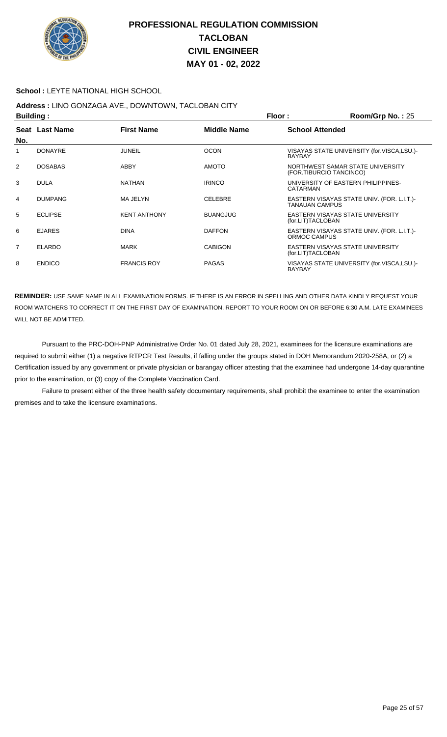# PROFESSIONAL REGULATION COMMISSION
## TACLOBAN
## CIVIL ENGINEER
## MAY 01 - 02, 2022

**School :** LEYTE NATIONAL HIGH SCHOOL

**Address :** LINO GONZAGA AVE., DOWNTOWN, TACLOBAN CITY

**Building :** **Floor :** **Room/Grp No. :** 25

| Seat No. | Last Name | First Name | Middle Name | School Attended |
|---|---|---|---|---|
| 1 | DONAYRE | JUNEIL | OCON | VISAYAS STATE UNIVERSITY (for.VISCA,LSU.)-BAYBAY |
| 2 | DOSABAS | ABBY | AMOTO | NORTHWEST SAMAR STATE UNIVERSITY (FOR.TIBURCIO TANCINCO) |
| 3 | DULA | NATHAN | IRINCO | UNIVERSITY OF EASTERN PHILIPPINES-CATARMAN |
| 4 | DUMPANG | MA JELYN | CELEBRE | EASTERN VISAYAS STATE UNIV. (FOR. L.I.T.)-TANAUAN CAMPUS |
| 5 | ECLIPSE | KENT ANTHONY | BUANGJUG | EASTERN VISAYAS STATE UNIVERSITY (for.LIT)TACLOBAN |
| 6 | EJARES | DINA | DAFFON | EASTERN VISAYAS STATE UNIV. (FOR. L.I.T.)-ORMOC CAMPUS |
| 7 | ELARDO | MARK | CABIGON | EASTERN VISAYAS STATE UNIVERSITY (for.LIT)TACLOBAN |
| 8 | ENDICO | FRANCIS ROY | PAGAS | VISAYAS STATE UNIVERSITY (for.VISCA,LSU.)-BAYBAY |

**REMINDER:** USE SAME NAME IN ALL EXAMINATION FORMS. IF THERE IS AN ERROR IN SPELLING AND OTHER DATA KINDLY REQUEST YOUR ROOM WATCHERS TO CORRECT IT ON THE FIRST DAY OF EXAMINATION. REPORT TO YOUR ROOM ON OR BEFORE 6:30 A.M. LATE EXAMINEES WILL NOT BE ADMITTED.

Pursuant to the PRC-DOH-PNP Administrative Order No. 01 dated July 28, 2021, examinees for the licensure examinations are required to submit either (1) a negative RTPCR Test Results, if falling under the groups stated in DOH Memorandum 2020-258A, or (2) a Certification issued by any government or private physician or barangay officer attesting that the examinee had undergone 14-day quarantine prior to the examination, or (3) copy of the Complete Vaccination Card.

Failure to present either of the three health safety documentary requirements, shall prohibit the examinee to enter the examination premises and to take the licensure examinations.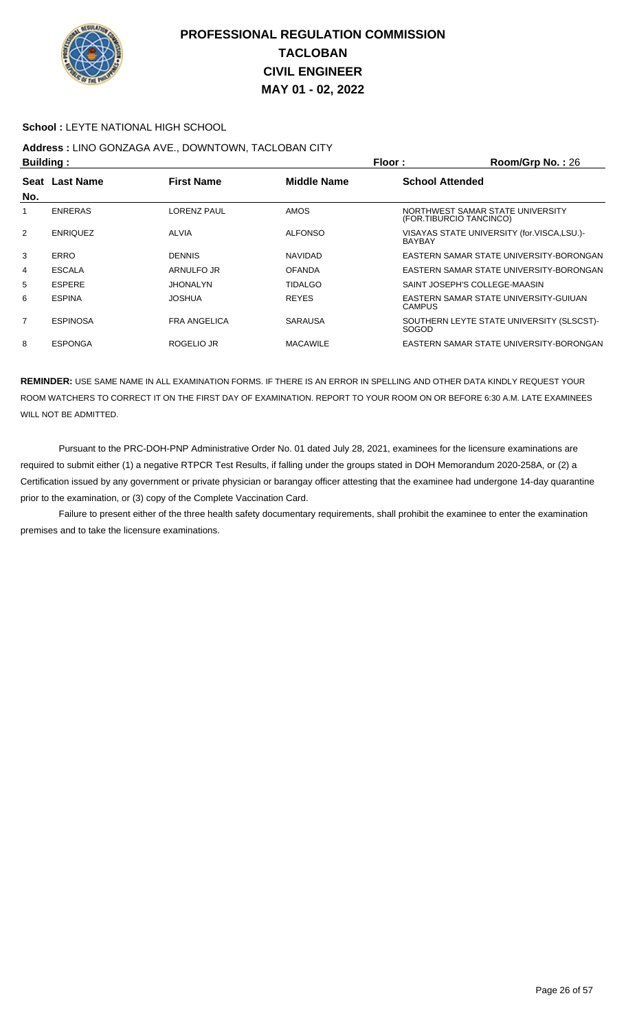# PROFESSIONAL REGULATION COMMISSION
## TACLOBAN
## CIVIL ENGINEER
## MAY 01 - 02, 2022

**School :** LEYTE NATIONAL HIGH SCHOOL

**Address :** LINO GONZAGA AVE., DOWNTOWN, TACLOBAN CITY

**Building :** **Floor :** **Room/Grp No. :** 26

| Seat No. | Last Name | First Name | Middle Name | School Attended |
|---|---|---|---|---|
| 1 | ENRERAS | LORENZ PAUL | AMOS | NORTHWEST SAMAR STATE UNIVERSITY (FOR.TIBURCIO TANCINCO) |
| 2 | ENRIQUEZ | ALVIA | ALFONSO | VISAYAS STATE UNIVERSITY (for.VISCA,LSU.)-BAYBAY |
| 3 | ERRO | DENNIS | NAVIDAD | EASTERN SAMAR STATE UNIVERSITY-BORONGAN |
| 4 | ESCALA | ARNULFO JR | OFANDA | EASTERN SAMAR STATE UNIVERSITY-BORONGAN |
| 5 | ESPERE | JHONALYN | TIDALGO | SAINT JOSEPH'S COLLEGE-MAASIN |
| 6 | ESPINA | JOSHUA | REYES | EASTERN SAMAR STATE UNIVERSITY-GUIUAN CAMPUS |
| 7 | ESPINOSA | FRA ANGELICA | SARAUSA | SOUTHERN LEYTE STATE UNIVERSITY (SLSCST)-SOGOD |
| 8 | ESPONGA | ROGELIO JR | MACAWILE | EASTERN SAMAR STATE UNIVERSITY-BORONGAN |

**REMINDER:** USE SAME NAME IN ALL EXAMINATION FORMS. IF THERE IS AN ERROR IN SPELLING AND OTHER DATA KINDLY REQUEST YOUR ROOM WATCHERS TO CORRECT IT ON THE FIRST DAY OF EXAMINATION. REPORT TO YOUR ROOM ON OR BEFORE 6:30 A.M. LATE EXAMINEES WILL NOT BE ADMITTED.

Pursuant to the PRC-DOH-PNP Administrative Order No. 01 dated July 28, 2021, examinees for the licensure examinations are required to submit either (1) a negative RTPCR Test Results, if falling under the groups stated in DOH Memorandum 2020-258A, or (2) a Certification issued by any government or private physician or barangay officer attesting that the examinee had undergone 14-day quarantine prior to the examination, or (3) copy of the Complete Vaccination Card.

Failure to present either of the three health safety documentary requirements, shall prohibit the examinee to enter the examination premises and to take the licensure examinations.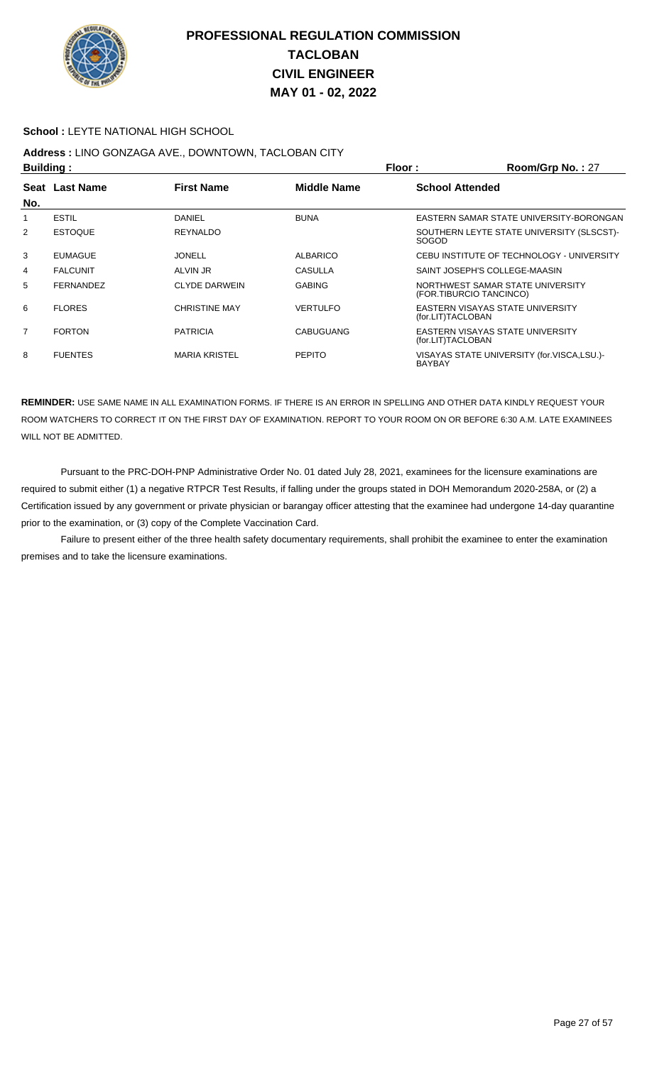# PROFESSIONAL REGULATION COMMISSION
# TACLOBAN
# CIVIL ENGINEER
# MAY 01 - 02, 2022

**School :** LEYTE NATIONAL HIGH SCHOOL

**Address :** LINO GONZAGA AVE., DOWNTOWN, TACLOBAN CITY

**Building :** **Floor :** **Room/Grp No. :** 27

| Seat No. | Last Name | First Name | Middle Name | School Attended |
|---|---|---|---|---|
| 1 | ESTIL | DANIEL | BUNA | EASTERN SAMAR STATE UNIVERSITY-BORONGAN |
| 2 | ESTOQUE | REYNALDO | | SOUTHERN LEYTE STATE UNIVERSITY (SLSCST)-SOGOD |
| 3 | EUMAGUE | JONELL | ALBARICO | CEBU INSTITUTE OF TECHNOLOGY - UNIVERSITY |
| 4 | FALCUNIT | ALVIN JR | CASULLA | SAINT JOSEPH'S COLLEGE-MAASIN |
| 5 | FERNANDEZ | CLYDE DARWEIN | GABING | NORTHWEST SAMAR STATE UNIVERSITY (FOR.TIBURCIO TANCINCO) |
| 6 | FLORES | CHRISTINE MAY | VERTULFO | EASTERN VISAYAS STATE UNIVERSITY (for.LIT)TACLOBAN |
| 7 | FORTON | PATRICIA | CABUGUANG | EASTERN VISAYAS STATE UNIVERSITY (for.LIT)TACLOBAN |
| 8 | FUENTES | MARIA KRISTEL | PEPITO | VISAYAS STATE UNIVERSITY (for.VISCA,LSU.)-BAYBAY |

**REMINDER:** USE SAME NAME IN ALL EXAMINATION FORMS. IF THERE IS AN ERROR IN SPELLING AND OTHER DATA KINDLY REQUEST YOUR ROOM WATCHERS TO CORRECT IT ON THE FIRST DAY OF EXAMINATION. REPORT TO YOUR ROOM ON OR BEFORE 6:30 A.M. LATE EXAMINEES WILL NOT BE ADMITTED.

Pursuant to the PRC-DOH-PNP Administrative Order No. 01 dated July 28, 2021, examinees for the licensure examinations are required to submit either (1) a negative RTPCR Test Results, if falling under the groups stated in DOH Memorandum 2020-258A, or (2) a Certification issued by any government or private physician or barangay officer attesting that the examinee had undergone 14-day quarantine prior to the examination, or (3) copy of the Complete Vaccination Card.

Failure to present either of the three health safety documentary requirements, shall prohibit the examinee to enter the examination premises and to take the licensure examinations.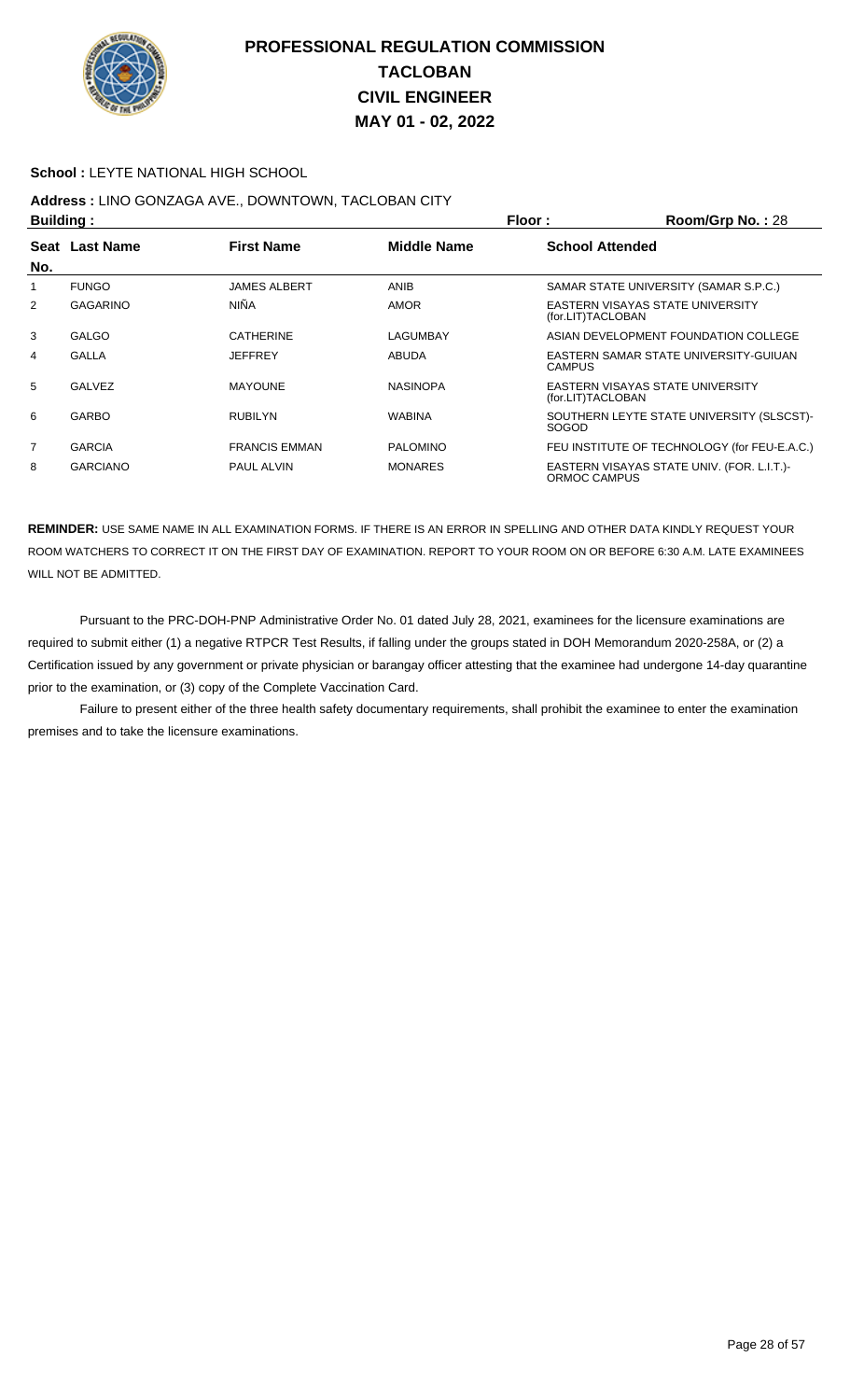# PROFESSIONAL REGULATION COMMISSION
# TACLOBAN
# CIVIL ENGINEER
# MAY 01 - 02, 2022

**School :** LEYTE NATIONAL HIGH SCHOOL

**Address :** LINO GONZAGA AVE., DOWNTOWN, TACLOBAN CITY

**Building :** **Floor :** **Room/Grp No. :** 28

| Seat No. | Last Name | First Name | Middle Name | School Attended |
|---|---|---|---|---|
| 1 | FUNGO | JAMES ALBERT | ANIB | SAMAR STATE UNIVERSITY (SAMAR S.P.C.) |
| 2 | GAGARINO | NIÑA | AMOR | EASTERN VISAYAS STATE UNIVERSITY (for.LIT)TACLOBAN |
| 3 | GALGO | CATHERINE | LAGUMBAY | ASIAN DEVELOPMENT FOUNDATION COLLEGE |
| 4 | GALLA | JEFFREY | ABUDA | EASTERN SAMAR STATE UNIVERSITY-GUIUAN CAMPUS |
| 5 | GALVEZ | MAYOUNE | NASINOPA | EASTERN VISAYAS STATE UNIVERSITY (for.LIT)TACLOBAN |
| 6 | GARBO | RUBILYN | WABINA | SOUTHERN LEYTE STATE UNIVERSITY (SLSCST)-SOGOD |
| 7 | GARCIA | FRANCIS EMMAN | PALOMINO | FEU INSTITUTE OF TECHNOLOGY (for FEU-E.A.C.) |
| 8 | GARCIANO | PAUL ALVIN | MONARES | EASTERN VISAYAS STATE UNIV. (FOR. L.I.T.)-ORMOC CAMPUS |

**REMINDER:** USE SAME NAME IN ALL EXAMINATION FORMS. IF THERE IS AN ERROR IN SPELLING AND OTHER DATA KINDLY REQUEST YOUR ROOM WATCHERS TO CORRECT IT ON THE FIRST DAY OF EXAMINATION. REPORT TO YOUR ROOM ON OR BEFORE 6:30 A.M. LATE EXAMINEES WILL NOT BE ADMITTED.

Pursuant to the PRC-DOH-PNP Administrative Order No. 01 dated July 28, 2021, examinees for the licensure examinations are required to submit either (1) a negative RTPCR Test Results, if falling under the groups stated in DOH Memorandum 2020-258A, or (2) a Certification issued by any government or private physician or barangay officer attesting that the examinee had undergone 14-day quarantine prior to the examination, or (3) copy of the Complete Vaccination Card.

Failure to present either of the three health safety documentary requirements, shall prohibit the examinee to enter the examination premises and to take the licensure examinations.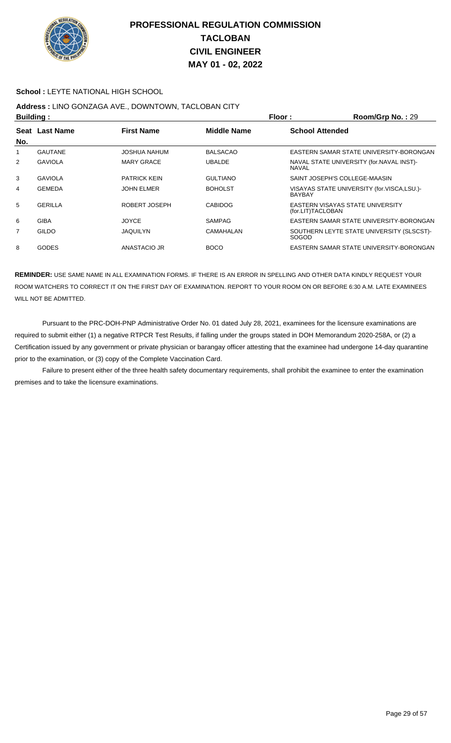# PROFESSIONAL REGULATION COMMISSION
# TACLOBAN
# CIVIL ENGINEER
# MAY 01 - 02, 2022

**School :** LEYTE NATIONAL HIGH SCHOOL

**Address :** LINO GONZAGA AVE., DOWNTOWN, TACLOBAN CITY

**Building :** **Floor :** **Room/Grp No. :** 29

| Seat No. | Last Name | First Name | Middle Name | School Attended |
|---|---|---|---|---|
| 1 | GAUTANE | JOSHUA NAHUM | BALSACAO | EASTERN SAMAR STATE UNIVERSITY-BORONGAN |
| 2 | GAVIOLA | MARY GRACE | UBALDE | NAVAL STATE UNIVERSITY (for.NAVAL INST)-NAVAL |
| 3 | GAVIOLA | PATRICK KEIN | GULTIANO | SAINT JOSEPH'S COLLEGE-MAASIN |
| 4 | GEMEDA | JOHN ELMER | BOHOLST | VISAYAS STATE UNIVERSITY (for.VISCA,LSU.)-BAYBAY |
| 5 | GERILLA | ROBERT JOSEPH | CABIDOG | EASTERN VISAYAS STATE UNIVERSITY (for.LIT)TACLOBAN |
| 6 | GIBA | JOYCE | SAMPAG | EASTERN SAMAR STATE UNIVERSITY-BORONGAN |
| 7 | GILDO | JAQUILYN | CAMAHALAN | SOUTHERN LEYTE STATE UNIVERSITY (SLSCST)-SOGOD |
| 8 | GODES | ANASTACIO JR | BOCO | EASTERN SAMAR STATE UNIVERSITY-BORONGAN |

**REMINDER:** USE SAME NAME IN ALL EXAMINATION FORMS. IF THERE IS AN ERROR IN SPELLING AND OTHER DATA KINDLY REQUEST YOUR ROOM WATCHERS TO CORRECT IT ON THE FIRST DAY OF EXAMINATION. REPORT TO YOUR ROOM ON OR BEFORE 6:30 A.M. LATE EXAMINEES WILL NOT BE ADMITTED.

Pursuant to the PRC-DOH-PNP Administrative Order No. 01 dated July 28, 2021, examinees for the licensure examinations are required to submit either (1) a negative RTPCR Test Results, if falling under the groups stated in DOH Memorandum 2020-258A, or (2) a Certification issued by any government or private physician or barangay officer attesting that the examinee had undergone 14-day quarantine prior to the examination, or (3) copy of the Complete Vaccination Card.

Failure to present either of the three health safety documentary requirements, shall prohibit the examinee to enter the examination premises and to take the licensure examinations.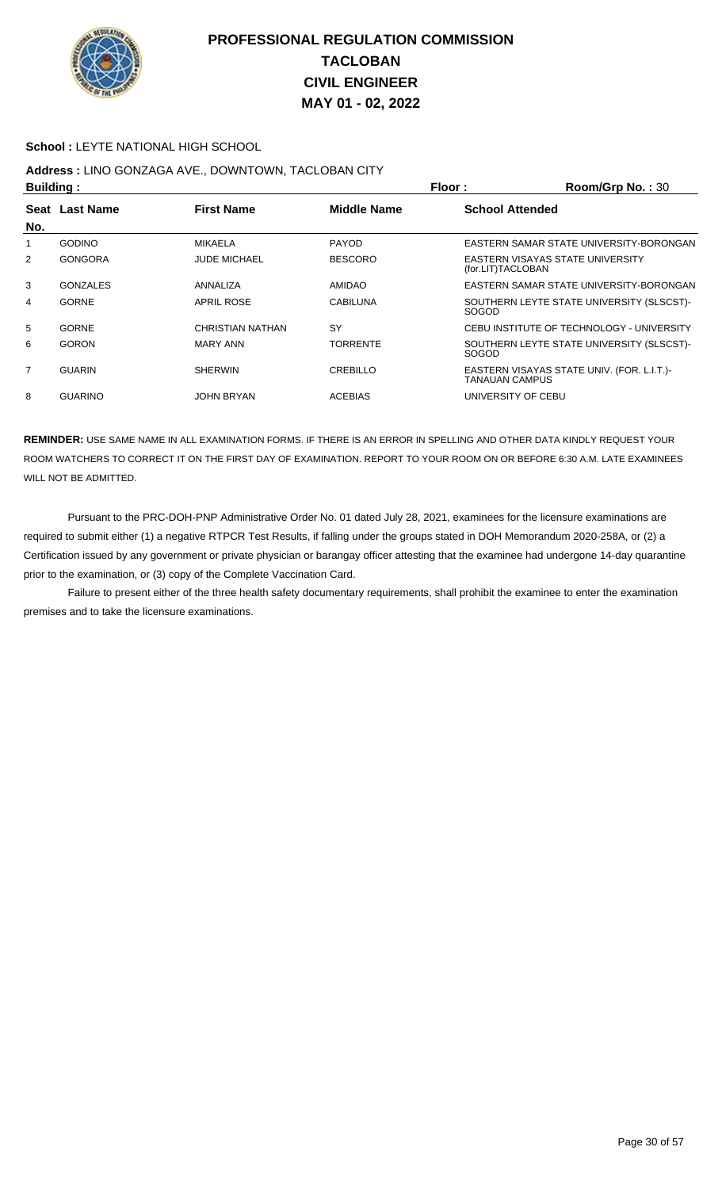# PROFESSIONAL REGULATION COMMISSION
# TACLOBAN
# CIVIL ENGINEER
# MAY 01 - 02, 2022

**School :** LEYTE NATIONAL HIGH SCHOOL

**Address :** LINO GONZAGA AVE., DOWNTOWN, TACLOBAN CITY

**Building :** **Floor :** **Room/Grp No. :** 30

| Seat No. | Last Name | First Name | Middle Name | School Attended |
|---|---|---|---|---|
| 1 | GODINO | MIKAELA | PAYOD | EASTERN SAMAR STATE UNIVERSITY-BORONGAN |
| 2 | GONGORA | JUDE MICHAEL | BESCORO | EASTERN VISAYAS STATE UNIVERSITY (for.LIT)TACLOBAN |
| 3 | GONZALES | ANNALIZA | AMIDAO | EASTERN SAMAR STATE UNIVERSITY-BORONGAN |
| 4 | GORNE | APRIL ROSE | CABILUNA | SOUTHERN LEYTE STATE UNIVERSITY (SLSCST)-SOGOD |
| 5 | GORNE | CHRISTIAN NATHAN | SY | CEBU INSTITUTE OF TECHNOLOGY - UNIVERSITY |
| 6 | GORON | MARY ANN | TORRENTE | SOUTHERN LEYTE STATE UNIVERSITY (SLSCST)-SOGOD |
| 7 | GUARIN | SHERWIN | CREBILLO | EASTERN VISAYAS STATE UNIV. (FOR. L.I.T.)-TANAUAN CAMPUS |
| 8 | GUARINO | JOHN BRYAN | ACEBIAS | UNIVERSITY OF CEBU |

**REMINDER:** USE SAME NAME IN ALL EXAMINATION FORMS. IF THERE IS AN ERROR IN SPELLING AND OTHER DATA KINDLY REQUEST YOUR ROOM WATCHERS TO CORRECT IT ON THE FIRST DAY OF EXAMINATION. REPORT TO YOUR ROOM ON OR BEFORE 6:30 A.M. LATE EXAMINEES WILL NOT BE ADMITTED.

Pursuant to the PRC-DOH-PNP Administrative Order No. 01 dated July 28, 2021, examinees for the licensure examinations are required to submit either (1) a negative RTPCR Test Results, if falling under the groups stated in DOH Memorandum 2020-258A, or (2) a Certification issued by any government or private physician or barangay officer attesting that the examinee had undergone 14-day quarantine prior to the examination, or (3) copy of the Complete Vaccination Card.

Failure to present either of the three health safety documentary requirements, shall prohibit the examinee to enter the examination premises and to take the licensure examinations.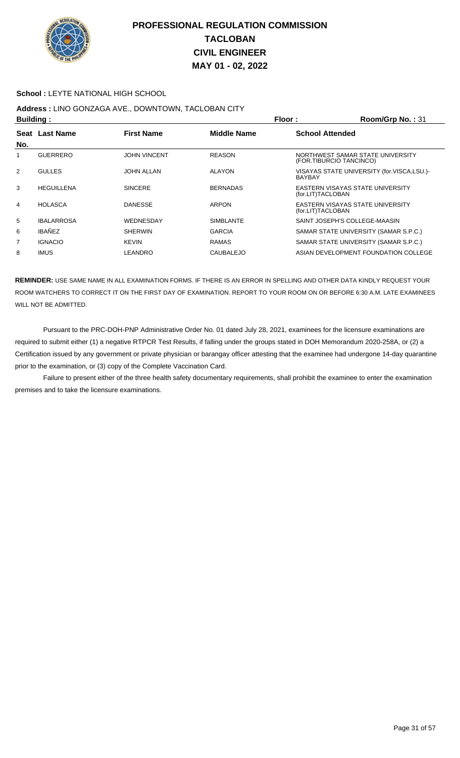# PROFESSIONAL REGULATION COMMISSION
## TACLOBAN
## CIVIL ENGINEER
## MAY 01 - 02, 2022

**School :** LEYTE NATIONAL HIGH SCHOOL

**Address :** LINO GONZAGA AVE., DOWNTOWN, TACLOBAN CITY

**Building :** **Floor :** **Room/Grp No. :** 31

| Seat No. | Last Name | First Name | Middle Name | School Attended |
|---|---|---|---|---|
| 1 | GUERRERO | JOHN VINCENT | REASON | NORTHWEST SAMAR STATE UNIVERSITY (FOR.TIBURCIO TANCINCO) |
| 2 | GULLES | JOHN ALLAN | ALAYON | VISAYAS STATE UNIVERSITY (for.VISCA,LSU.)-BAYBAY |
| 3 | HEGUILLENA | SINCERE | BERNADAS | EASTERN VISAYAS STATE UNIVERSITY (for.LIT)TACLOBAN |
| 4 | HOLASCA | DANESSE | ARPON | EASTERN VISAYAS STATE UNIVERSITY (for.LIT)TACLOBAN |
| 5 | IBALARROSA | WEDNESDAY | SIMBLANTE | SAINT JOSEPH'S COLLEGE-MAASIN |
| 6 | IBAÑEZ | SHERWIN | GARCIA | SAMAR STATE UNIVERSITY (SAMAR S.P.C.) |
| 7 | IGNACIO | KEVIN | RAMAS | SAMAR STATE UNIVERSITY (SAMAR S.P.C.) |
| 8 | IMUS | LEANDRO | CAUBALEJO | ASIAN DEVELOPMENT FOUNDATION COLLEGE |

**REMINDER:** USE SAME NAME IN ALL EXAMINATION FORMS. IF THERE IS AN ERROR IN SPELLING AND OTHER DATA KINDLY REQUEST YOUR ROOM WATCHERS TO CORRECT IT ON THE FIRST DAY OF EXAMINATION. REPORT TO YOUR ROOM ON OR BEFORE 6:30 A.M. LATE EXAMINEES WILL NOT BE ADMITTED.

Pursuant to the PRC-DOH-PNP Administrative Order No. 01 dated July 28, 2021, examinees for the licensure examinations are required to submit either (1) a negative RTPCR Test Results, if falling under the groups stated in DOH Memorandum 2020-258A, or (2) a Certification issued by any government or private physician or barangay officer attesting that the examinee had undergone 14-day quarantine prior to the examination, or (3) copy of the Complete Vaccination Card.

Failure to present either of the three health safety documentary requirements, shall prohibit the examinee to enter the examination premises and to take the licensure examinations.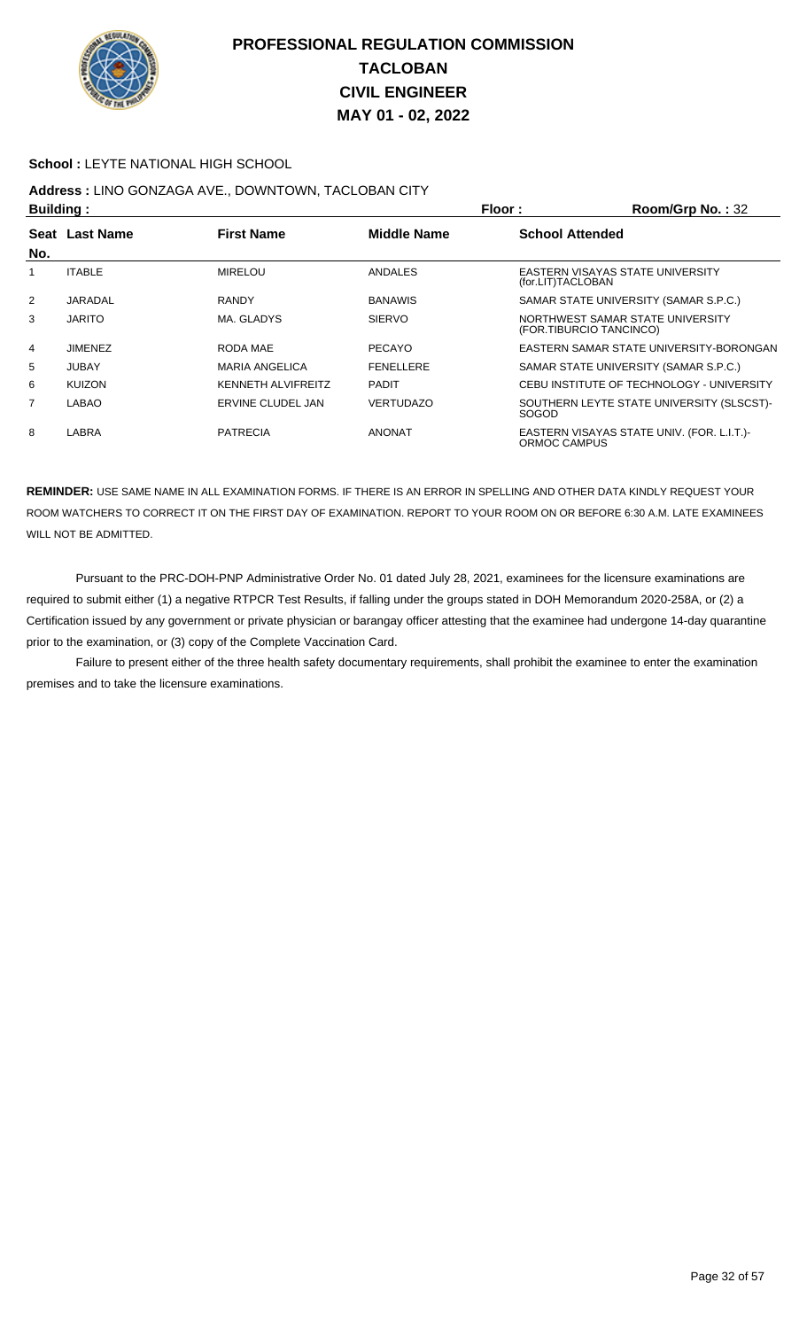# PROFESSIONAL REGULATION COMMISSION
# TACLOBAN
# CIVIL ENGINEER
# MAY 01 - 02, 2022

**School :** LEYTE NATIONAL HIGH SCHOOL

**Address :** LINO GONZAGA AVE., DOWNTOWN, TACLOBAN CITY

**Building :** **Floor :** **Room/Grp No. :** 32

| Seat No. | Last Name | First Name | Middle Name | School Attended |
|---|---|---|---|---|
| 1 | ITABLE | MIRELOU | ANDALES | EASTERN VISAYAS STATE UNIVERSITY (for.LIT)TACLOBAN |
| 2 | JARADAL | RANDY | BANAWIS | SAMAR STATE UNIVERSITY (SAMAR S.P.C.) |
| 3 | JARITO | MA. GLADYS | SIERVO | NORTHWEST SAMAR STATE UNIVERSITY (FOR.TIBURCIO TANCINCO) |
| 4 | JIMENEZ | RODA MAE | PECAYO | EASTERN SAMAR STATE UNIVERSITY-BORONGAN |
| 5 | JUBAY | MARIA ANGELICA | FENELLERE | SAMAR STATE UNIVERSITY (SAMAR S.P.C.) |
| 6 | KUIZON | KENNETH ALVIFREITZ | PADIT | CEBU INSTITUTE OF TECHNOLOGY - UNIVERSITY |
| 7 | LABAO | ERVINE CLUDEL JAN | VERTUDAZO | SOUTHERN LEYTE STATE UNIVERSITY (SLSCST)-SOGOD |
| 8 | LABRA | PATRECIA | ANONAT | EASTERN VISAYAS STATE UNIV. (FOR. L.I.T.)-ORMOC CAMPUS |

**REMINDER:** USE SAME NAME IN ALL EXAMINATION FORMS. IF THERE IS AN ERROR IN SPELLING AND OTHER DATA KINDLY REQUEST YOUR ROOM WATCHERS TO CORRECT IT ON THE FIRST DAY OF EXAMINATION. REPORT TO YOUR ROOM ON OR BEFORE 6:30 A.M. LATE EXAMINEES WILL NOT BE ADMITTED.

Pursuant to the PRC-DOH-PNP Administrative Order No. 01 dated July 28, 2021, examinees for the licensure examinations are required to submit either (1) a negative RTPCR Test Results, if falling under the groups stated in DOH Memorandum 2020-258A, or (2) a Certification issued by any government or private physician or barangay officer attesting that the examinee had undergone 14-day quarantine prior to the examination, or (3) copy of the Complete Vaccination Card.

Failure to present either of the three health safety documentary requirements, shall prohibit the examinee to enter the examination premises and to take the licensure examinations.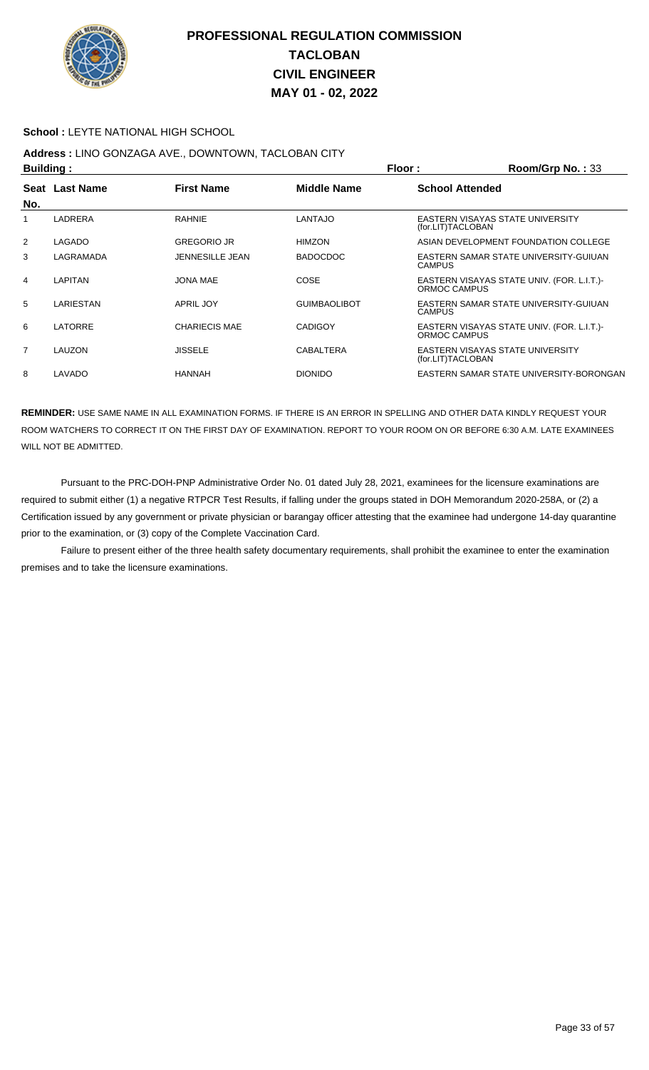# PROFESSIONAL REGULATION COMMISSION
# TACLOBAN
# CIVIL ENGINEER
# MAY 01 - 02, 2022

**School :** LEYTE NATIONAL HIGH SCHOOL

**Address :** LINO GONZAGA AVE., DOWNTOWN, TACLOBAN CITY

**Building :** **Floor :** **Room/Grp No. :** 33

| Seat No. | Last Name | First Name | Middle Name | School Attended |
|---|---|---|---|---|
| 1 | LADRERA | RAHNIE | LANTAJO | EASTERN VISAYAS STATE UNIVERSITY (for.LIT)TACLOBAN |
| 2 | LAGADO | GREGORIO JR | HIMZON | ASIAN DEVELOPMENT FOUNDATION COLLEGE |
| 3 | LAGRAMADA | JENNESILLE JEAN | BADOCDOC | EASTERN SAMAR STATE UNIVERSITY-GUIUAN CAMPUS |
| 4 | LAPITAN | JONA MAE | COSE | EASTERN VISAYAS STATE UNIV. (FOR. L.I.T.)-ORMOC CAMPUS |
| 5 | LARIESTAN | APRIL JOY | GUIMBAOLIBOT | EASTERN SAMAR STATE UNIVERSITY-GUIUAN CAMPUS |
| 6 | LATORRE | CHARIECIS MAE | CADIGOY | EASTERN VISAYAS STATE UNIV. (FOR. L.I.T.)-ORMOC CAMPUS |
| 7 | LAUZON | JISSELE | CABALTERA | EASTERN VISAYAS STATE UNIVERSITY (for.LIT)TACLOBAN |
| 8 | LAVADO | HANNAH | DIONIDO | EASTERN SAMAR STATE UNIVERSITY-BORONGAN |

**REMINDER:** USE SAME NAME IN ALL EXAMINATION FORMS. IF THERE IS AN ERROR IN SPELLING AND OTHER DATA KINDLY REQUEST YOUR ROOM WATCHERS TO CORRECT IT ON THE FIRST DAY OF EXAMINATION. REPORT TO YOUR ROOM ON OR BEFORE 6:30 A.M. LATE EXAMINEES WILL NOT BE ADMITTED.

Pursuant to the PRC-DOH-PNP Administrative Order No. 01 dated July 28, 2021, examinees for the licensure examinations are required to submit either (1) a negative RTPCR Test Results, if falling under the groups stated in DOH Memorandum 2020-258A, or (2) a Certification issued by any government or private physician or barangay officer attesting that the examinee had undergone 14-day quarantine prior to the examination, or (3) copy of the Complete Vaccination Card.

Failure to present either of the three health safety documentary requirements, shall prohibit the examinee to enter the examination premises and to take the licensure examinations.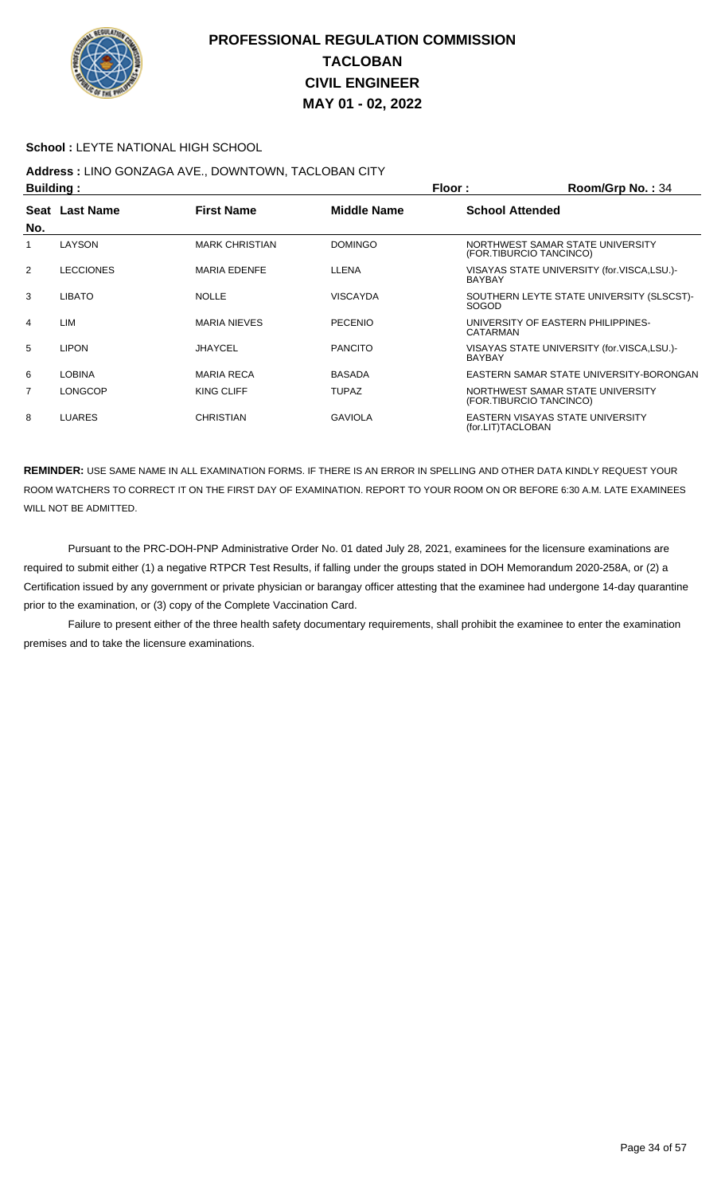# PROFESSIONAL REGULATION COMMISSION
# TACLOBAN
# CIVIL ENGINEER
# MAY 01 - 02, 2022

**School :** LEYTE NATIONAL HIGH SCHOOL

**Address :** LINO GONZAGA AVE., DOWNTOWN, TACLOBAN CITY

**Building :** **Floor :** **Room/Grp No. :** 34

| Seat No. | Last Name | First Name | Middle Name | School Attended |
|---|---|---|---|---|
| 1 | LAYSON | MARK CHRISTIAN | DOMINGO | NORTHWEST SAMAR STATE UNIVERSITY (FOR.TIBURCIO TANCINCO) |
| 2 | LECCIONES | MARIA EDENFE | LLENA | VISAYAS STATE UNIVERSITY (for.VISCA,LSU.)-BAYBAY |
| 3 | LIBATO | NOLLE | VISCAYDA | SOUTHERN LEYTE STATE UNIVERSITY (SLSCST)-SOGOD |
| 4 | LIM | MARIA NIEVES | PECENIO | UNIVERSITY OF EASTERN PHILIPPINES-CATARMAN |
| 5 | LIPON | JHAYCEL | PANCITO | VISAYAS STATE UNIVERSITY (for.VISCA,LSU.)-BAYBAY |
| 6 | LOBINA | MARIA RECA | BASADA | EASTERN SAMAR STATE UNIVERSITY-BORONGAN |
| 7 | LONGCOP | KING CLIFF | TUPAZ | NORTHWEST SAMAR STATE UNIVERSITY (FOR.TIBURCIO TANCINCO) |
| 8 | LUARES | CHRISTIAN | GAVIOLA | EASTERN VISAYAS STATE UNIVERSITY (for.LIT)TACLOBAN |

**REMINDER:** USE SAME NAME IN ALL EXAMINATION FORMS. IF THERE IS AN ERROR IN SPELLING AND OTHER DATA KINDLY REQUEST YOUR ROOM WATCHERS TO CORRECT IT ON THE FIRST DAY OF EXAMINATION. REPORT TO YOUR ROOM ON OR BEFORE 6:30 A.M. LATE EXAMINEES WILL NOT BE ADMITTED.

Pursuant to the PRC-DOH-PNP Administrative Order No. 01 dated July 28, 2021, examinees for the licensure examinations are required to submit either (1) a negative RTPCR Test Results, if falling under the groups stated in DOH Memorandum 2020-258A, or (2) a Certification issued by any government or private physician or barangay officer attesting that the examinee had undergone 14-day quarantine prior to the examination, or (3) copy of the Complete Vaccination Card.

Failure to present either of the three health safety documentary requirements, shall prohibit the examinee to enter the examination premises and to take the licensure examinations.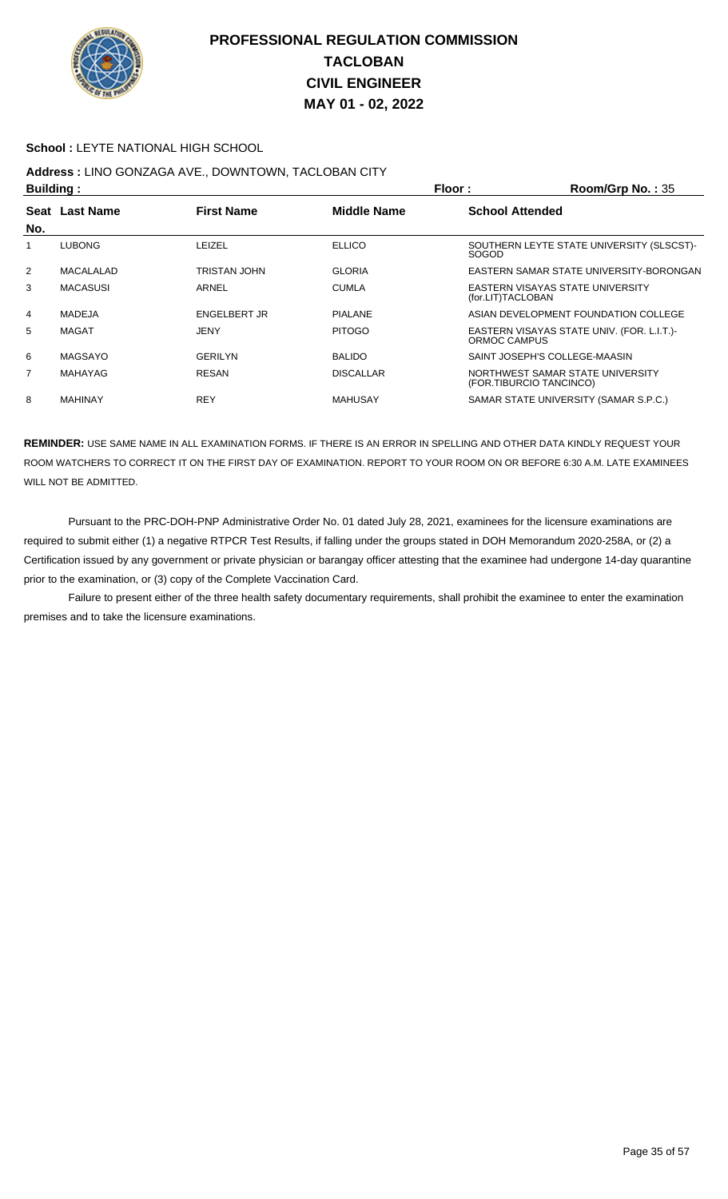# PROFESSIONAL REGULATION COMMISSION
## TACLOBAN
## CIVIL ENGINEER
## MAY 01 - 02, 2022

**School :** LEYTE NATIONAL HIGH SCHOOL

**Address :** LINO GONZAGA AVE., DOWNTOWN, TACLOBAN CITY

**Building :** **Floor :** **Room/Grp No. :** 35

| Seat No. | Last Name | First Name | Middle Name | School Attended |
|---|---|---|---|---|
| 1 | LUBONG | LEIZEL | ELLICO | SOUTHERN LEYTE STATE UNIVERSITY (SLSCST)-SOGOD |
| 2 | MACALALAD | TRISTAN JOHN | GLORIA | EASTERN SAMAR STATE UNIVERSITY-BORONGAN |
| 3 | MACASUSI | ARNEL | CUMLA | EASTERN VISAYAS STATE UNIVERSITY (for.LIT)TACLOBAN |
| 4 | MADEJA | ENGELBERT JR | PIALANE | ASIAN DEVELOPMENT FOUNDATION COLLEGE |
| 5 | MAGAT | JENY | PITOGO | EASTERN VISAYAS STATE UNIV. (FOR. L.I.T.)-ORMOC CAMPUS |
| 6 | MAGSAYO | GERILYN | BALIDO | SAINT JOSEPH'S COLLEGE-MAASIN |
| 7 | MAHAYAG | RESAN | DISCALLAR | NORTHWEST SAMAR STATE UNIVERSITY (FOR.TIBURCIO TANCINCO) |
| 8 | MAHINAY | REY | MAHUSAY | SAMAR STATE UNIVERSITY (SAMAR S.P.C.) |

**REMINDER:** USE SAME NAME IN ALL EXAMINATION FORMS. IF THERE IS AN ERROR IN SPELLING AND OTHER DATA KINDLY REQUEST YOUR ROOM WATCHERS TO CORRECT IT ON THE FIRST DAY OF EXAMINATION. REPORT TO YOUR ROOM ON OR BEFORE 6:30 A.M. LATE EXAMINEES WILL NOT BE ADMITTED.

Pursuant to the PRC-DOH-PNP Administrative Order No. 01 dated July 28, 2021, examinees for the licensure examinations are required to submit either (1) a negative RTPCR Test Results, if falling under the groups stated in DOH Memorandum 2020-258A, or (2) a Certification issued by any government or private physician or barangay officer attesting that the examinee had undergone 14-day quarantine prior to the examination, or (3) copy of the Complete Vaccination Card.

Failure to present either of the three health safety documentary requirements, shall prohibit the examinee to enter the examination premises and to take the licensure examinations.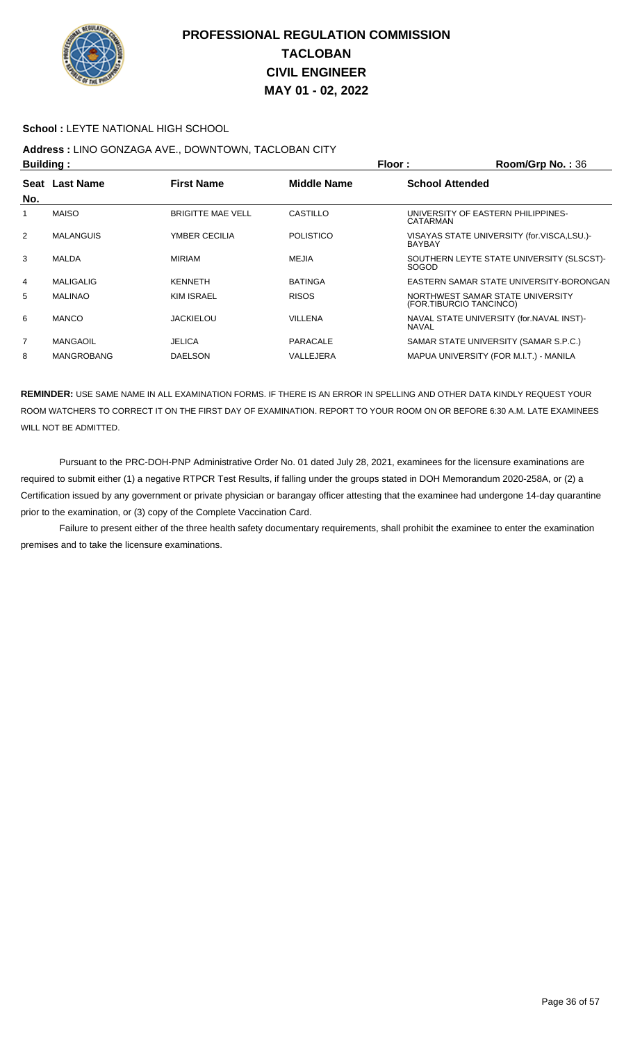# PROFESSIONAL REGULATION COMMISSION
# TACLOBAN
# CIVIL ENGINEER
# MAY 01 - 02, 2022

**School :** LEYTE NATIONAL HIGH SCHOOL

**Address :** LINO GONZAGA AVE., DOWNTOWN, TACLOBAN CITY

**Building :** **Floor :** **Room/Grp No. :** 36

| Seat No. | Last Name | First Name | Middle Name | School Attended |
|---|---|---|---|---|
| 1 | MAISO | BRIGITTE MAE VELL | CASTILLO | UNIVERSITY OF EASTERN PHILIPPINES-CATARMAN |
| 2 | MALANGUIS | YMBER CECILIA | POLISTICO | VISAYAS STATE UNIVERSITY (for.VISCA,LSU.)-BAYBAY |
| 3 | MALDA | MIRIAM | MEJIA | SOUTHERN LEYTE STATE UNIVERSITY (SLSCST)-SOGOD |
| 4 | MALIGALIG | KENNETH | BATINGA | EASTERN SAMAR STATE UNIVERSITY-BORONGAN |
| 5 | MALINAO | KIM ISRAEL | RISOS | NORTHWEST SAMAR STATE UNIVERSITY (FOR.TIBURCIO TANCINCO) |
| 6 | MANCO | JACKIELOU | VILLENA | NAVAL STATE UNIVERSITY (for.NAVAL INST)-NAVAL |
| 7 | MANGAOIL | JELICA | PARACALE | SAMAR STATE UNIVERSITY (SAMAR S.P.C.) |
| 8 | MANGROBANG | DAELSON | VALLEJERA | MAPUA UNIVERSITY (FOR M.I.T.) - MANILA |

**REMINDER:** USE SAME NAME IN ALL EXAMINATION FORMS. IF THERE IS AN ERROR IN SPELLING AND OTHER DATA KINDLY REQUEST YOUR ROOM WATCHERS TO CORRECT IT ON THE FIRST DAY OF EXAMINATION. REPORT TO YOUR ROOM ON OR BEFORE 6:30 A.M. LATE EXAMINEES WILL NOT BE ADMITTED.

Pursuant to the PRC-DOH-PNP Administrative Order No. 01 dated July 28, 2021, examinees for the licensure examinations are required to submit either (1) a negative RTPCR Test Results, if falling under the groups stated in DOH Memorandum 2020-258A, or (2) a Certification issued by any government or private physician or barangay officer attesting that the examinee had undergone 14-day quarantine prior to the examination, or (3) copy of the Complete Vaccination Card.

Failure to present either of the three health safety documentary requirements, shall prohibit the examinee to enter the examination premises and to take the licensure examinations.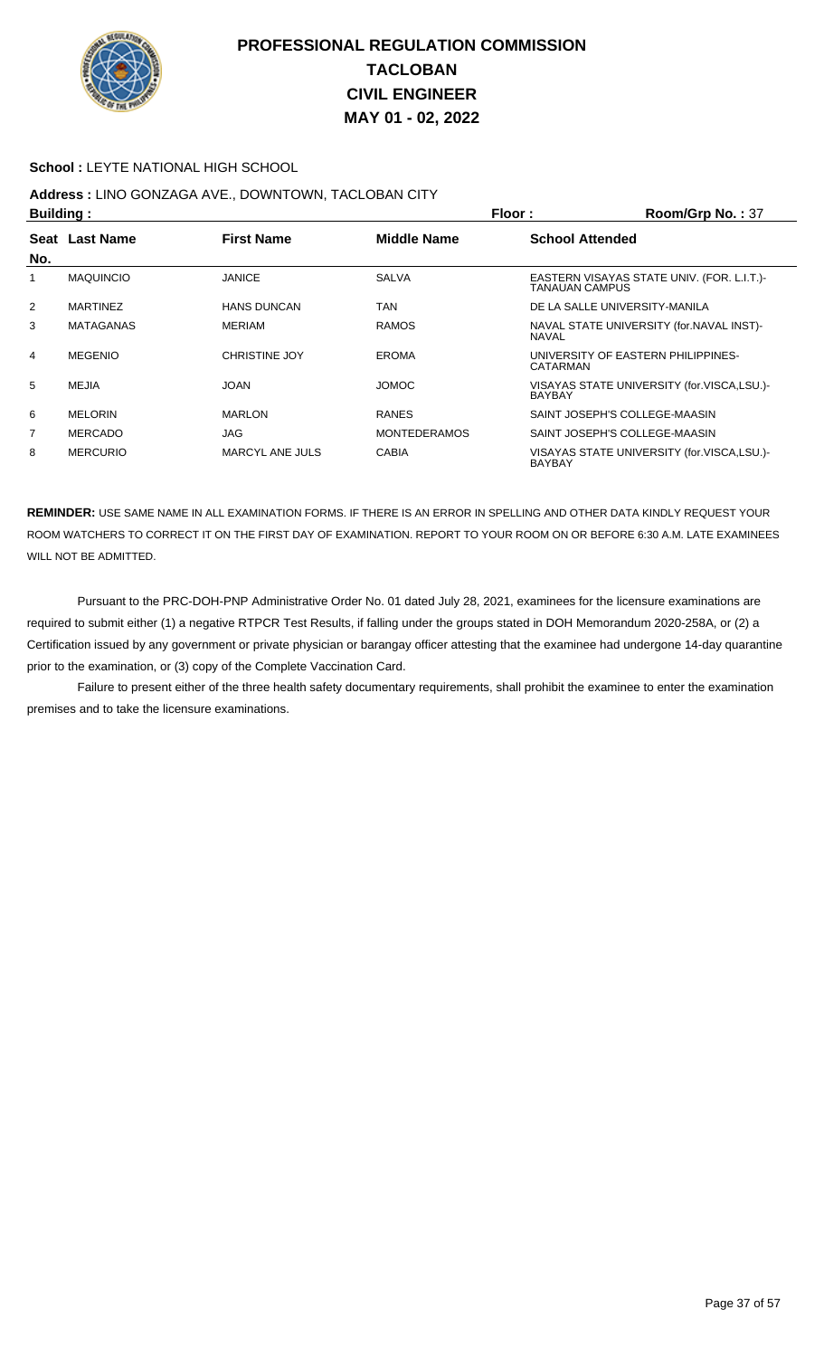# PROFESSIONAL REGULATION COMMISSION
## TACLOBAN
## CIVIL ENGINEER
## MAY 01 - 02, 2022

**School :** LEYTE NATIONAL HIGH SCHOOL

**Address :** LINO GONZAGA AVE., DOWNTOWN, TACLOBAN CITY

**Building :** **Floor :** **Room/Grp No. :** 37

| Seat No. | Last Name | First Name | Middle Name | School Attended |
|---|---|---|---|---|
| 1 | MAQUINCIO | JANICE | SALVA | EASTERN VISAYAS STATE UNIV. (FOR. L.I.T.)-TANAUAN CAMPUS |
| 2 | MARTINEZ | HANS DUNCAN | TAN | DE LA SALLE UNIVERSITY-MANILA |
| 3 | MATAGANAS | MERIAM | RAMOS | NAVAL STATE UNIVERSITY (for.NAVAL INST)-NAVAL |
| 4 | MEGENIO | CHRISTINE JOY | EROMA | UNIVERSITY OF EASTERN PHILIPPINES-CATARMAN |
| 5 | MEJIA | JOAN | JOMOC | VISAYAS STATE UNIVERSITY (for.VISCA,LSU.)-BAYBAY |
| 6 | MELORIN | MARLON | RANES | SAINT JOSEPH'S COLLEGE-MAASIN |
| 7 | MERCADO | JAG | MONTEDERAMOS | SAINT JOSEPH'S COLLEGE-MAASIN |
| 8 | MERCURIO | MARCYL ANE JULS | CABIA | VISAYAS STATE UNIVERSITY (for.VISCA,LSU.)-BAYBAY |

**REMINDER:** USE SAME NAME IN ALL EXAMINATION FORMS. IF THERE IS AN ERROR IN SPELLING AND OTHER DATA KINDLY REQUEST YOUR ROOM WATCHERS TO CORRECT IT ON THE FIRST DAY OF EXAMINATION. REPORT TO YOUR ROOM ON OR BEFORE 6:30 A.M. LATE EXAMINEES WILL NOT BE ADMITTED.

Pursuant to the PRC-DOH-PNP Administrative Order No. 01 dated July 28, 2021, examinees for the licensure examinations are required to submit either (1) a negative RTPCR Test Results, if falling under the groups stated in DOH Memorandum 2020-258A, or (2) a Certification issued by any government or private physician or barangay officer attesting that the examinee had undergone 14-day quarantine prior to the examination, or (3) copy of the Complete Vaccination Card.

Failure to present either of the three health safety documentary requirements, shall prohibit the examinee to enter the examination premises and to take the licensure examinations.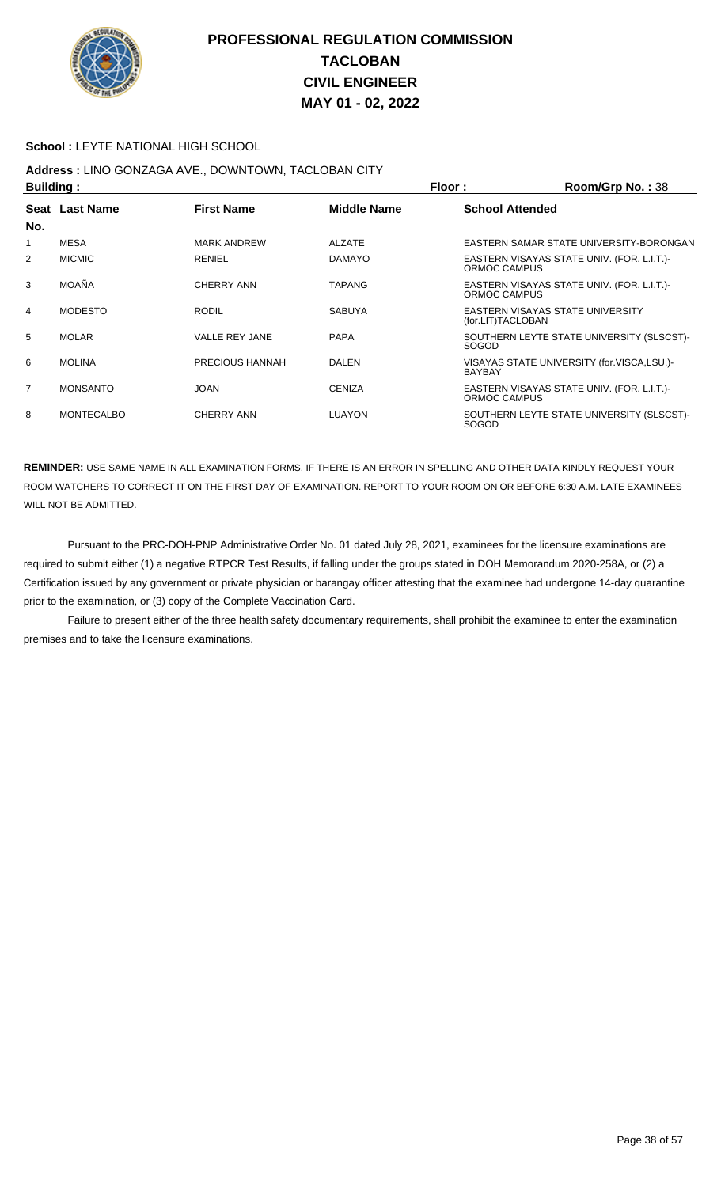# PROFESSIONAL REGULATION COMMISSION
## TACLOBAN
## CIVIL ENGINEER
## MAY 01 - 02, 2022

**School :** LEYTE NATIONAL HIGH SCHOOL

**Address :** LINO GONZAGA AVE., DOWNTOWN, TACLOBAN CITY

**Building :** **Floor :** **Room/Grp No. :** 38

| Seat No. | Last Name | First Name | Middle Name | School Attended |
|---|---|---|---|---|
| 1 | MESA | MARK ANDREW | ALZATE | EASTERN SAMAR STATE UNIVERSITY-BORONGAN |
| 2 | MICMIC | RENIEL | DAMAYO | EASTERN VISAYAS STATE UNIV. (FOR. L.I.T.)-ORMOC CAMPUS |
| 3 | MOAÑA | CHERRY ANN | TAPANG | EASTERN VISAYAS STATE UNIV. (FOR. L.I.T.)-ORMOC CAMPUS |
| 4 | MODESTO | RODIL | SABUYA | EASTERN VISAYAS STATE UNIVERSITY (for.LIT)TACLOBAN |
| 5 | MOLAR | VALLE REY JANE | PAPA | SOUTHERN LEYTE STATE UNIVERSITY (SLSCST)-SOGOD |
| 6 | MOLINA | PRECIOUS HANNAH | DALEN | VISAYAS STATE UNIVERSITY (for.VISCA,LSU.)-BAYBAY |
| 7 | MONSANTO | JOAN | CENIZA | EASTERN VISAYAS STATE UNIV. (FOR. L.I.T.)-ORMOC CAMPUS |
| 8 | MONTECALBO | CHERRY ANN | LUAYON | SOUTHERN LEYTE STATE UNIVERSITY (SLSCST)-SOGOD |

**REMINDER:** USE SAME NAME IN ALL EXAMINATION FORMS. IF THERE IS AN ERROR IN SPELLING AND OTHER DATA KINDLY REQUEST YOUR ROOM WATCHERS TO CORRECT IT ON THE FIRST DAY OF EXAMINATION. REPORT TO YOUR ROOM ON OR BEFORE 6:30 A.M. LATE EXAMINEES WILL NOT BE ADMITTED.

Pursuant to the PRC-DOH-PNP Administrative Order No. 01 dated July 28, 2021, examinees for the licensure examinations are required to submit either (1) a negative RTPCR Test Results, if falling under the groups stated in DOH Memorandum 2020-258A, or (2) a Certification issued by any government or private physician or barangay officer attesting that the examinee had undergone 14-day quarantine prior to the examination, or (3) copy of the Complete Vaccination Card.

Failure to present either of the three health safety documentary requirements, shall prohibit the examinee to enter the examination premises and to take the licensure examinations.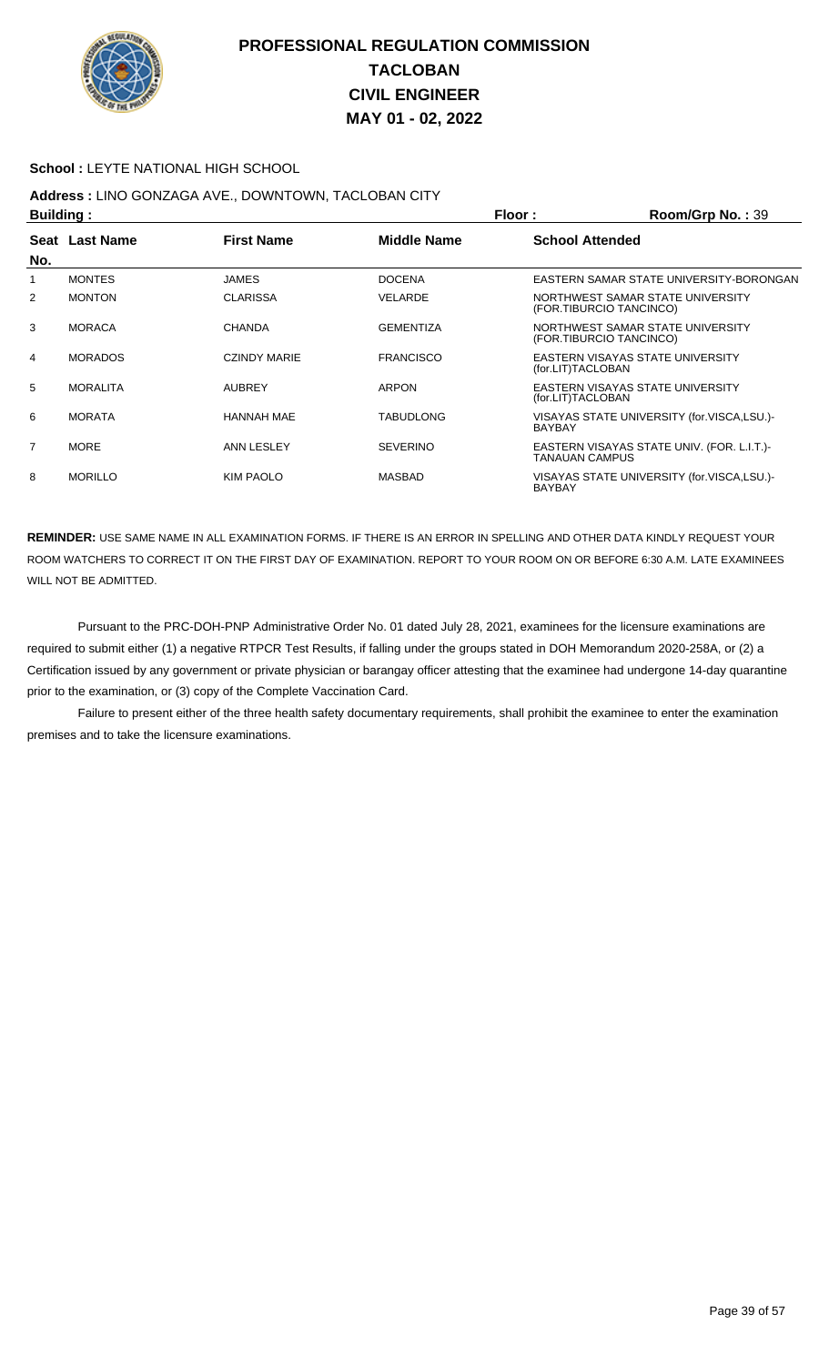# PROFESSIONAL REGULATION COMMISSION
# TACLOBAN
# CIVIL ENGINEER
# MAY 01 - 02, 2022

**School :** LEYTE NATIONAL HIGH SCHOOL

**Address :** LINO GONZAGA AVE., DOWNTOWN, TACLOBAN CITY

**Building :** **Floor :** **Room/Grp No. :** 39

| Seat No. | Last Name | First Name | Middle Name | School Attended |
|---|---|---|---|---|
| 1 | MONTES | JAMES | DOCENA | EASTERN SAMAR STATE UNIVERSITY-BORONGAN |
| 2 | MONTON | CLARISSA | VELARDE | NORTHWEST SAMAR STATE UNIVERSITY (FOR.TIBURCIO TANCINCO) |
| 3 | MORACA | CHANDA | GEMENTIZA | NORTHWEST SAMAR STATE UNIVERSITY (FOR.TIBURCIO TANCINCO) |
| 4 | MORADOS | CZINDY MARIE | FRANCISCO | EASTERN VISAYAS STATE UNIVERSITY (for.LIT)TACLOBAN |
| 5 | MORALITA | AUBREY | ARPON | EASTERN VISAYAS STATE UNIVERSITY (for.LIT)TACLOBAN |
| 6 | MORATA | HANNAH MAE | TABUDLONG | VISAYAS STATE UNIVERSITY (for.VISCA,LSU.)-BAYBAY |
| 7 | MORE | ANN LESLEY | SEVERINO | EASTERN VISAYAS STATE UNIV. (FOR. L.I.T.)-TANAUAN CAMPUS |
| 8 | MORILLO | KIM PAOLO | MASBAD | VISAYAS STATE UNIVERSITY (for.VISCA,LSU.)-BAYBAY |

**REMINDER:** USE SAME NAME IN ALL EXAMINATION FORMS. IF THERE IS AN ERROR IN SPELLING AND OTHER DATA KINDLY REQUEST YOUR ROOM WATCHERS TO CORRECT IT ON THE FIRST DAY OF EXAMINATION. REPORT TO YOUR ROOM ON OR BEFORE 6:30 A.M. LATE EXAMINEES WILL NOT BE ADMITTED.

Pursuant to the PRC-DOH-PNP Administrative Order No. 01 dated July 28, 2021, examinees for the licensure examinations are required to submit either (1) a negative RTPCR Test Results, if falling under the groups stated in DOH Memorandum 2020-258A, or (2) a Certification issued by any government or private physician or barangay officer attesting that the examinee had undergone 14-day quarantine prior to the examination, or (3) copy of the Complete Vaccination Card.

Failure to present either of the three health safety documentary requirements, shall prohibit the examinee to enter the examination premises and to take the licensure examinations.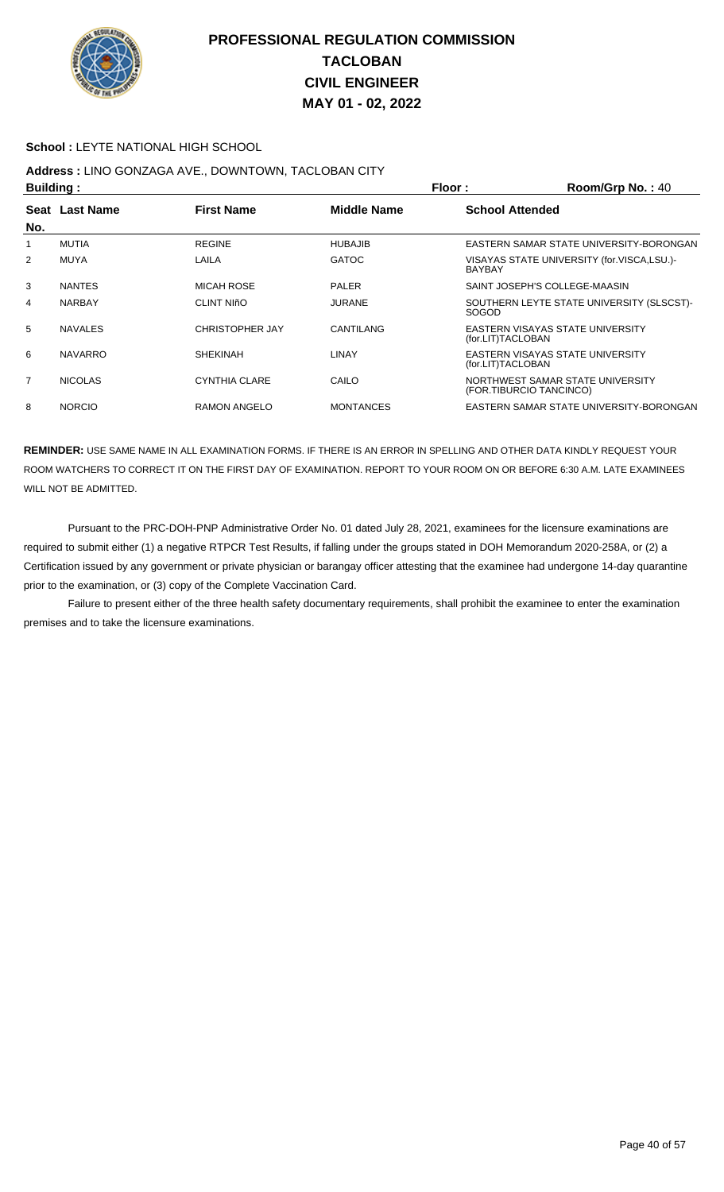# PROFESSIONAL REGULATION COMMISSION
# TACLOBAN
# CIVIL ENGINEER
# MAY 01 - 02, 2022

**School :** LEYTE NATIONAL HIGH SCHOOL

**Address :** LINO GONZAGA AVE., DOWNTOWN, TACLOBAN CITY

**Building :** **Floor :** **Room/Grp No. :** 40

| Seat No. | Last Name | First Name | Middle Name | School Attended |
|---|---|---|---|---|
| 1 | MUTIA | REGINE | HUBAJIB | EASTERN SAMAR STATE UNIVERSITY-BORONGAN |
| 2 | MUYA | LAILA | GATOC | VISAYAS STATE UNIVERSITY (for.VISCA,LSU.)-BAYBAY |
| 3 | NANTES | MICAH ROSE | PALER | SAINT JOSEPH'S COLLEGE-MAASIN |
| 4 | NARBAY | CLINT NIñO | JURANE | SOUTHERN LEYTE STATE UNIVERSITY (SLSCST)-SOGOD |
| 5 | NAVALES | CHRISTOPHER JAY | CANTILANG | EASTERN VISAYAS STATE UNIVERSITY (for.LIT)TACLOBAN |
| 6 | NAVARRO | SHEKINAH | LINAY | EASTERN VISAYAS STATE UNIVERSITY (for.LIT)TACLOBAN |
| 7 | NICOLAS | CYNTHIA CLARE | CAILO | NORTHWEST SAMAR STATE UNIVERSITY (FOR.TIBURCIO TANCINCO) |
| 8 | NORCIO | RAMON ANGELO | MONTANCES | EASTERN SAMAR STATE UNIVERSITY-BORONGAN |

**REMINDER:** USE SAME NAME IN ALL EXAMINATION FORMS. IF THERE IS AN ERROR IN SPELLING AND OTHER DATA KINDLY REQUEST YOUR ROOM WATCHERS TO CORRECT IT ON THE FIRST DAY OF EXAMINATION. REPORT TO YOUR ROOM ON OR BEFORE 6:30 A.M. LATE EXAMINEES WILL NOT BE ADMITTED.

Pursuant to the PRC-DOH-PNP Administrative Order No. 01 dated July 28, 2021, examinees for the licensure examinations are required to submit either (1) a negative RTPCR Test Results, if falling under the groups stated in DOH Memorandum 2020-258A, or (2) a Certification issued by any government or private physician or barangay officer attesting that the examinee had undergone 14-day quarantine prior to the examination, or (3) copy of the Complete Vaccination Card.

Failure to present either of the three health safety documentary requirements, shall prohibit the examinee to enter the examination premises and to take the licensure examinations.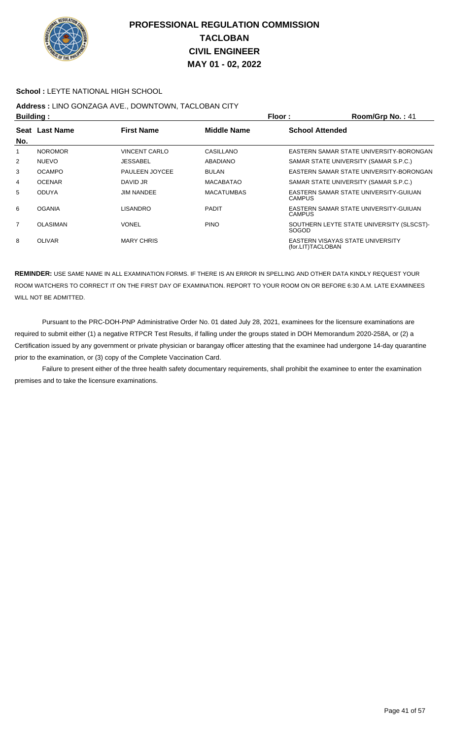# PROFESSIONAL REGULATION COMMISSION
# TACLOBAN
# CIVIL ENGINEER
# MAY 01 - 02, 2022

**School :** LEYTE NATIONAL HIGH SCHOOL

**Address :** LINO GONZAGA AVE., DOWNTOWN, TACLOBAN CITY

**Building :** **Floor :** **Room/Grp No. :** 41

| Seat No. | Last Name | First Name | Middle Name | School Attended |
|---|---|---|---|---|
| 1 | NOROMOR | VINCENT CARLO | CASILLANO | EASTERN SAMAR STATE UNIVERSITY-BORONGAN |
| 2 | NUEVO | JESSABEL | ABADIANO | SAMAR STATE UNIVERSITY (SAMAR S.P.C.) |
| 3 | OCAMPO | PAULEEN JOYCEE | BULAN | EASTERN SAMAR STATE UNIVERSITY-BORONGAN |
| 4 | OCENAR | DAVID JR | MACABATAO | SAMAR STATE UNIVERSITY (SAMAR S.P.C.) |
| 5 | ODUYA | JIM NANDEE | MACATUMBAS | EASTERN SAMAR STATE UNIVERSITY-GUIUAN CAMPUS |
| 6 | OGANIA | LISANDRO | PADIT | EASTERN SAMAR STATE UNIVERSITY-GUIUAN CAMPUS |
| 7 | OLASIMAN | VONEL | PINO | SOUTHERN LEYTE STATE UNIVERSITY (SLSCST)-SOGOD |
| 8 | OLIVAR | MARY CHRIS | | EASTERN VISAYAS STATE UNIVERSITY (for.LIT)TACLOBAN |

**REMINDER:** USE SAME NAME IN ALL EXAMINATION FORMS. IF THERE IS AN ERROR IN SPELLING AND OTHER DATA KINDLY REQUEST YOUR ROOM WATCHERS TO CORRECT IT ON THE FIRST DAY OF EXAMINATION. REPORT TO YOUR ROOM ON OR BEFORE 6:30 A.M. LATE EXAMINEES WILL NOT BE ADMITTED.

Pursuant to the PRC-DOH-PNP Administrative Order No. 01 dated July 28, 2021, examinees for the licensure examinations are required to submit either (1) a negative RTPCR Test Results, if falling under the groups stated in DOH Memorandum 2020-258A, or (2) a Certification issued by any government or private physician or barangay officer attesting that the examinee had undergone 14-day quarantine prior to the examination, or (3) copy of the Complete Vaccination Card.

Failure to present either of the three health safety documentary requirements, shall prohibit the examinee to enter the examination premises and to take the licensure examinations.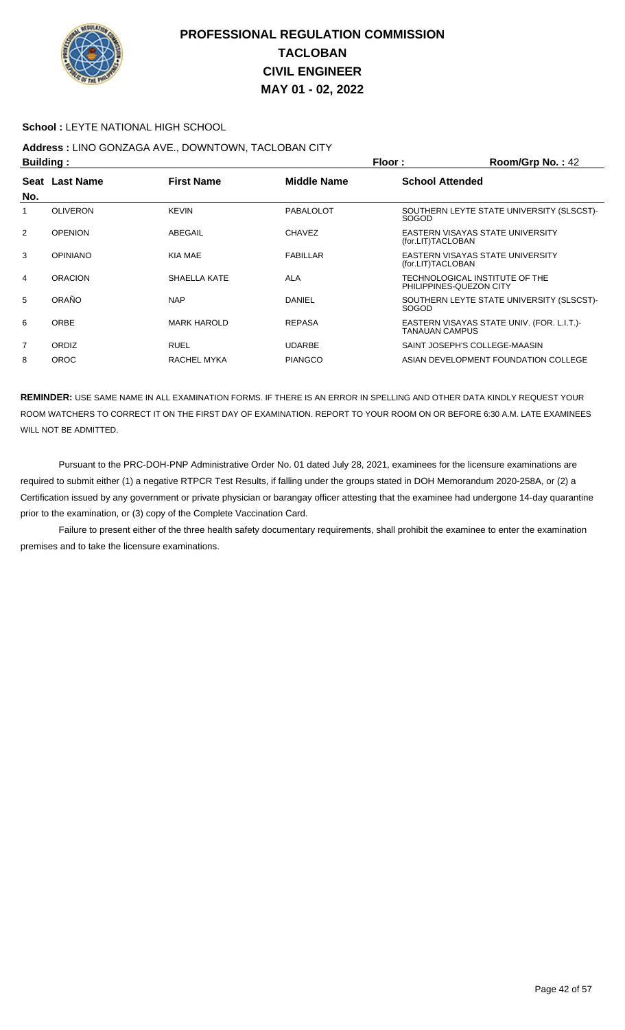# PROFESSIONAL REGULATION COMMISSION
## TACLOBAN
## CIVIL ENGINEER
## MAY 01 - 02, 2022

**School :** LEYTE NATIONAL HIGH SCHOOL

**Address :** LINO GONZAGA AVE., DOWNTOWN, TACLOBAN CITY

**Building :** **Floor :** **Room/Grp No. :** 42

| Seat No. | Last Name | First Name | Middle Name | School Attended |
|---|---|---|---|---|
| 1 | OLIVERON | KEVIN | PABALOLOT | SOUTHERN LEYTE STATE UNIVERSITY (SLSCST)-SOGOD |
| 2 | OPENION | ABEGAIL | CHAVEZ | EASTERN VISAYAS STATE UNIVERSITY (for.LIT)TACLOBAN |
| 3 | OPINIANO | KIA MAE | FABILLAR | EASTERN VISAYAS STATE UNIVERSITY (for.LIT)TACLOBAN |
| 4 | ORACION | SHAELLA KATE | ALA | TECHNOLOGICAL INSTITUTE OF THE PHILIPPINES-QUEZON CITY |
| 5 | ORAÑO | NAP | DANIEL | SOUTHERN LEYTE STATE UNIVERSITY (SLSCST)-SOGOD |
| 6 | ORBE | MARK HAROLD | REPASA | EASTERN VISAYAS STATE UNIV. (FOR. L.I.T.)-TANAUAN CAMPUS |
| 7 | ORDIZ | RUEL | UDARBE | SAINT JOSEPH'S COLLEGE-MAASIN |
| 8 | OROC | RACHEL MYKA | PIANGCO | ASIAN DEVELOPMENT FOUNDATION COLLEGE |

**REMINDER:** USE SAME NAME IN ALL EXAMINATION FORMS. IF THERE IS AN ERROR IN SPELLING AND OTHER DATA KINDLY REQUEST YOUR ROOM WATCHERS TO CORRECT IT ON THE FIRST DAY OF EXAMINATION. REPORT TO YOUR ROOM ON OR BEFORE 6:30 A.M. LATE EXAMINEES WILL NOT BE ADMITTED.

Pursuant to the PRC-DOH-PNP Administrative Order No. 01 dated July 28, 2021, examinees for the licensure examinations are required to submit either (1) a negative RTPCR Test Results, if falling under the groups stated in DOH Memorandum 2020-258A, or (2) a Certification issued by any government or private physician or barangay officer attesting that the examinee had undergone 14-day quarantine prior to the examination, or (3) copy of the Complete Vaccination Card.

Failure to present either of the three health safety documentary requirements, shall prohibit the examinee to enter the examination premises and to take the licensure examinations.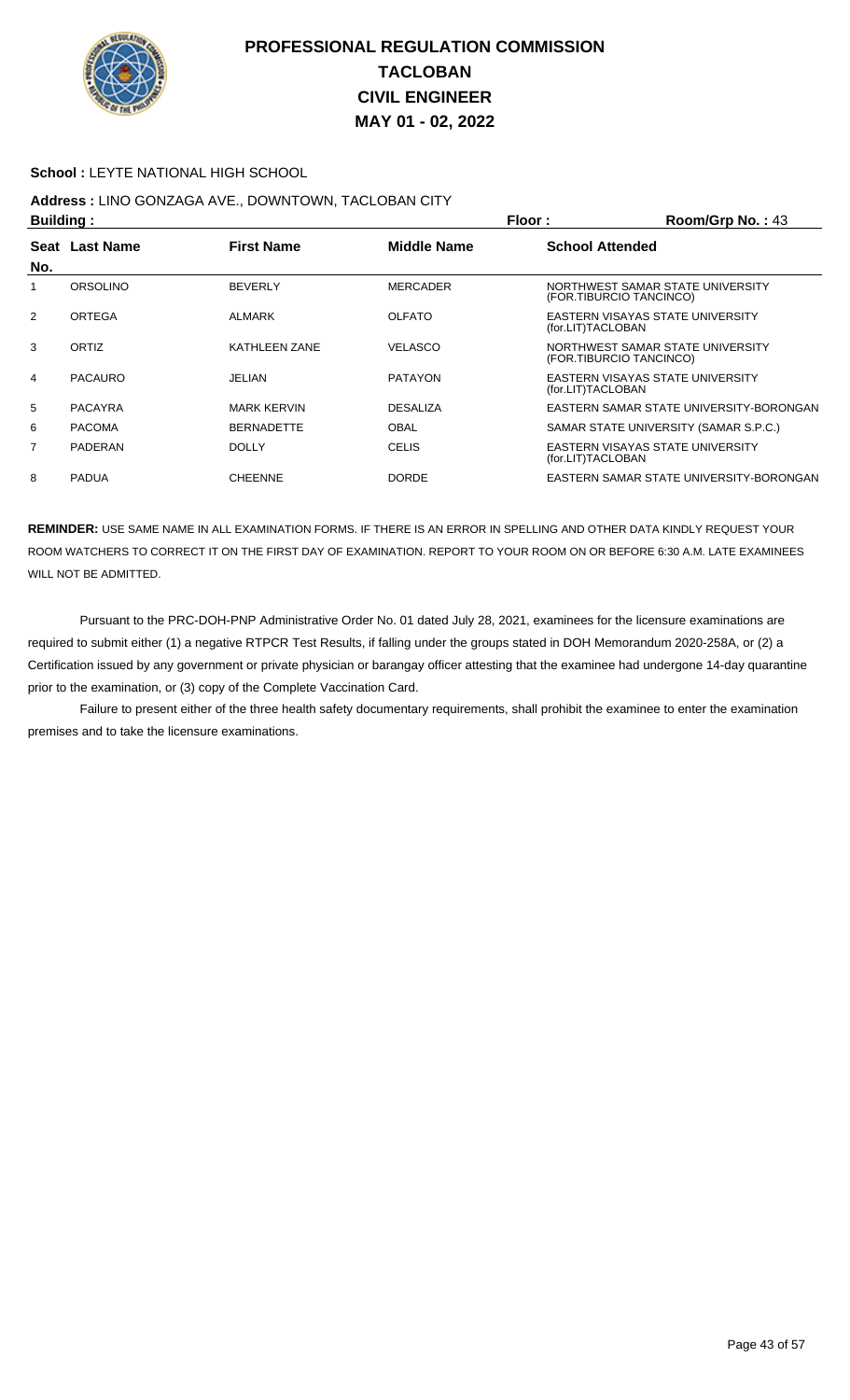# PROFESSIONAL REGULATION COMMISSION
## TACLOBAN
## CIVIL ENGINEER
## MAY 01 - 02, 2022

**School :** LEYTE NATIONAL HIGH SCHOOL

**Address :** LINO GONZAGA AVE., DOWNTOWN, TACLOBAN CITY

**Building :** **Floor :** **Room/Grp No. :** 43

| Seat No. | Last Name | First Name | Middle Name | School Attended |
|---|---|---|---|---|
| 1 | ORSOLINO | BEVERLY | MERCADER | NORTHWEST SAMAR STATE UNIVERSITY (FOR.TIBURCIO TANCINCO) |
| 2 | ORTEGA | ALMARK | OLFATO | EASTERN VISAYAS STATE UNIVERSITY (for.LIT)TACLOBAN |
| 3 | ORTIZ | KATHLEEN ZANE | VELASCO | NORTHWEST SAMAR STATE UNIVERSITY (FOR.TIBURCIO TANCINCO) |
| 4 | PACAURO | JELIAN | PATAYON | EASTERN VISAYAS STATE UNIVERSITY (for.LIT)TACLOBAN |
| 5 | PACAYRA | MARK KERVIN | DESALIZA | EASTERN SAMAR STATE UNIVERSITY-BORONGAN |
| 6 | PACOMA | BERNADETTE | OBAL | SAMAR STATE UNIVERSITY (SAMAR S.P.C.) |
| 7 | PADERAN | DOLLY | CELIS | EASTERN VISAYAS STATE UNIVERSITY (for.LIT)TACLOBAN |
| 8 | PADUA | CHEENNE | DORDE | EASTERN SAMAR STATE UNIVERSITY-BORONGAN |

**REMINDER:** USE SAME NAME IN ALL EXAMINATION FORMS. IF THERE IS AN ERROR IN SPELLING AND OTHER DATA KINDLY REQUEST YOUR ROOM WATCHERS TO CORRECT IT ON THE FIRST DAY OF EXAMINATION. REPORT TO YOUR ROOM ON OR BEFORE 6:30 A.M. LATE EXAMINEES WILL NOT BE ADMITTED.

Pursuant to the PRC-DOH-PNP Administrative Order No. 01 dated July 28, 2021, examinees for the licensure examinations are required to submit either (1) a negative RTPCR Test Results, if falling under the groups stated in DOH Memorandum 2020-258A, or (2) a Certification issued by any government or private physician or barangay officer attesting that the examinee had undergone 14-day quarantine prior to the examination, or (3) copy of the Complete Vaccination Card.

Failure to present either of the three health safety documentary requirements, shall prohibit the examinee to enter the examination premises and to take the licensure examinations.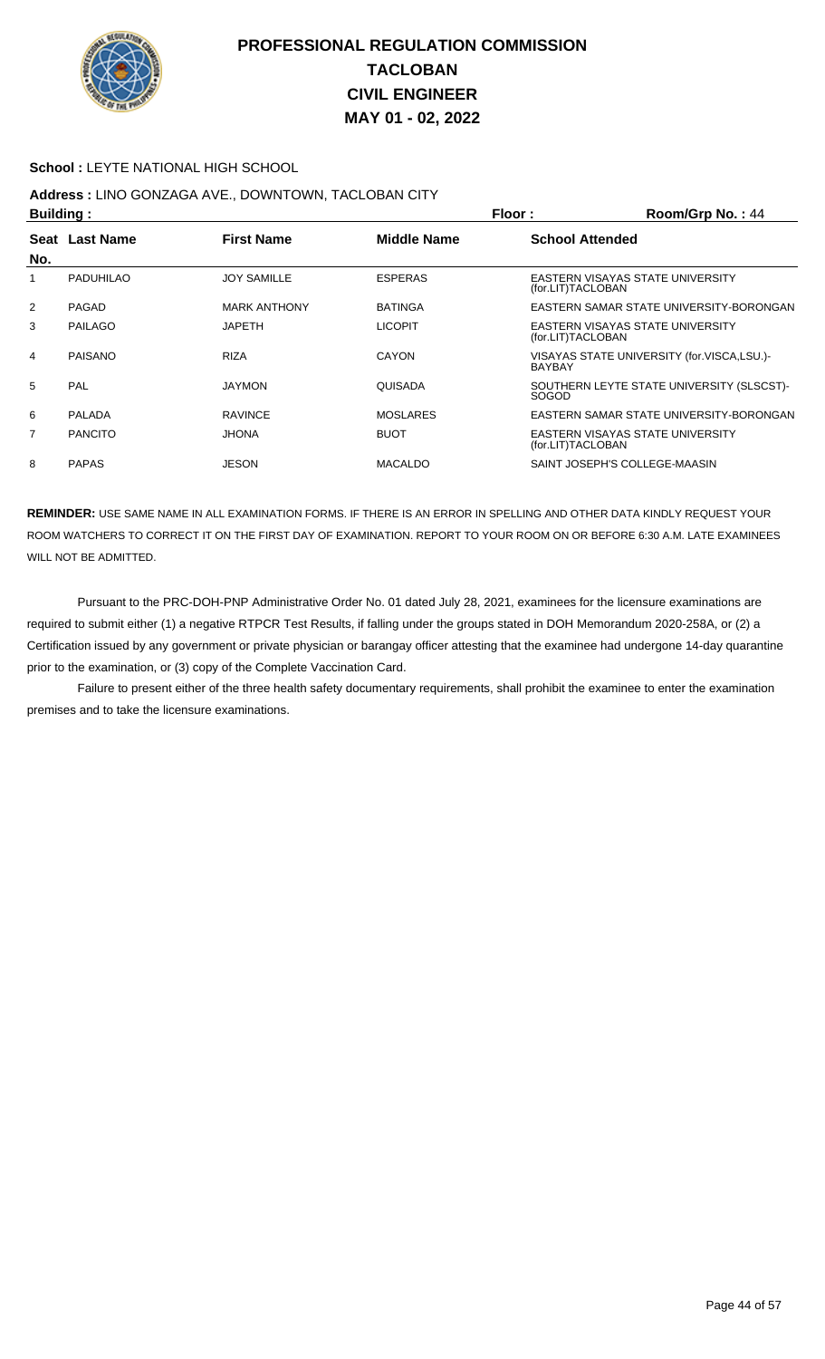# PROFESSIONAL REGULATION COMMISSION
# TACLOBAN
# CIVIL ENGINEER
# MAY 01 - 02, 2022

**School :** LEYTE NATIONAL HIGH SCHOOL

**Address :** LINO GONZAGA AVE., DOWNTOWN, TACLOBAN CITY

**Building :** **Floor :** **Room/Grp No. :** 44

| Seat No. | Last Name | First Name | Middle Name | School Attended |
|---|---|---|---|---|
| 1 | PADUHILAO | JOY SAMILLE | ESPERAS | EASTERN VISAYAS STATE UNIVERSITY (for.LIT)TACLOBAN |
| 2 | PAGAD | MARK ANTHONY | BATINGA | EASTERN SAMAR STATE UNIVERSITY-BORONGAN |
| 3 | PAILAGO | JAPETH | LICOPIT | EASTERN VISAYAS STATE UNIVERSITY (for.LIT)TACLOBAN |
| 4 | PAISANO | RIZA | CAYON | VISAYAS STATE UNIVERSITY (for.VISCA,LSU.)-BAYBAY |
| 5 | PAL | JAYMON | QUISADA | SOUTHERN LEYTE STATE UNIVERSITY (SLSCST)-SOGOD |
| 6 | PALADA | RAVINCE | MOSLARES | EASTERN SAMAR STATE UNIVERSITY-BORONGAN |
| 7 | PANCITO | JHONA | BUOT | EASTERN VISAYAS STATE UNIVERSITY (for.LIT)TACLOBAN |
| 8 | PAPAS | JESON | MACALDO | SAINT JOSEPH'S COLLEGE-MAASIN |

**REMINDER:** USE SAME NAME IN ALL EXAMINATION FORMS. IF THERE IS AN ERROR IN SPELLING AND OTHER DATA KINDLY REQUEST YOUR ROOM WATCHERS TO CORRECT IT ON THE FIRST DAY OF EXAMINATION. REPORT TO YOUR ROOM ON OR BEFORE 6:30 A.M. LATE EXAMINEES WILL NOT BE ADMITTED.

Pursuant to the PRC-DOH-PNP Administrative Order No. 01 dated July 28, 2021, examinees for the licensure examinations are required to submit either (1) a negative RTPCR Test Results, if falling under the groups stated in DOH Memorandum 2020-258A, or (2) a Certification issued by any government or private physician or barangay officer attesting that the examinee had undergone 14-day quarantine prior to the examination, or (3) copy of the Complete Vaccination Card.

Failure to present either of the three health safety documentary requirements, shall prohibit the examinee to enter the examination premises and to take the licensure examinations.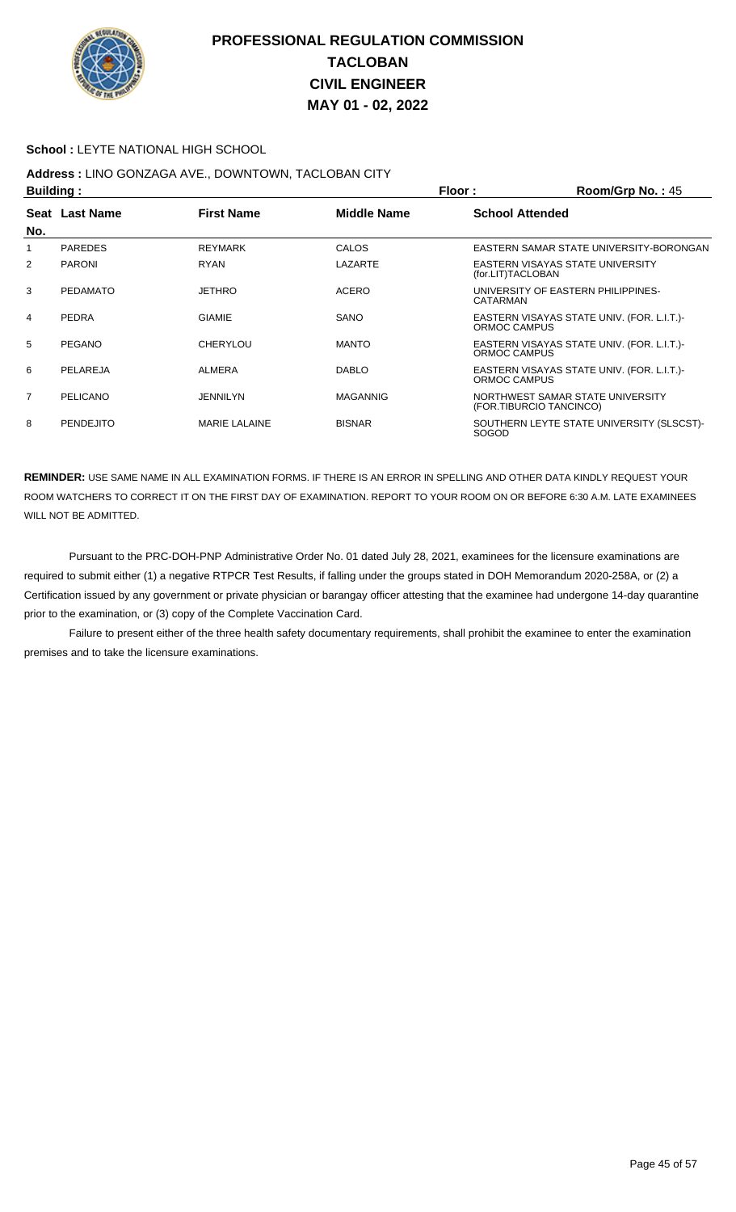# PROFESSIONAL REGULATION COMMISSION
## TACLOBAN
## CIVIL ENGINEER
## MAY 01 - 02, 2022

**School :** LEYTE NATIONAL HIGH SCHOOL

**Address :** LINO GONZAGA AVE., DOWNTOWN, TACLOBAN CITY

**Building :** **Floor :** **Room/Grp No. :** 45

| Seat No. | Last Name | First Name | Middle Name | School Attended |
|---|---|---|---|---|
| 1 | PAREDES | REYMARK | CALOS | EASTERN SAMAR STATE UNIVERSITY-BORONGAN |
| 2 | PARONI | RYAN | LAZARTE | EASTERN VISAYAS STATE UNIVERSITY (for.LIT)TACLOBAN |
| 3 | PEDAMATO | JETHRO | ACERO | UNIVERSITY OF EASTERN PHILIPPINES-CATARMAN |
| 4 | PEDRA | GIAMIE | SANO | EASTERN VISAYAS STATE UNIV. (FOR. L.I.T.)-ORMOC CAMPUS |
| 5 | PEGANO | CHERYLOU | MANTO | EASTERN VISAYAS STATE UNIV. (FOR. L.I.T.)-ORMOC CAMPUS |
| 6 | PELAREJA | ALMERA | DABLO | EASTERN VISAYAS STATE UNIV. (FOR. L.I.T.)-ORMOC CAMPUS |
| 7 | PELICANO | JENNILYN | MAGANNIG | NORTHWEST SAMAR STATE UNIVERSITY (FOR.TIBURCIO TANCINCO) |
| 8 | PENDEJITO | MARIE LALAINE | BISNAR | SOUTHERN LEYTE STATE UNIVERSITY (SLSCST)-SOGOD |

**REMINDER:** USE SAME NAME IN ALL EXAMINATION FORMS. IF THERE IS AN ERROR IN SPELLING AND OTHER DATA KINDLY REQUEST YOUR ROOM WATCHERS TO CORRECT IT ON THE FIRST DAY OF EXAMINATION. REPORT TO YOUR ROOM ON OR BEFORE 6:30 A.M. LATE EXAMINEES WILL NOT BE ADMITTED.

Pursuant to the PRC-DOH-PNP Administrative Order No. 01 dated July 28, 2021, examinees for the licensure examinations are required to submit either (1) a negative RTPCR Test Results, if falling under the groups stated in DOH Memorandum 2020-258A, or (2) a Certification issued by any government or private physician or barangay officer attesting that the examinee had undergone 14-day quarantine prior to the examination, or (3) copy of the Complete Vaccination Card.

Failure to present either of the three health safety documentary requirements, shall prohibit the examinee to enter the examination premises and to take the licensure examinations.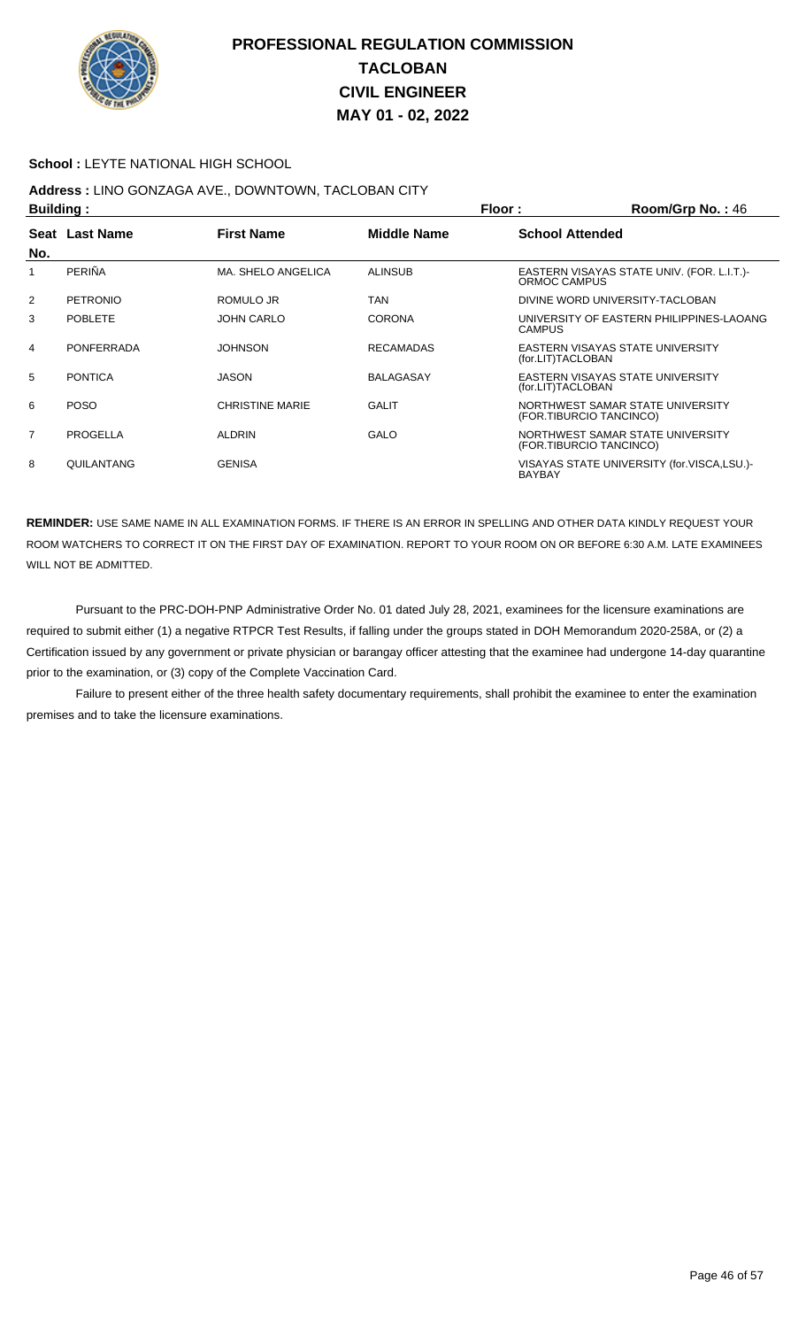# PROFESSIONAL REGULATION COMMISSION
# TACLOBAN
# CIVIL ENGINEER
# MAY 01 - 02, 2022

**School :** LEYTE NATIONAL HIGH SCHOOL

**Address :** LINO GONZAGA AVE., DOWNTOWN, TACLOBAN CITY

**Building :** **Floor :** **Room/Grp No. :** 46

| Seat No. | Last Name | First Name | Middle Name | School Attended |
|---|---|---|---|---|
| 1 | PERIÑA | MA. SHELO ANGELICA | ALINSUB | EASTERN VISAYAS STATE UNIV. (FOR. L.I.T.)-ORMOC CAMPUS |
| 2 | PETRONIO | ROMULO JR | TAN | DIVINE WORD UNIVERSITY-TACLOBAN |
| 3 | POBLETE | JOHN CARLO | CORONA | UNIVERSITY OF EASTERN PHILIPPINES-LAOANG CAMPUS |
| 4 | PONFERRADA | JOHNSON | RECAMADAS | EASTERN VISAYAS STATE UNIVERSITY (for.LIT)TACLOBAN |
| 5 | PONTICA | JASON | BALAGASAY | EASTERN VISAYAS STATE UNIVERSITY (for.LIT)TACLOBAN |
| 6 | POSO | CHRISTINE MARIE | GALIT | NORTHWEST SAMAR STATE UNIVERSITY (FOR.TIBURCIO TANCINCO) |
| 7 | PROGELLA | ALDRIN | GALO | NORTHWEST SAMAR STATE UNIVERSITY (FOR.TIBURCIO TANCINCO) |
| 8 | QUILANTANG | GENISA | | VISAYAS STATE UNIVERSITY (for.VISCA,LSU.)-BAYBAY |

**REMINDER:** USE SAME NAME IN ALL EXAMINATION FORMS. IF THERE IS AN ERROR IN SPELLING AND OTHER DATA KINDLY REQUEST YOUR ROOM WATCHERS TO CORRECT IT ON THE FIRST DAY OF EXAMINATION. REPORT TO YOUR ROOM ON OR BEFORE 6:30 A.M. LATE EXAMINEES WILL NOT BE ADMITTED.

Pursuant to the PRC-DOH-PNP Administrative Order No. 01 dated July 28, 2021, examinees for the licensure examinations are required to submit either (1) a negative RTPCR Test Results, if falling under the groups stated in DOH Memorandum 2020-258A, or (2) a Certification issued by any government or private physician or barangay officer attesting that the examinee had undergone 14-day quarantine prior to the examination, or (3) copy of the Complete Vaccination Card.

Failure to present either of the three health safety documentary requirements, shall prohibit the examinee to enter the examination premises and to take the licensure examinations.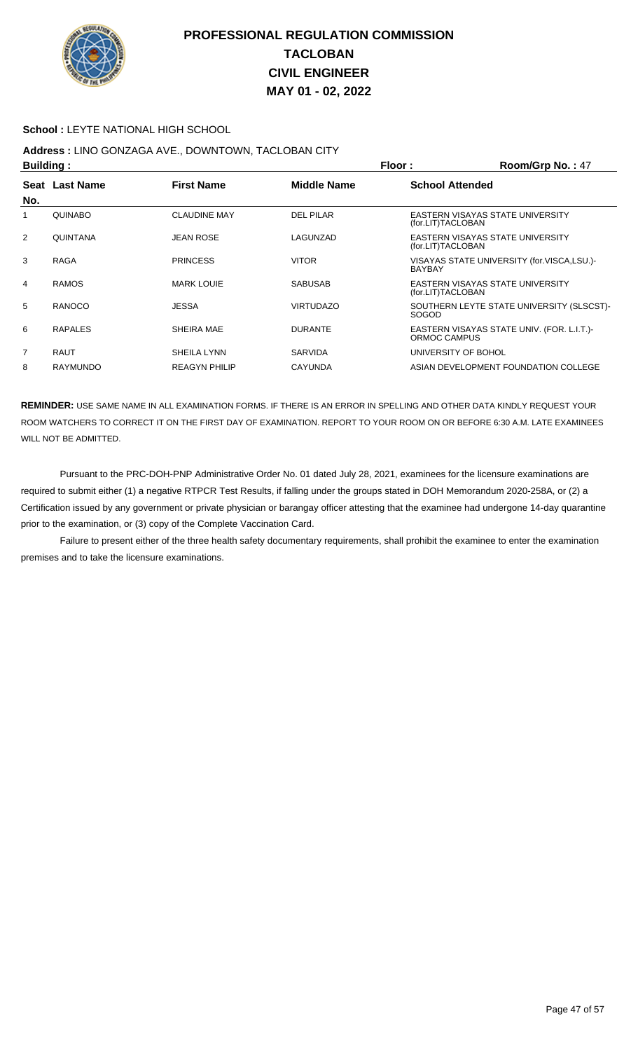# PROFESSIONAL REGULATION COMMISSION
# TACLOBAN
# CIVIL ENGINEER
# MAY 01 - 02, 2022

**School :** LEYTE NATIONAL HIGH SCHOOL

**Address :** LINO GONZAGA AVE., DOWNTOWN, TACLOBAN CITY

**Building :** **Floor :** **Room/Grp No. :** 47

| Seat No. | Last Name | First Name | Middle Name | School Attended |
|---|---|---|---|---|
| 1 | QUINABO | CLAUDINE MAY | DEL PILAR | EASTERN VISAYAS STATE UNIVERSITY (for.LIT)TACLOBAN |
| 2 | QUINTANA | JEAN ROSE | LAGUNZAD | EASTERN VISAYAS STATE UNIVERSITY (for.LIT)TACLOBAN |
| 3 | RAGA | PRINCESS | VITOR | VISAYAS STATE UNIVERSITY (for.VISCA,LSU.)-BAYBAY |
| 4 | RAMOS | MARK LOUIE | SABUSAB | EASTERN VISAYAS STATE UNIVERSITY (for.LIT)TACLOBAN |
| 5 | RANOCO | JESSA | VIRTUDAZO | SOUTHERN LEYTE STATE UNIVERSITY (SLSCST)-SOGOD |
| 6 | RAPALES | SHEIRA MAE | DURANTE | EASTERN VISAYAS STATE UNIV. (FOR. L.I.T.)-ORMOC CAMPUS |
| 7 | RAUT | SHEILA LYNN | SARVIDA | UNIVERSITY OF BOHOL |
| 8 | RAYMUNDO | REAGYN PHILIP | CAYUNDA | ASIAN DEVELOPMENT FOUNDATION COLLEGE |

**REMINDER:** USE SAME NAME IN ALL EXAMINATION FORMS. IF THERE IS AN ERROR IN SPELLING AND OTHER DATA KINDLY REQUEST YOUR ROOM WATCHERS TO CORRECT IT ON THE FIRST DAY OF EXAMINATION. REPORT TO YOUR ROOM ON OR BEFORE 6:30 A.M. LATE EXAMINEES WILL NOT BE ADMITTED.

Pursuant to the PRC-DOH-PNP Administrative Order No. 01 dated July 28, 2021, examinees for the licensure examinations are required to submit either (1) a negative RTPCR Test Results, if falling under the groups stated in DOH Memorandum 2020-258A, or (2) a Certification issued by any government or private physician or barangay officer attesting that the examinee had undergone 14-day quarantine prior to the examination, or (3) copy of the Complete Vaccination Card.

Failure to present either of the three health safety documentary requirements, shall prohibit the examinee to enter the examination premises and to take the licensure examinations.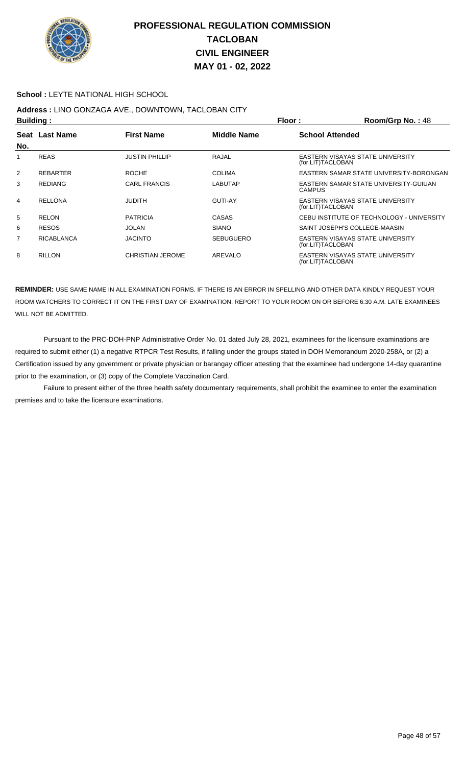# PROFESSIONAL REGULATION COMMISSION
# TACLOBAN
# CIVIL ENGINEER
# MAY 01 - 02, 2022

**School :** LEYTE NATIONAL HIGH SCHOOL

**Address :** LINO GONZAGA AVE., DOWNTOWN, TACLOBAN CITY

**Building :** **Floor :** **Room/Grp No. :** 48

| Seat No. | Last Name | First Name | Middle Name | School Attended |
|---|---|---|---|---|
| 1 | REAS | JUSTIN PHILLIP | RAJAL | EASTERN VISAYAS STATE UNIVERSITY (for.LIT)TACLOBAN |
| 2 | REBARTER | ROCHE | COLIMA | EASTERN SAMAR STATE UNIVERSITY-BORONGAN |
| 3 | REDIANG | CARL FRANCIS | LABUTAP | EASTERN SAMAR STATE UNIVERSITY-GUIUAN CAMPUS |
| 4 | RELLONA | JUDITH | GUTI-AY | EASTERN VISAYAS STATE UNIVERSITY (for.LIT)TACLOBAN |
| 5 | RELON | PATRICIA | CASAS | CEBU INSTITUTE OF TECHNOLOGY - UNIVERSITY |
| 6 | RESOS | JOLAN | SIANO | SAINT JOSEPH'S COLLEGE-MAASIN |
| 7 | RICABLANCA | JACINTO | SEBUGUERO | EASTERN VISAYAS STATE UNIVERSITY (for.LIT)TACLOBAN |
| 8 | RILLON | CHRISTIAN JEROME | AREVALO | EASTERN VISAYAS STATE UNIVERSITY (for.LIT)TACLOBAN |

**REMINDER:** USE SAME NAME IN ALL EXAMINATION FORMS. IF THERE IS AN ERROR IN SPELLING AND OTHER DATA KINDLY REQUEST YOUR ROOM WATCHERS TO CORRECT IT ON THE FIRST DAY OF EXAMINATION. REPORT TO YOUR ROOM ON OR BEFORE 6:30 A.M. LATE EXAMINEES WILL NOT BE ADMITTED.

Pursuant to the PRC-DOH-PNP Administrative Order No. 01 dated July 28, 2021, examinees for the licensure examinations are required to submit either (1) a negative RTPCR Test Results, if falling under the groups stated in DOH Memorandum 2020-258A, or (2) a Certification issued by any government or private physician or barangay officer attesting that the examinee had undergone 14-day quarantine prior to the examination, or (3) copy of the Complete Vaccination Card.

Failure to present either of the three health safety documentary requirements, shall prohibit the examinee to enter the examination premises and to take the licensure examinations.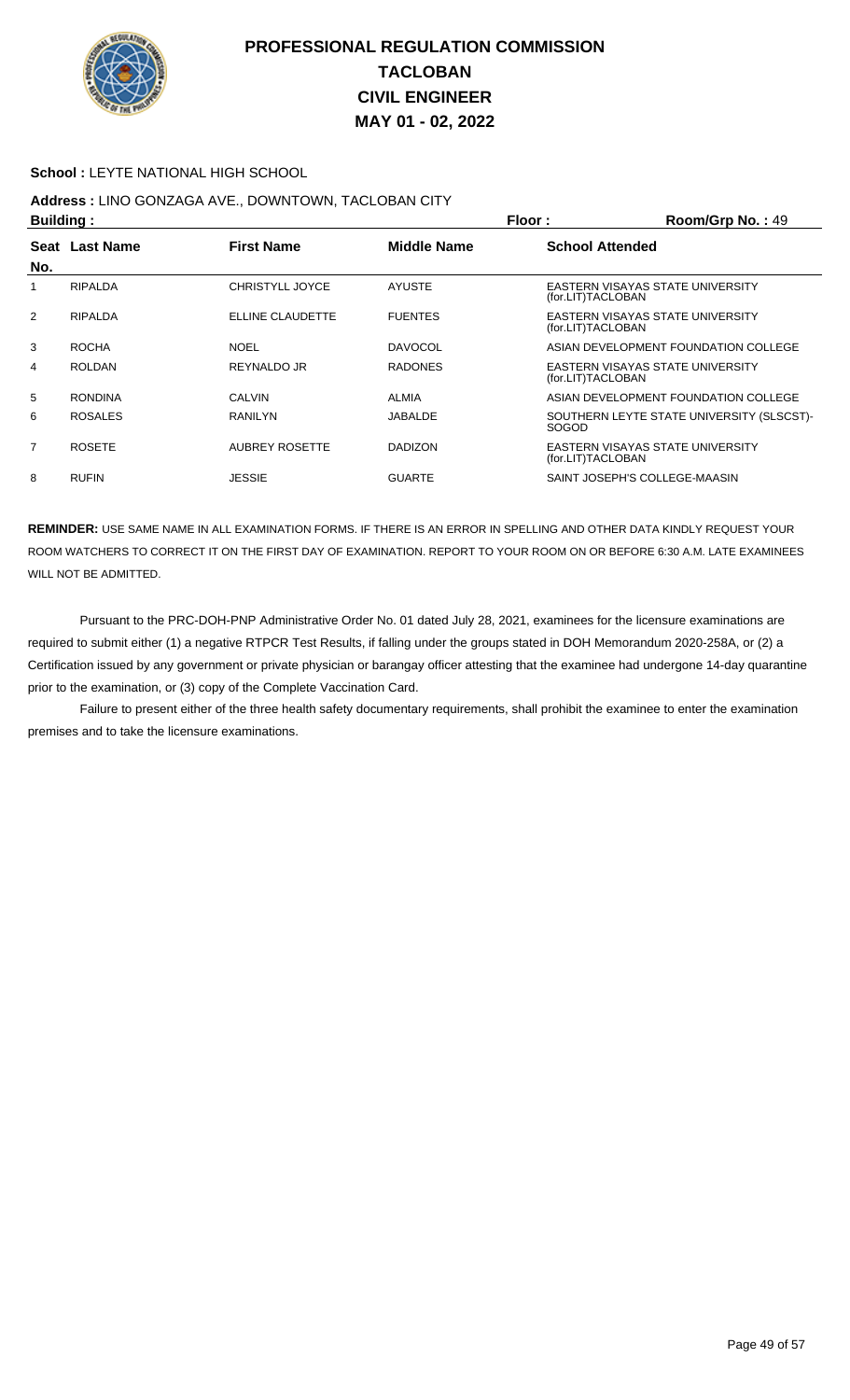# PROFESSIONAL REGULATION COMMISSION
# TACLOBAN
# CIVIL ENGINEER
# MAY 01 - 02, 2022

**School :** LEYTE NATIONAL HIGH SCHOOL

**Address :** LINO GONZAGA AVE., DOWNTOWN, TACLOBAN CITY

**Building :** **Floor :** **Room/Grp No. :** 49

| Seat No. | Last Name | First Name | Middle Name | School Attended |
|---|---|---|---|---|
| 1 | RIPALDA | CHRISTYLL JOYCE | AYUSTE | EASTERN VISAYAS STATE UNIVERSITY (for.LIT)TACLOBAN |
| 2 | RIPALDA | ELLINE CLAUDETTE | FUENTES | EASTERN VISAYAS STATE UNIVERSITY (for.LIT)TACLOBAN |
| 3 | ROCHA | NOEL | DAVOCOL | ASIAN DEVELOPMENT FOUNDATION COLLEGE |
| 4 | ROLDAN | REYNALDO JR | RADONES | EASTERN VISAYAS STATE UNIVERSITY (for.LIT)TACLOBAN |
| 5 | RONDINA | CALVIN | ALMIA | ASIAN DEVELOPMENT FOUNDATION COLLEGE |
| 6 | ROSALES | RANILYN | JABALDE | SOUTHERN LEYTE STATE UNIVERSITY (SLSCST)-SOGOD |
| 7 | ROSETE | AUBREY ROSETTE | DADIZON | EASTERN VISAYAS STATE UNIVERSITY (for.LIT)TACLOBAN |
| 8 | RUFIN | JESSIE | GUARTE | SAINT JOSEPH'S COLLEGE-MAASIN |

**REMINDER:** USE SAME NAME IN ALL EXAMINATION FORMS. IF THERE IS AN ERROR IN SPELLING AND OTHER DATA KINDLY REQUEST YOUR ROOM WATCHERS TO CORRECT IT ON THE FIRST DAY OF EXAMINATION. REPORT TO YOUR ROOM ON OR BEFORE 6:30 A.M. LATE EXAMINEES WILL NOT BE ADMITTED.

Pursuant to the PRC-DOH-PNP Administrative Order No. 01 dated July 28, 2021, examinees for the licensure examinations are required to submit either (1) a negative RTPCR Test Results, if falling under the groups stated in DOH Memorandum 2020-258A, or (2) a Certification issued by any government or private physician or barangay officer attesting that the examinee had undergone 14-day quarantine prior to the examination, or (3) copy of the Complete Vaccination Card.

Failure to present either of the three health safety documentary requirements, shall prohibit the examinee to enter the examination premises and to take the licensure examinations.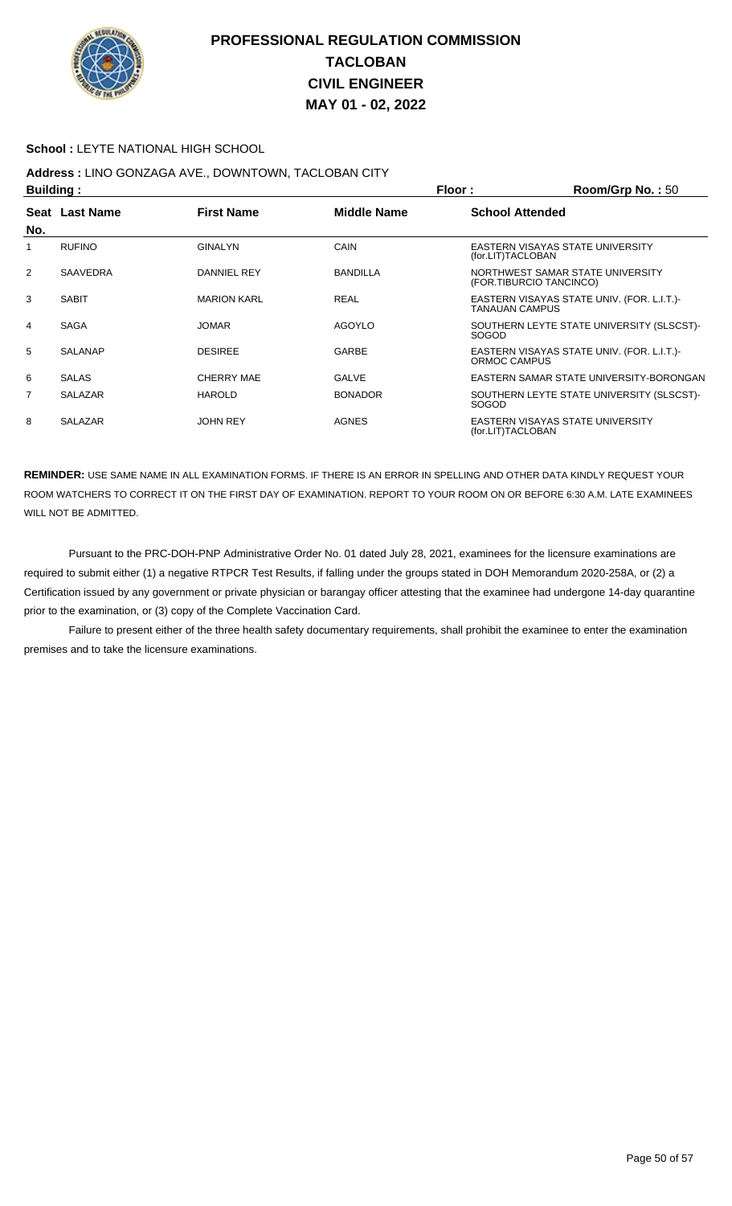# PROFESSIONAL REGULATION COMMISSION
## TACLOBAN
## CIVIL ENGINEER
## MAY 01 - 02, 2022

**School :** LEYTE NATIONAL HIGH SCHOOL

**Address :** LINO GONZAGA AVE., DOWNTOWN, TACLOBAN CITY

**Building :** **Floor :** **Room/Grp No. :** 50

| Seat No. | Last Name | First Name | Middle Name | School Attended |
|---|---|---|---|---|
| 1 | RUFINO | GINALYN | CAIN | EASTERN VISAYAS STATE UNIVERSITY (for.LIT)TACLOBAN |
| 2 | SAAVEDRA | DANNIEL REY | BANDILLA | NORTHWEST SAMAR STATE UNIVERSITY (FOR.TIBURCIO TANCINCO) |
| 3 | SABIT | MARION KARL | REAL | EASTERN VISAYAS STATE UNIV. (FOR. L.I.T.)-TANAUAN CAMPUS |
| 4 | SAGA | JOMAR | AGOYLO | SOUTHERN LEYTE STATE UNIVERSITY (SLSCST)-SOGOD |
| 5 | SALANAP | DESIREE | GARBE | EASTERN VISAYAS STATE UNIV. (FOR. L.I.T.)-ORMOC CAMPUS |
| 6 | SALAS | CHERRY MAE | GALVE | EASTERN SAMAR STATE UNIVERSITY-BORONGAN |
| 7 | SALAZAR | HAROLD | BONADOR | SOUTHERN LEYTE STATE UNIVERSITY (SLSCST)-SOGOD |
| 8 | SALAZAR | JOHN REY | AGNES | EASTERN VISAYAS STATE UNIVERSITY (for.LIT)TACLOBAN |

**REMINDER:** USE SAME NAME IN ALL EXAMINATION FORMS. IF THERE IS AN ERROR IN SPELLING AND OTHER DATA KINDLY REQUEST YOUR ROOM WATCHERS TO CORRECT IT ON THE FIRST DAY OF EXAMINATION. REPORT TO YOUR ROOM ON OR BEFORE 6:30 A.M. LATE EXAMINEES WILL NOT BE ADMITTED.

Pursuant to the PRC-DOH-PNP Administrative Order No. 01 dated July 28, 2021, examinees for the licensure examinations are required to submit either (1) a negative RTPCR Test Results, if falling under the groups stated in DOH Memorandum 2020-258A, or (2) a Certification issued by any government or private physician or barangay officer attesting that the examinee had undergone 14-day quarantine prior to the examination, or (3) copy of the Complete Vaccination Card.

Failure to present either of the three health safety documentary requirements, shall prohibit the examinee to enter the examination premises and to take the licensure examinations.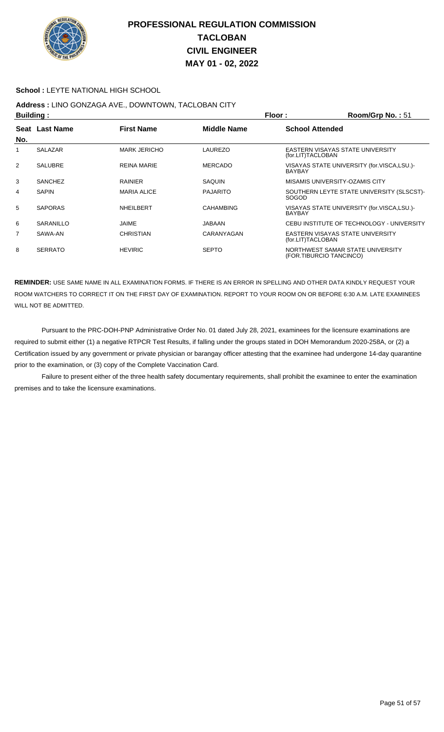# PROFESSIONAL REGULATION COMMISSION
# TACLOBAN
# CIVIL ENGINEER
# MAY 01 - 02, 2022

**School :** LEYTE NATIONAL HIGH SCHOOL

**Address :** LINO GONZAGA AVE., DOWNTOWN, TACLOBAN CITY

**Building :** **Floor :** **Room/Grp No. :** 51

| Seat No. | Last Name | First Name | Middle Name | School Attended |
|---|---|---|---|---|
| 1 | SALAZAR | MARK JERICHO | LAUREZO | EASTERN VISAYAS STATE UNIVERSITY (for.LIT)TACLOBAN |
| 2 | SALUBRE | REINA MARIE | MERCADO | VISAYAS STATE UNIVERSITY (for.VISCA,LSU.)-BAYBAY |
| 3 | SANCHEZ | RAINIER | SAQUIN | MISAMIS UNIVERSITY-OZAMIS CITY |
| 4 | SAPIN | MARIA ALICE | PAJARITO | SOUTHERN LEYTE STATE UNIVERSITY (SLSCST)-SOGOD |
| 5 | SAPORAS | NHEILBERT | CAHAMBING | VISAYAS STATE UNIVERSITY (for.VISCA,LSU.)-BAYBAY |
| 6 | SARANILLO | JAIME | JABAAN | CEBU INSTITUTE OF TECHNOLOGY - UNIVERSITY |
| 7 | SAWA-AN | CHRISTIAN | CARANYAGAN | EASTERN VISAYAS STATE UNIVERSITY (for.LIT)TACLOBAN |
| 8 | SERRATO | HEVIRIC | SEPTO | NORTHWEST SAMAR STATE UNIVERSITY (FOR.TIBURCIO TANCINCO) |

**REMINDER:** USE SAME NAME IN ALL EXAMINATION FORMS. IF THERE IS AN ERROR IN SPELLING AND OTHER DATA KINDLY REQUEST YOUR ROOM WATCHERS TO CORRECT IT ON THE FIRST DAY OF EXAMINATION. REPORT TO YOUR ROOM ON OR BEFORE 6:30 A.M. LATE EXAMINEES WILL NOT BE ADMITTED.

Pursuant to the PRC-DOH-PNP Administrative Order No. 01 dated July 28, 2021, examinees for the licensure examinations are required to submit either (1) a negative RTPCR Test Results, if falling under the groups stated in DOH Memorandum 2020-258A, or (2) a Certification issued by any government or private physician or barangay officer attesting that the examinee had undergone 14-day quarantine prior to the examination, or (3) copy of the Complete Vaccination Card.

Failure to present either of the three health safety documentary requirements, shall prohibit the examinee to enter the examination premises and to take the licensure examinations.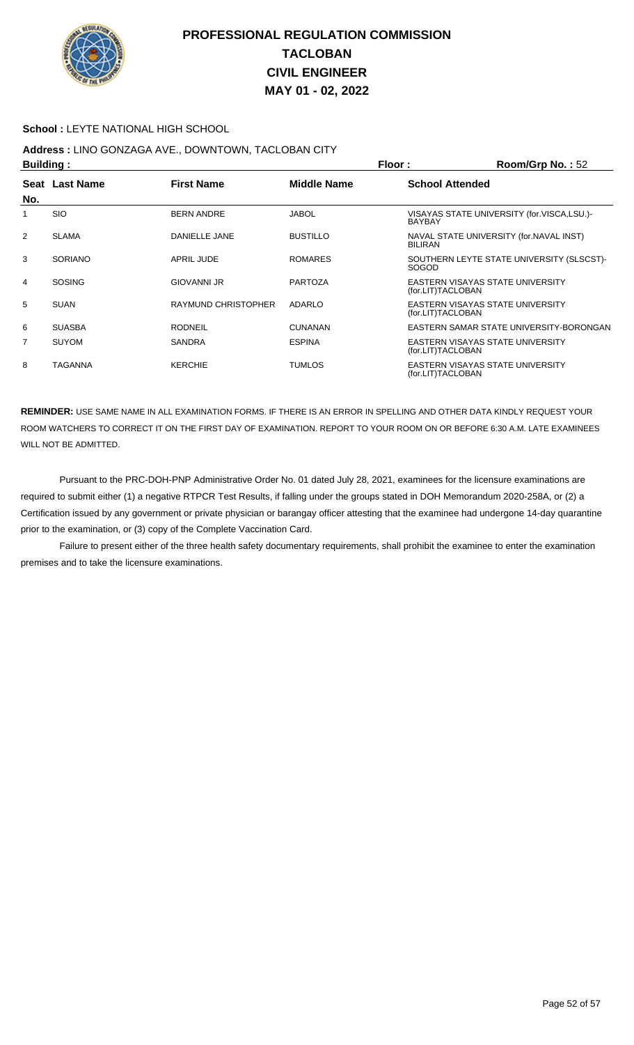# PROFESSIONAL REGULATION COMMISSION
# TACLOBAN
# CIVIL ENGINEER
# MAY 01 - 02, 2022

**School :** LEYTE NATIONAL HIGH SCHOOL

**Address :** LINO GONZAGA AVE., DOWNTOWN, TACLOBAN CITY

**Building :** **Floor :** **Room/Grp No. :** 52

| Seat No. | Last Name | First Name | Middle Name | School Attended |
|---|---|---|---|---|
| 1 | SIO | BERN ANDRE | JABOL | VISAYAS STATE UNIVERSITY (for.VISCA,LSU.)-BAYBAY |
| 2 | SLAMA | DANIELLE JANE | BUSTILLO | NAVAL STATE UNIVERSITY (for.NAVAL INST) BILIRAN |
| 3 | SORIANO | APRIL JUDE | ROMARES | SOUTHERN LEYTE STATE UNIVERSITY (SLSCST)-SOGOD |
| 4 | SOSING | GIOVANNI JR | PARTOZA | EASTERN VISAYAS STATE UNIVERSITY (for.LIT)TACLOBAN |
| 5 | SUAN | RAYMUND CHRISTOPHER | ADARLO | EASTERN VISAYAS STATE UNIVERSITY (for.LIT)TACLOBAN |
| 6 | SUASBA | RODNEIL | CUNANAN | EASTERN SAMAR STATE UNIVERSITY-BORONGAN |
| 7 | SUYOM | SANDRA | ESPINA | EASTERN VISAYAS STATE UNIVERSITY (for.LIT)TACLOBAN |
| 8 | TAGANNA | KERCHIE | TUMLOS | EASTERN VISAYAS STATE UNIVERSITY (for.LIT)TACLOBAN |

**REMINDER:** USE SAME NAME IN ALL EXAMINATION FORMS. IF THERE IS AN ERROR IN SPELLING AND OTHER DATA KINDLY REQUEST YOUR ROOM WATCHERS TO CORRECT IT ON THE FIRST DAY OF EXAMINATION. REPORT TO YOUR ROOM ON OR BEFORE 6:30 A.M. LATE EXAMINEES WILL NOT BE ADMITTED.

Pursuant to the PRC-DOH-PNP Administrative Order No. 01 dated July 28, 2021, examinees for the licensure examinations are required to submit either (1) a negative RTPCR Test Results, if falling under the groups stated in DOH Memorandum 2020-258A, or (2) a Certification issued by any government or private physician or barangay officer attesting that the examinee had undergone 14-day quarantine prior to the examination, or (3) copy of the Complete Vaccination Card.

Failure to present either of the three health safety documentary requirements, shall prohibit the examinee to enter the examination premises and to take the licensure examinations.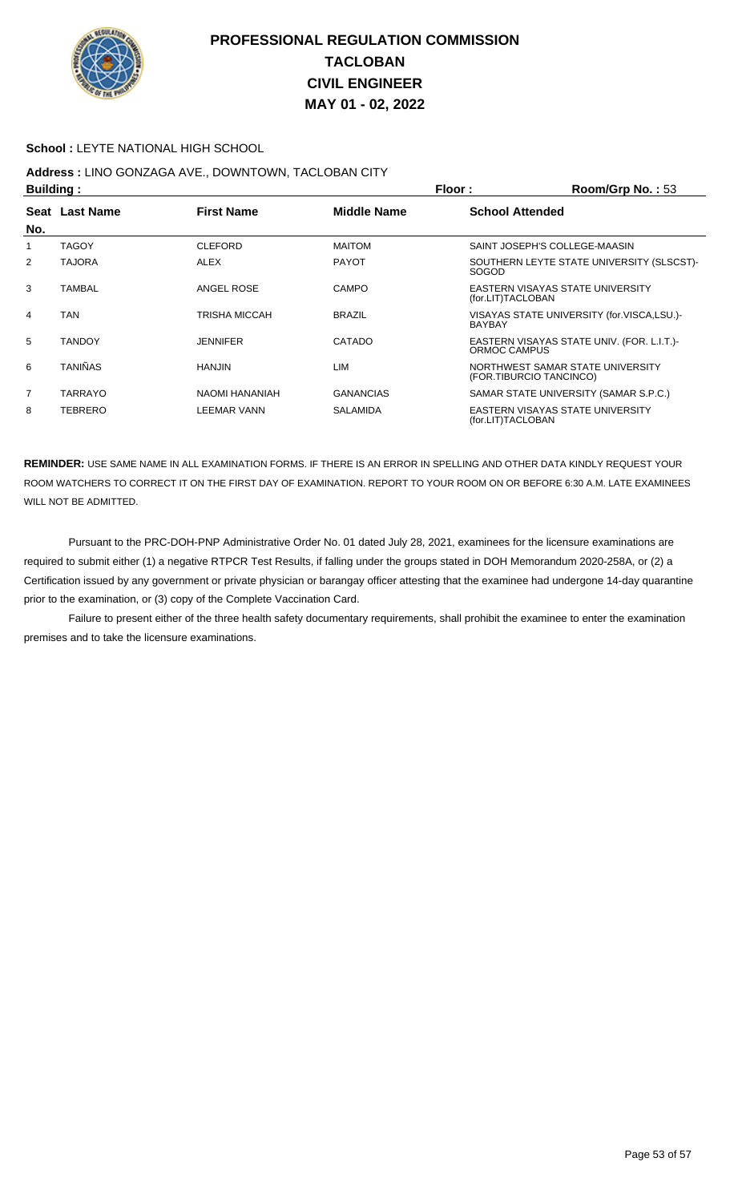# PROFESSIONAL REGULATION COMMISSION
# TACLOBAN
# CIVIL ENGINEER
# MAY 01 - 02, 2022

**School :** LEYTE NATIONAL HIGH SCHOOL

**Address :** LINO GONZAGA AVE., DOWNTOWN, TACLOBAN CITY

**Building :** **Floor :** **Room/Grp No. :** 53

| Seat No. | Last Name | First Name | Middle Name | School Attended |
|---|---|---|---|---|
| 1 | TAGOY | CLEFORD | MAITOM | SAINT JOSEPH'S COLLEGE-MAASIN |
| 2 | TAJORA | ALEX | PAYOT | SOUTHERN LEYTE STATE UNIVERSITY (SLSCST)-SOGOD |
| 3 | TAMBAL | ANGEL ROSE | CAMPO | EASTERN VISAYAS STATE UNIVERSITY (for.LIT)TACLOBAN |
| 4 | TAN | TRISHA MICCAH | BRAZIL | VISAYAS STATE UNIVERSITY (for.VISCA,LSU.)-BAYBAY |
| 5 | TANDOY | JENNIFER | CATADO | EASTERN VISAYAS STATE UNIV. (FOR. L.I.T.)-ORMOC CAMPUS |
| 6 | TANIÑAS | HANJIN | LIM | NORTHWEST SAMAR STATE UNIVERSITY (FOR.TIBURCIO TANCINCO) |
| 7 | TARRAYO | NAOMI HANANIAH | GANANCIAS | SAMAR STATE UNIVERSITY (SAMAR S.P.C.) |
| 8 | TEBRERO | LEEMAR VANN | SALAMIDA | EASTERN VISAYAS STATE UNIVERSITY (for.LIT)TACLOBAN |

**REMINDER:** USE SAME NAME IN ALL EXAMINATION FORMS. IF THERE IS AN ERROR IN SPELLING AND OTHER DATA KINDLY REQUEST YOUR ROOM WATCHERS TO CORRECT IT ON THE FIRST DAY OF EXAMINATION. REPORT TO YOUR ROOM ON OR BEFORE 6:30 A.M. LATE EXAMINEES WILL NOT BE ADMITTED.

Pursuant to the PRC-DOH-PNP Administrative Order No. 01 dated July 28, 2021, examinees for the licensure examinations are required to submit either (1) a negative RTPCR Test Results, if falling under the groups stated in DOH Memorandum 2020-258A, or (2) a Certification issued by any government or private physician or barangay officer attesting that the examinee had undergone 14-day quarantine prior to the examination, or (3) copy of the Complete Vaccination Card.

Failure to present either of the three health safety documentary requirements, shall prohibit the examinee to enter the examination premises and to take the licensure examinations.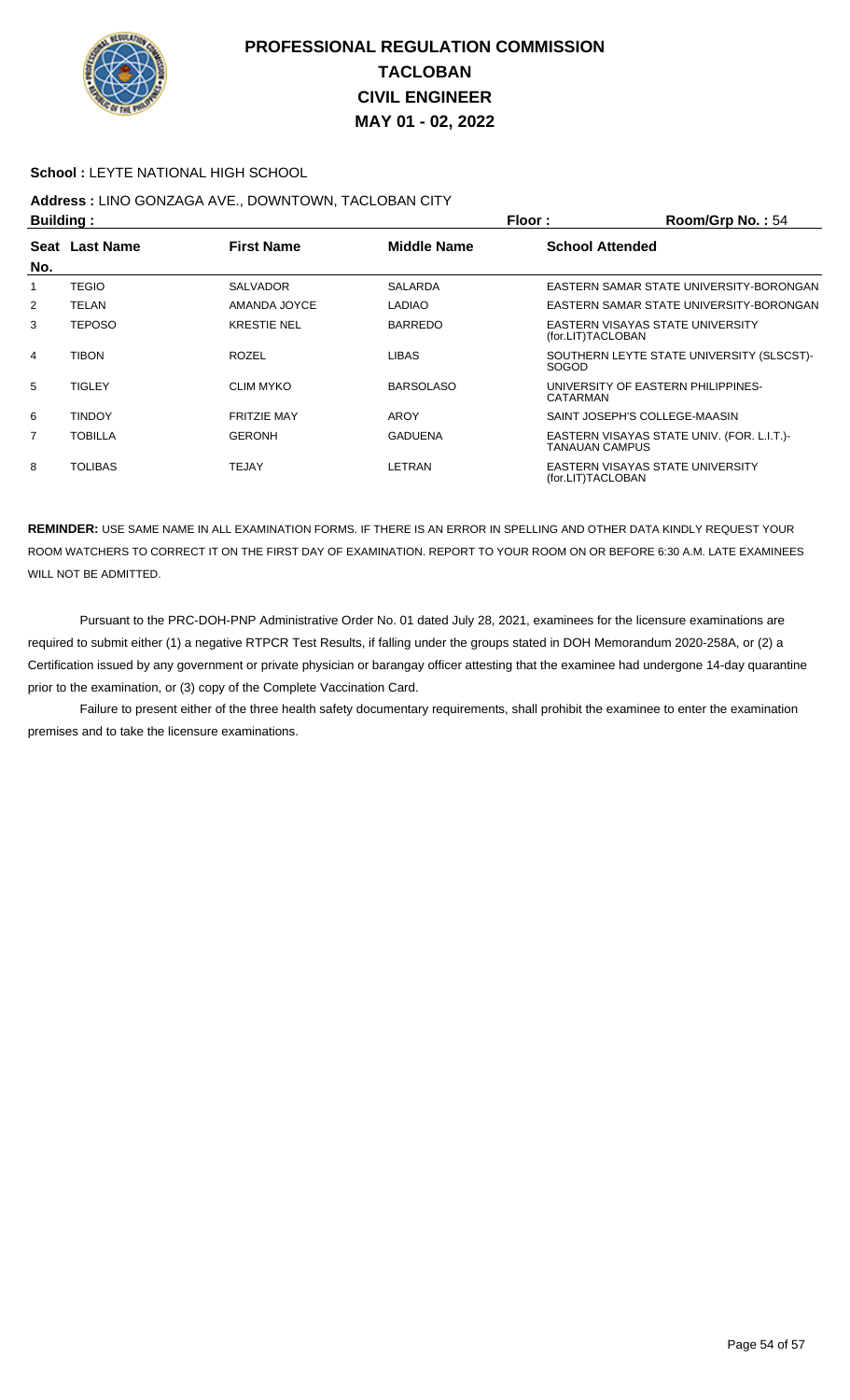# PROFESSIONAL REGULATION COMMISSION
## TACLOBAN
## CIVIL ENGINEER
## MAY 01 - 02, 2022

**School :** LEYTE NATIONAL HIGH SCHOOL

**Address :** LINO GONZAGA AVE., DOWNTOWN, TACLOBAN CITY

**Building :** **Floor :** **Room/Grp No. :** 54

| Seat No. | Last Name | First Name | Middle Name | School Attended |
|---|---|---|---|---|
| 1 | TEGIO | SALVADOR | SALARDA | EASTERN SAMAR STATE UNIVERSITY-BORONGAN |
| 2 | TELAN | AMANDA JOYCE | LADIAO | EASTERN SAMAR STATE UNIVERSITY-BORONGAN |
| 3 | TEPOSO | KRESTIE NEL | BARREDO | EASTERN VISAYAS STATE UNIVERSITY (for.LIT)TACLOBAN |
| 4 | TIBON | ROZEL | LIBAS | SOUTHERN LEYTE STATE UNIVERSITY (SLSCST)-SOGOD |
| 5 | TIGLEY | CLIM MYKO | BARSOLASO | UNIVERSITY OF EASTERN PHILIPPINES-CATARMAN |
| 6 | TINDOY | FRITZIE MAY | AROY | SAINT JOSEPH'S COLLEGE-MAASIN |
| 7 | TOBILLA | GERONH | GADUENA | EASTERN VISAYAS STATE UNIV. (FOR. L.I.T.)-TANAUAN CAMPUS |
| 8 | TOLIBAS | TEJAY | LETRAN | EASTERN VISAYAS STATE UNIVERSITY (for.LIT)TACLOBAN |

**REMINDER:** USE SAME NAME IN ALL EXAMINATION FORMS. IF THERE IS AN ERROR IN SPELLING AND OTHER DATA KINDLY REQUEST YOUR ROOM WATCHERS TO CORRECT IT ON THE FIRST DAY OF EXAMINATION. REPORT TO YOUR ROOM ON OR BEFORE 6:30 A.M. LATE EXAMINEES WILL NOT BE ADMITTED.

Pursuant to the PRC-DOH-PNP Administrative Order No. 01 dated July 28, 2021, examinees for the licensure examinations are required to submit either (1) a negative RTPCR Test Results, if falling under the groups stated in DOH Memorandum 2020-258A, or (2) a Certification issued by any government or private physician or barangay officer attesting that the examinee had undergone 14-day quarantine prior to the examination, or (3) copy of the Complete Vaccination Card.

Failure to present either of the three health safety documentary requirements, shall prohibit the examinee to enter the examination premises and to take the licensure examinations.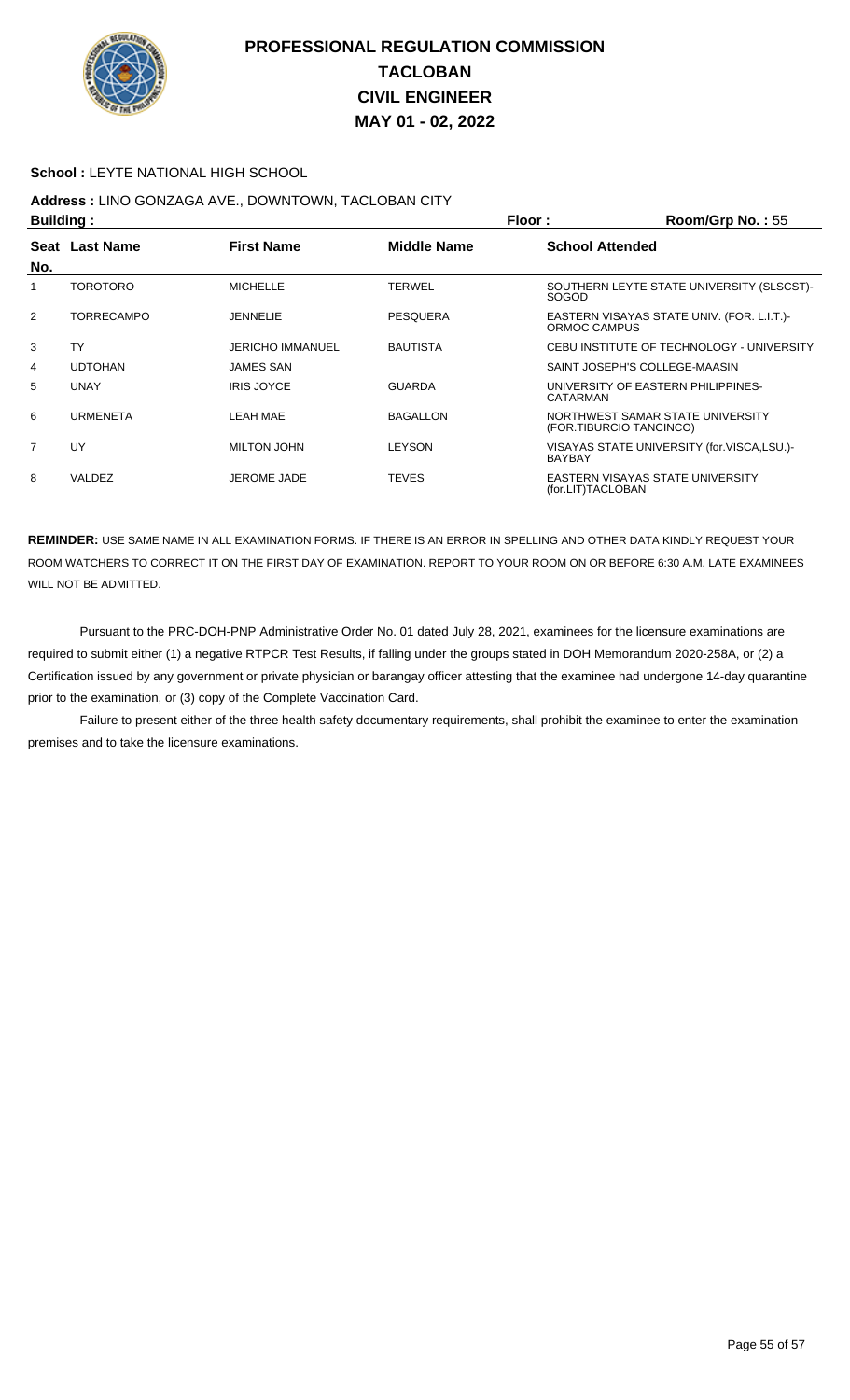# PROFESSIONAL REGULATION COMMISSION
# TACLOBAN
# CIVIL ENGINEER
# MAY 01 - 02, 2022

**School :** LEYTE NATIONAL HIGH SCHOOL

**Address :** LINO GONZAGA AVE., DOWNTOWN, TACLOBAN CITY

**Building :** **Floor :** **Room/Grp No. :** 55

| Seat No. | Last Name | First Name | Middle Name | School Attended |
|---|---|---|---|---|
| 1 | TOROTORO | MICHELLE | TERWEL | SOUTHERN LEYTE STATE UNIVERSITY (SLSCST)-SOGOD |
| 2 | TORRECAMPO | JENNELIE | PESQUERA | EASTERN VISAYAS STATE UNIV. (FOR. L.I.T.)-ORMOC CAMPUS |
| 3 | TY | JERICHO IMMANUEL | BAUTISTA | CEBU INSTITUTE OF TECHNOLOGY - UNIVERSITY |
| 4 | UDTOHAN | JAMES SAN | | SAINT JOSEPH'S COLLEGE-MAASIN |
| 5 | UNAY | IRIS JOYCE | GUARDA | UNIVERSITY OF EASTERN PHILIPPINES-CATARMAN |
| 6 | URMENETA | LEAH MAE | BAGALLON | NORTHWEST SAMAR STATE UNIVERSITY (FOR.TIBURCIO TANCINCO) |
| 7 | UY | MILTON JOHN | LEYSON | VISAYAS STATE UNIVERSITY (for.VISCA,LSU.)-BAYBAY |
| 8 | VALDEZ | JEROME JADE | TEVES | EASTERN VISAYAS STATE UNIVERSITY (for.LIT)TACLOBAN |

**REMINDER:** USE SAME NAME IN ALL EXAMINATION FORMS. IF THERE IS AN ERROR IN SPELLING AND OTHER DATA KINDLY REQUEST YOUR ROOM WATCHERS TO CORRECT IT ON THE FIRST DAY OF EXAMINATION. REPORT TO YOUR ROOM ON OR BEFORE 6:30 A.M. LATE EXAMINEES WILL NOT BE ADMITTED.

Pursuant to the PRC-DOH-PNP Administrative Order No. 01 dated July 28, 2021, examinees for the licensure examinations are required to submit either (1) a negative RTPCR Test Results, if falling under the groups stated in DOH Memorandum 2020-258A, or (2) a Certification issued by any government or private physician or barangay officer attesting that the examinee had undergone 14-day quarantine prior to the examination, or (3) copy of the Complete Vaccination Card.

Failure to present either of the three health safety documentary requirements, shall prohibit the examinee to enter the examination premises and to take the licensure examinations.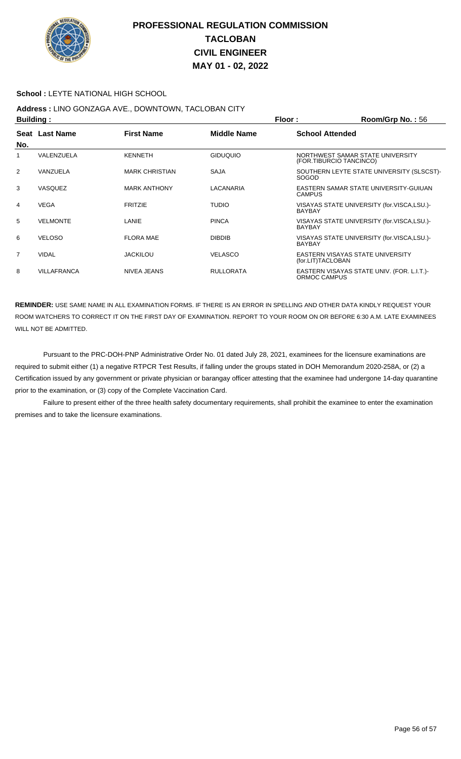# PROFESSIONAL REGULATION COMMISSION
## TACLOBAN
## CIVIL ENGINEER
## MAY 01 - 02, 2022

**School :** LEYTE NATIONAL HIGH SCHOOL

**Address :** LINO GONZAGA AVE., DOWNTOWN, TACLOBAN CITY

**Building :** **Floor :** **Room/Grp No. :** 56

| Seat No. | Last Name | First Name | Middle Name | School Attended |
|---|---|---|---|---|
| 1 | VALENZUELA | KENNETH | GIDUQUIO | NORTHWEST SAMAR STATE UNIVERSITY (FOR.TIBURCIO TANCINCO) |
| 2 | VANZUELA | MARK CHRISTIAN | SAJA | SOUTHERN LEYTE STATE UNIVERSITY (SLSCST)-SOGOD |
| 3 | VASQUEZ | MARK ANTHONY | LACANARIA | EASTERN SAMAR STATE UNIVERSITY-GUIUAN CAMPUS |
| 4 | VEGA | FRITZIE | TUDIO | VISAYAS STATE UNIVERSITY (for.VISCA,LSU.)-BAYBAY |
| 5 | VELMONTE | LANIE | PINCA | VISAYAS STATE UNIVERSITY (for.VISCA,LSU.)-BAYBAY |
| 6 | VELOSO | FLORA MAE | DIBDIB | VISAYAS STATE UNIVERSITY (for.VISCA,LSU.)-BAYBAY |
| 7 | VIDAL | JACKILOU | VELASCO | EASTERN VISAYAS STATE UNIVERSITY (for.LIT)TACLOBAN |
| 8 | VILLAFRANCA | NIVEA JEANS | RULLORATA | EASTERN VISAYAS STATE UNIV. (FOR. L.I.T.)-ORMOC CAMPUS |

**REMINDER:** USE SAME NAME IN ALL EXAMINATION FORMS. IF THERE IS AN ERROR IN SPELLING AND OTHER DATA KINDLY REQUEST YOUR ROOM WATCHERS TO CORRECT IT ON THE FIRST DAY OF EXAMINATION. REPORT TO YOUR ROOM ON OR BEFORE 6:30 A.M. LATE EXAMINEES WILL NOT BE ADMITTED.

Pursuant to the PRC-DOH-PNP Administrative Order No. 01 dated July 28, 2021, examinees for the licensure examinations are required to submit either (1) a negative RTPCR Test Results, if falling under the groups stated in DOH Memorandum 2020-258A, or (2) a Certification issued by any government or private physician or barangay officer attesting that the examinee had undergone 14-day quarantine prior to the examination, or (3) copy of the Complete Vaccination Card.

Failure to present either of the three health safety documentary requirements, shall prohibit the examinee to enter the examination premises and to take the licensure examinations.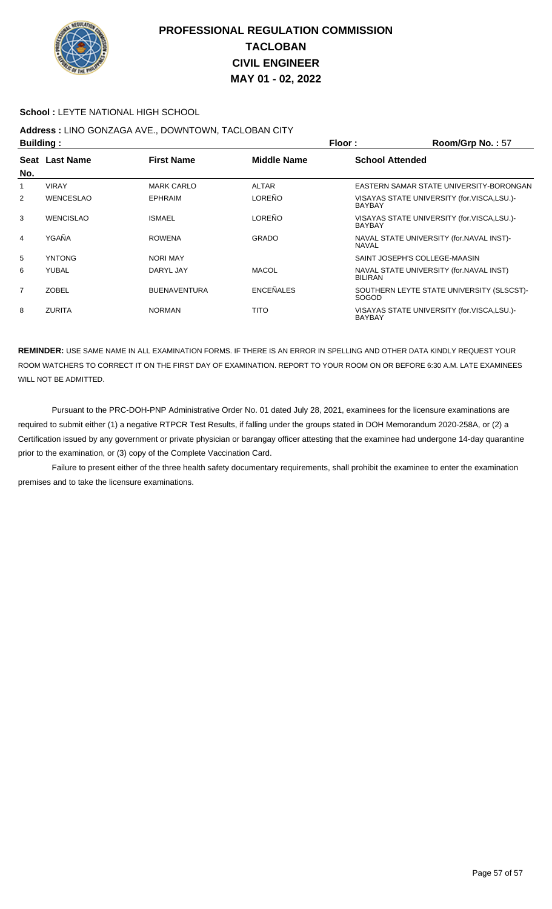# PROFESSIONAL REGULATION COMMISSION
# TACLOBAN
# CIVIL ENGINEER
# MAY 01 - 02, 2022

**School :** LEYTE NATIONAL HIGH SCHOOL

**Address :** LINO GONZAGA AVE., DOWNTOWN, TACLOBAN CITY

**Building :** **Floor :** **Room/Grp No. :** 57

| Seat No. | Last Name | First Name | Middle Name | School Attended |
|---|---|---|---|---|
| 1 | VIRAY | MARK CARLO | ALTAR | EASTERN SAMAR STATE UNIVERSITY-BORONGAN |
| 2 | WENCESLAO | EPHRAIM | LOREÑO | VISAYAS STATE UNIVERSITY (for.VISCA,LSU.)-BAYBAY |
| 3 | WENCISLAO | ISMAEL | LOREÑO | VISAYAS STATE UNIVERSITY (for.VISCA,LSU.)-BAYBAY |
| 4 | YGAÑA | ROWENA | GRADO | NAVAL STATE UNIVERSITY (for.NAVAL INST)-NAVAL |
| 5 | YNTONG | NORI MAY | | SAINT JOSEPH'S COLLEGE-MAASIN |
| 6 | YUBAL | DARYL JAY | MACOL | NAVAL STATE UNIVERSITY (for.NAVAL INST) BILIRAN |
| 7 | ZOBEL | BUENAVENTURA | ENCEÑALES | SOUTHERN LEYTE STATE UNIVERSITY (SLSCST)-SOGOD |
| 8 | ZURITA | NORMAN | TITO | VISAYAS STATE UNIVERSITY (for.VISCA,LSU.)-BAYBAY |

**REMINDER:** USE SAME NAME IN ALL EXAMINATION FORMS. IF THERE IS AN ERROR IN SPELLING AND OTHER DATA KINDLY REQUEST YOUR ROOM WATCHERS TO CORRECT IT ON THE FIRST DAY OF EXAMINATION. REPORT TO YOUR ROOM ON OR BEFORE 6:30 A.M. LATE EXAMINEES WILL NOT BE ADMITTED.

Pursuant to the PRC-DOH-PNP Administrative Order No. 01 dated July 28, 2021, examinees for the licensure examinations are required to submit either (1) a negative RTPCR Test Results, if falling under the groups stated in DOH Memorandum 2020-258A, or (2) a Certification issued by any government or private physician or barangay officer attesting that the examinee had undergone 14-day quarantine prior to the examination, or (3) copy of the Complete Vaccination Card.

Failure to present either of the three health safety documentary requirements, shall prohibit the examinee to enter the examination premises and to take the licensure examinations.